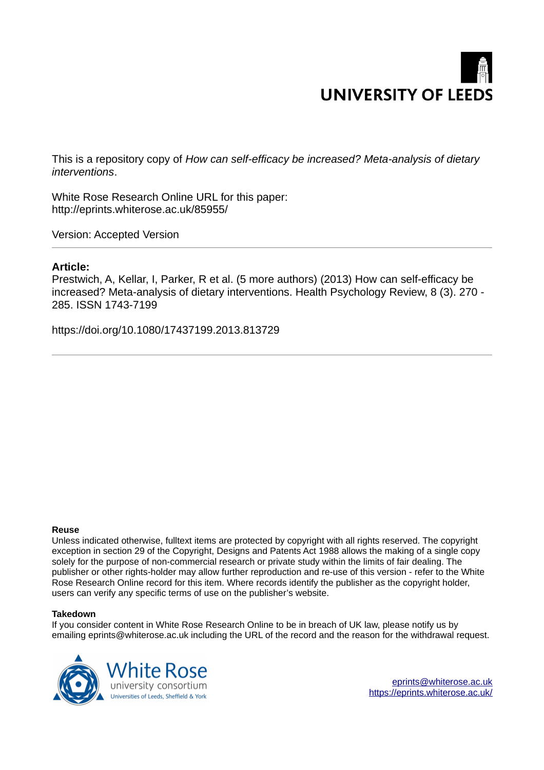UNIVERSITY OF LEEDS

This is a repository copy of *How can self-efficacy be increased? Meta-analysis of dietary interventions*.

White Rose Research Online URL for this paper:
http://eprints.whiterose.ac.uk/85955/

Version: Accepted Version

---

**Article:**

Prestwich, A, Kellar, I, Parker, R et al. (5 more authors) (2013) How can self-efficacy be increased? Meta-analysis of dietary interventions. Health Psychology Review, 8 (3). 270 - 285. ISSN 1743-7199

https://doi.org/10.1080/17437199.2013.813729

---

**Reuse**

Unless indicated otherwise, fulltext items are protected by copyright with all rights reserved. The copyright exception in section 29 of the Copyright, Designs and Patents Act 1988 allows the making of a single copy solely for the purpose of non-commercial research or private study within the limits of fair dealing. The publisher or other rights-holder may allow further reproduction and re-use of this version - refer to the White Rose Research Online record for this item. Where records identify the publisher as the copyright holder, users can verify any specific terms of use on the publisher's website.

**Takedown**

If you consider content in White Rose Research Online to be in breach of UK law, please notify us by emailing eprints@whiterose.ac.uk including the URL of the record and the reason for the withdrawal request.

White Rose university consortium
Universities of Leeds, Sheffield & York

eprints@whiterose.ac.uk
https://eprints.whiterose.ac.uk/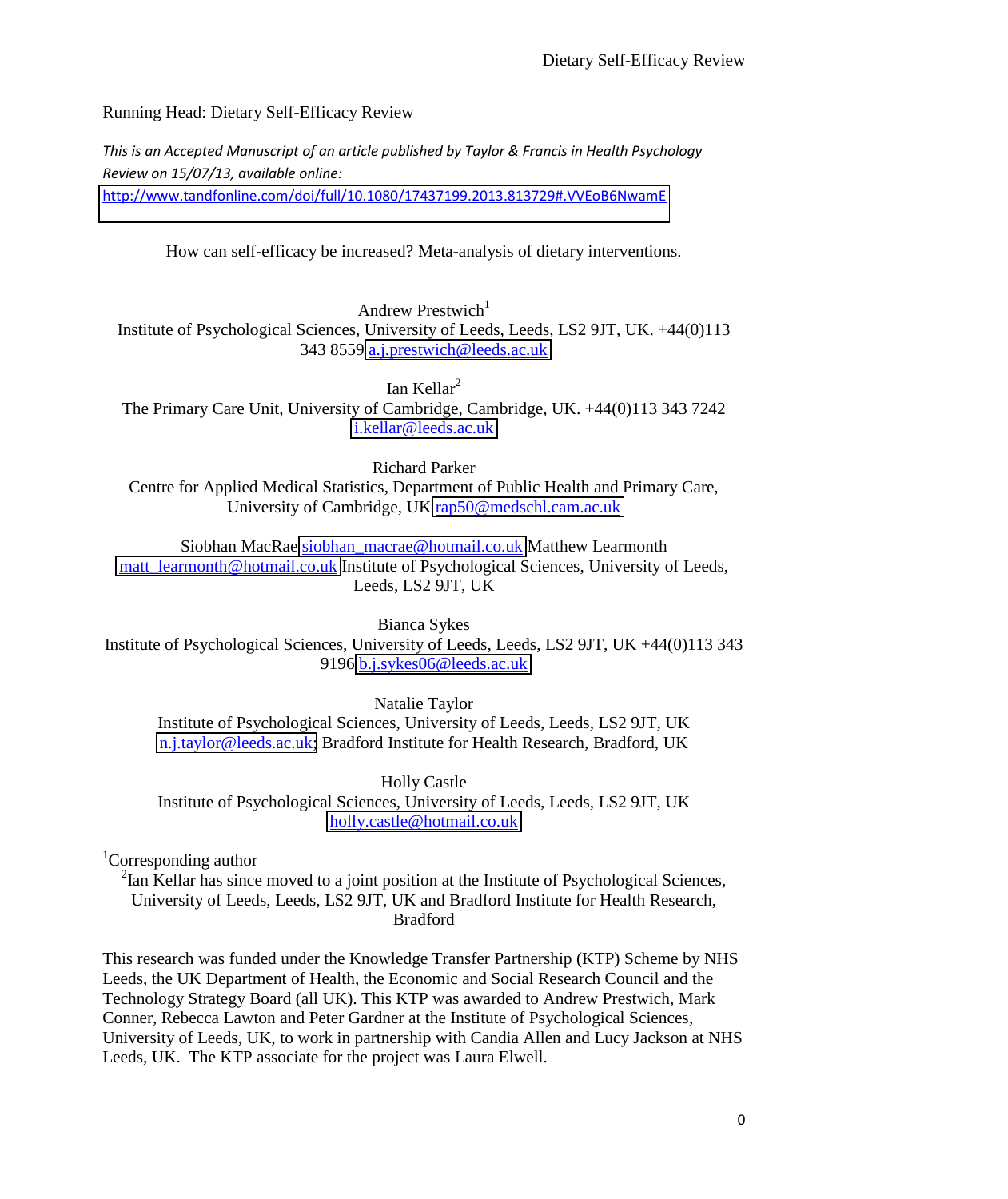Running Head: Dietary Self-Efficacy Review

*This is an Accepted Manuscript of an article published by Taylor & Francis in Health Psychology Review on 15/07/13, available online:*
http://www.tandfonline.com/doi/full/10.1080/17437199.2013.813729#.VVEoB6NwamE

# How can self-efficacy be increased? Meta-analysis of dietary interventions.

Andrew Prestwich[1]
Institute of Psychological Sciences, University of Leeds, Leeds, LS2 9JT, UK. +44(0)113 343 8559 a.j.prestwich@leeds.ac.uk

Ian Kellar[2]
The Primary Care Unit, University of Cambridge, Cambridge, UK. +44(0)113 343 7242 i.kellar@leeds.ac.uk

Richard Parker
Centre for Applied Medical Statistics, Department of Public Health and Primary Care, University of Cambridge, UK rap50@medschl.cam.ac.uk

Siobhan MacRae siobhan_macrae@hotmail.co.uk Matthew Learmonth matt_learmonth@hotmail.co.uk Institute of Psychological Sciences, University of Leeds, Leeds, LS2 9JT, UK

Bianca Sykes
Institute of Psychological Sciences, University of Leeds, Leeds, LS2 9JT, UK +44(0)113 343 9196 b.j.sykes06@leeds.ac.uk

Natalie Taylor
Institute of Psychological Sciences, University of Leeds, Leeds, LS2 9JT, UK n.j.taylor@leeds.ac.uk; Bradford Institute for Health Research, Bradford, UK

Holly Castle
Institute of Psychological Sciences, University of Leeds, Leeds, LS2 9JT, UK holly.castle@hotmail.co.uk

[1]Corresponding author
[2]Ian Kellar has since moved to a joint position at the Institute of Psychological Sciences, University of Leeds, Leeds, LS2 9JT, UK and Bradford Institute for Health Research, Bradford

This research was funded under the Knowledge Transfer Partnership (KTP) Scheme by NHS Leeds, the UK Department of Health, the Economic and Social Research Council and the Technology Strategy Board (all UK). This KTP was awarded to Andrew Prestwich, Mark Conner, Rebecca Lawton and Peter Gardner at the Institute of Psychological Sciences, University of Leeds, UK, to work in partnership with Candia Allen and Lucy Jackson at NHS Leeds, UK. The KTP associate for the project was Laura Elwell.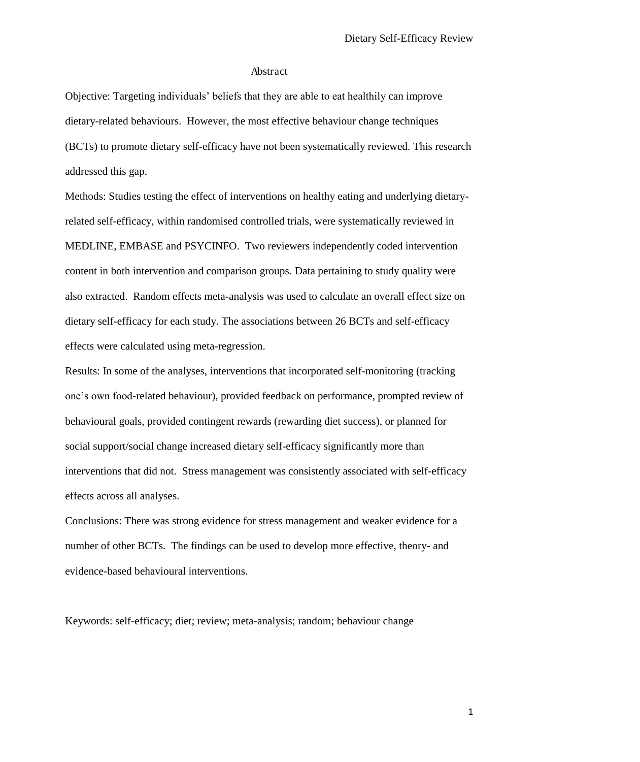## Abstract

Objective: Targeting individuals' beliefs that they are able to eat healthily can improve dietary-related behaviours. However, the most effective behaviour change techniques (BCTs) to promote dietary self-efficacy have not been systematically reviewed. This research addressed this gap.

Methods: Studies testing the effect of interventions on healthy eating and underlying dietary-related self-efficacy, within randomised controlled trials, were systematically reviewed in MEDLINE, EMBASE and PSYCINFO. Two reviewers independently coded intervention content in both intervention and comparison groups. Data pertaining to study quality were also extracted. Random effects meta-analysis was used to calculate an overall effect size on dietary self-efficacy for each study. The associations between 26 BCTs and self-efficacy effects were calculated using meta-regression.

Results: In some of the analyses, interventions that incorporated self-monitoring (tracking one's own food-related behaviour), provided feedback on performance, prompted review of behavioural goals, provided contingent rewards (rewarding diet success), or planned for social support/social change increased dietary self-efficacy significantly more than interventions that did not. Stress management was consistently associated with self-efficacy effects across all analyses.

Conclusions: There was strong evidence for stress management and weaker evidence for a number of other BCTs. The findings can be used to develop more effective, theory- and evidence-based behavioural interventions.

Keywords: self-efficacy; diet; review; meta-analysis; random; behaviour change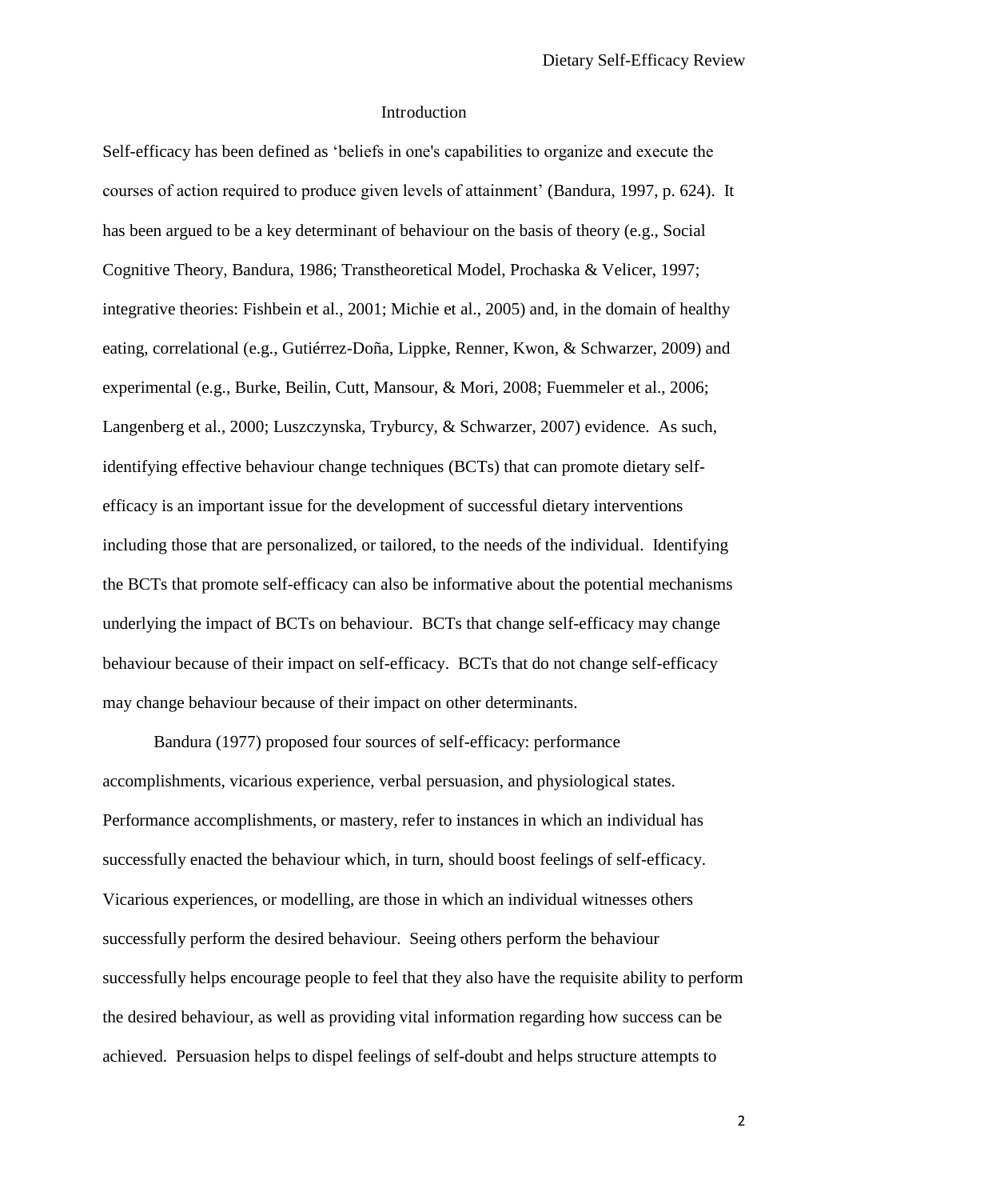## Introduction

Self-efficacy has been defined as 'beliefs in one's capabilities to organize and execute the courses of action required to produce given levels of attainment' (Bandura, 1997, p. 624). It has been argued to be a key determinant of behaviour on the basis of theory (e.g., Social Cognitive Theory, Bandura, 1986; Transtheoretical Model, Prochaska & Velicer, 1997; integrative theories: Fishbein et al., 2001; Michie et al., 2005) and, in the domain of healthy eating, correlational (e.g., Gutiérrez-Doña, Lippke, Renner, Kwon, & Schwarzer, 2009) and experimental (e.g., Burke, Beilin, Cutt, Mansour, & Mori, 2008; Fuemmeler et al., 2006; Langenberg et al., 2000; Luszczynska, Tryburcy, & Schwarzer, 2007) evidence. As such, identifying effective behaviour change techniques (BCTs) that can promote dietary self-efficacy is an important issue for the development of successful dietary interventions including those that are personalized, or tailored, to the needs of the individual. Identifying the BCTs that promote self-efficacy can also be informative about the potential mechanisms underlying the impact of BCTs on behaviour. BCTs that change self-efficacy may change behaviour because of their impact on self-efficacy. BCTs that do not change self-efficacy may change behaviour because of their impact on other determinants.

Bandura (1977) proposed four sources of self-efficacy: performance accomplishments, vicarious experience, verbal persuasion, and physiological states. Performance accomplishments, or mastery, refer to instances in which an individual has successfully enacted the behaviour which, in turn, should boost feelings of self-efficacy. Vicarious experiences, or modelling, are those in which an individual witnesses others successfully perform the desired behaviour. Seeing others perform the behaviour successfully helps encourage people to feel that they also have the requisite ability to perform the desired behaviour, as well as providing vital information regarding how success can be achieved. Persuasion helps to dispel feelings of self-doubt and helps structure attempts to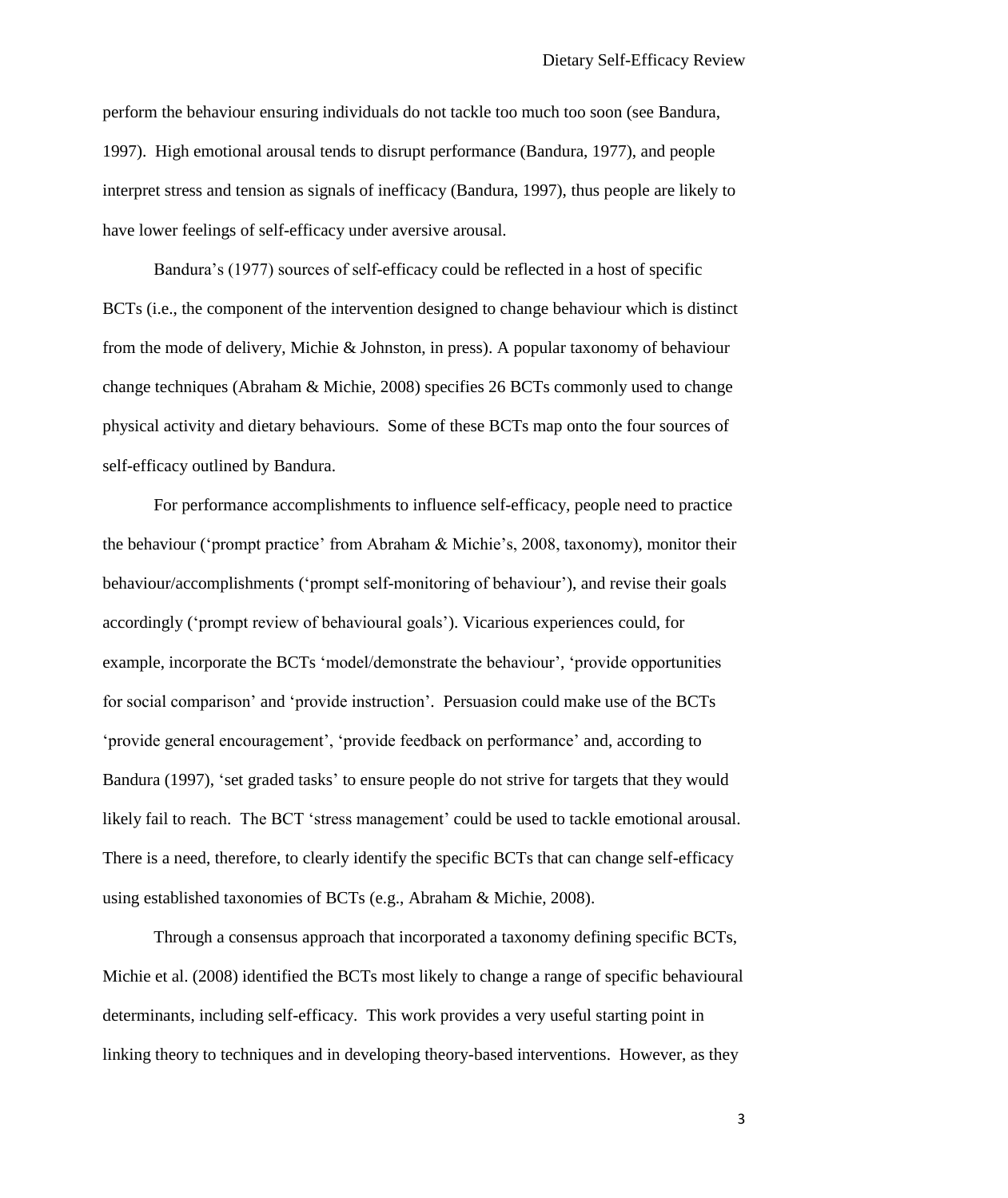perform the behaviour ensuring individuals do not tackle too much too soon (see Bandura, 1997). High emotional arousal tends to disrupt performance (Bandura, 1977), and people interpret stress and tension as signals of inefficacy (Bandura, 1997), thus people are likely to have lower feelings of self-efficacy under aversive arousal.

Bandura's (1977) sources of self-efficacy could be reflected in a host of specific BCTs (i.e., the component of the intervention designed to change behaviour which is distinct from the mode of delivery, Michie & Johnston, in press). A popular taxonomy of behaviour change techniques (Abraham & Michie, 2008) specifies 26 BCTs commonly used to change physical activity and dietary behaviours. Some of these BCTs map onto the four sources of self-efficacy outlined by Bandura.

For performance accomplishments to influence self-efficacy, people need to practice the behaviour ('prompt practice' from Abraham & Michie's, 2008, taxonomy), monitor their behaviour/accomplishments ('prompt self-monitoring of behaviour'), and revise their goals accordingly ('prompt review of behavioural goals'). Vicarious experiences could, for example, incorporate the BCTs 'model/demonstrate the behaviour', 'provide opportunities for social comparison' and 'provide instruction'. Persuasion could make use of the BCTs 'provide general encouragement', 'provide feedback on performance' and, according to Bandura (1997), 'set graded tasks' to ensure people do not strive for targets that they would likely fail to reach. The BCT 'stress management' could be used to tackle emotional arousal. There is a need, therefore, to clearly identify the specific BCTs that can change self-efficacy using established taxonomies of BCTs (e.g., Abraham & Michie, 2008).

Through a consensus approach that incorporated a taxonomy defining specific BCTs, Michie et al. (2008) identified the BCTs most likely to change a range of specific behavioural determinants, including self-efficacy. This work provides a very useful starting point in linking theory to techniques and in developing theory-based interventions. However, as they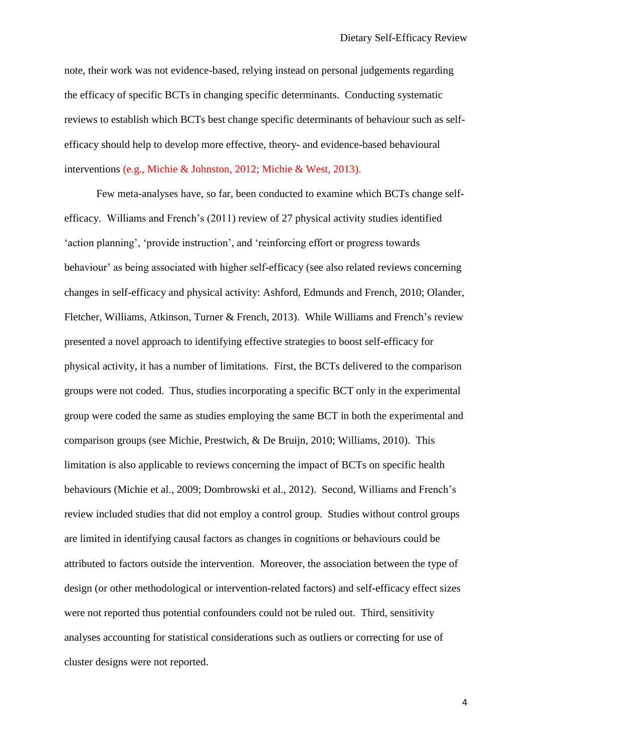note, their work was not evidence-based, relying instead on personal judgements regarding the efficacy of specific BCTs in changing specific determinants. Conducting systematic reviews to establish which BCTs best change specific determinants of behaviour such as self-efficacy should help to develop more effective, theory- and evidence-based behavioural interventions (e.g., Michie & Johnston, 2012; Michie & West, 2013).

Few meta-analyses have, so far, been conducted to examine which BCTs change self-efficacy. Williams and French's (2011) review of 27 physical activity studies identified 'action planning', 'provide instruction', and 'reinforcing effort or progress towards behaviour' as being associated with higher self-efficacy (see also related reviews concerning changes in self-efficacy and physical activity: Ashford, Edmunds and French, 2010; Olander, Fletcher, Williams, Atkinson, Turner & French, 2013). While Williams and French's review presented a novel approach to identifying effective strategies to boost self-efficacy for physical activity, it has a number of limitations. First, the BCTs delivered to the comparison groups were not coded. Thus, studies incorporating a specific BCT only in the experimental group were coded the same as studies employing the same BCT in both the experimental and comparison groups (see Michie, Prestwich, & De Bruijn, 2010; Williams, 2010). This limitation is also applicable to reviews concerning the impact of BCTs on specific health behaviours (Michie et al., 2009; Dombrowski et al., 2012). Second, Williams and French's review included studies that did not employ a control group. Studies without control groups are limited in identifying causal factors as changes in cognitions or behaviours could be attributed to factors outside the intervention. Moreover, the association between the type of design (or other methodological or intervention-related factors) and self-efficacy effect sizes were not reported thus potential confounders could not be ruled out. Third, sensitivity analyses accounting for statistical considerations such as outliers or correcting for use of cluster designs were not reported.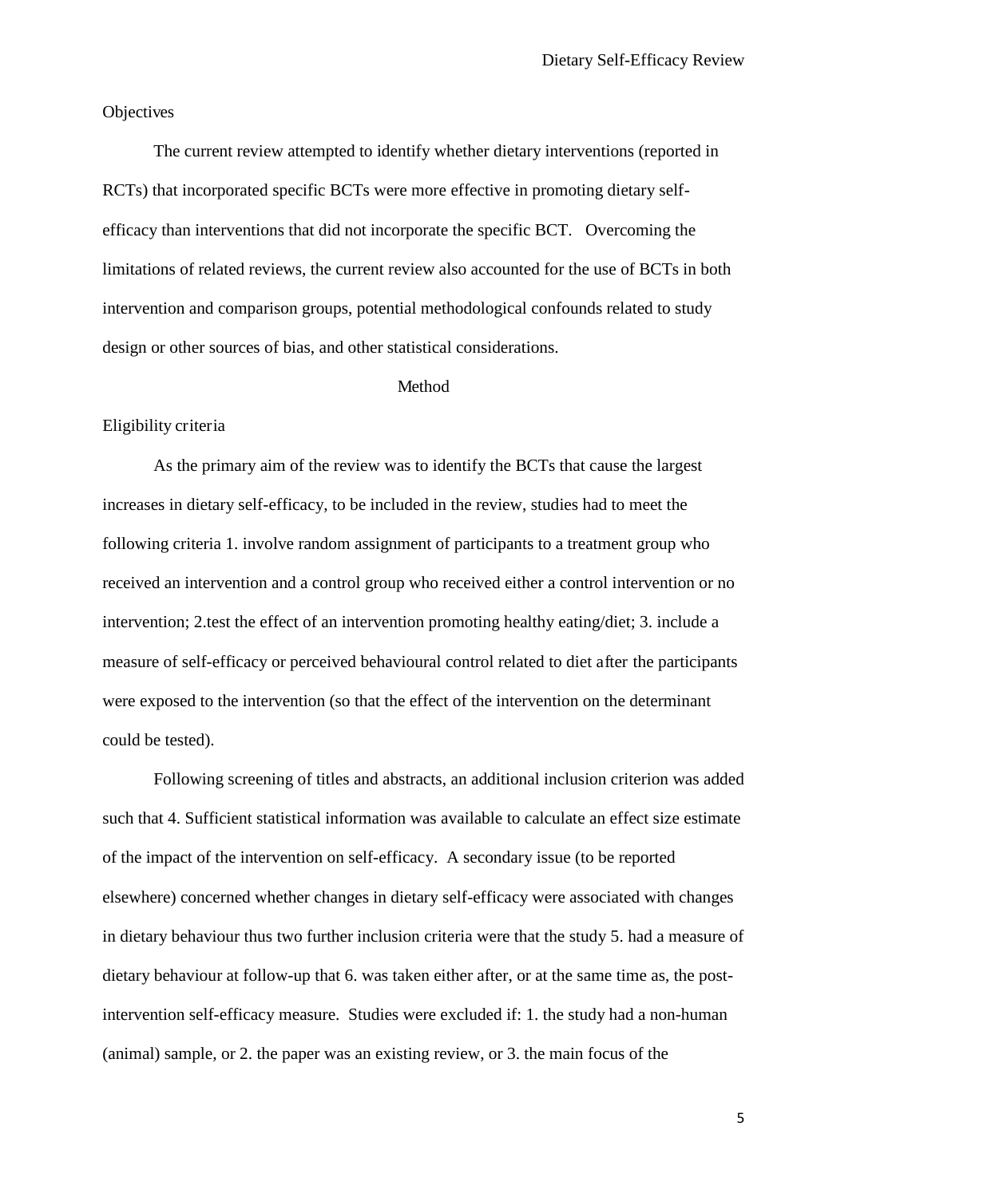## Objectives

The current review attempted to identify whether dietary interventions (reported in RCTs) that incorporated specific BCTs were more effective in promoting dietary self-efficacy than interventions that did not incorporate the specific BCT. Overcoming the limitations of related reviews, the current review also accounted for the use of BCTs in both intervention and comparison groups, potential methodological confounds related to study design or other sources of bias, and other statistical considerations.

# Method

## Eligibility criteria

As the primary aim of the review was to identify the BCTs that cause the largest increases in dietary self-efficacy, to be included in the review, studies had to meet the following criteria 1. involve random assignment of participants to a treatment group who received an intervention and a control group who received either a control intervention or no intervention; 2.test the effect of an intervention promoting healthy eating/diet; 3. include a measure of self-efficacy or perceived behavioural control related to diet after the participants were exposed to the intervention (so that the effect of the intervention on the determinant could be tested).

Following screening of titles and abstracts, an additional inclusion criterion was added such that 4. Sufficient statistical information was available to calculate an effect size estimate of the impact of the intervention on self-efficacy. A secondary issue (to be reported elsewhere) concerned whether changes in dietary self-efficacy were associated with changes in dietary behaviour thus two further inclusion criteria were that the study 5. had a measure of dietary behaviour at follow-up that 6. was taken either after, or at the same time as, the post-intervention self-efficacy measure. Studies were excluded if: 1. the study had a non-human (animal) sample, or 2. the paper was an existing review, or 3. the main focus of the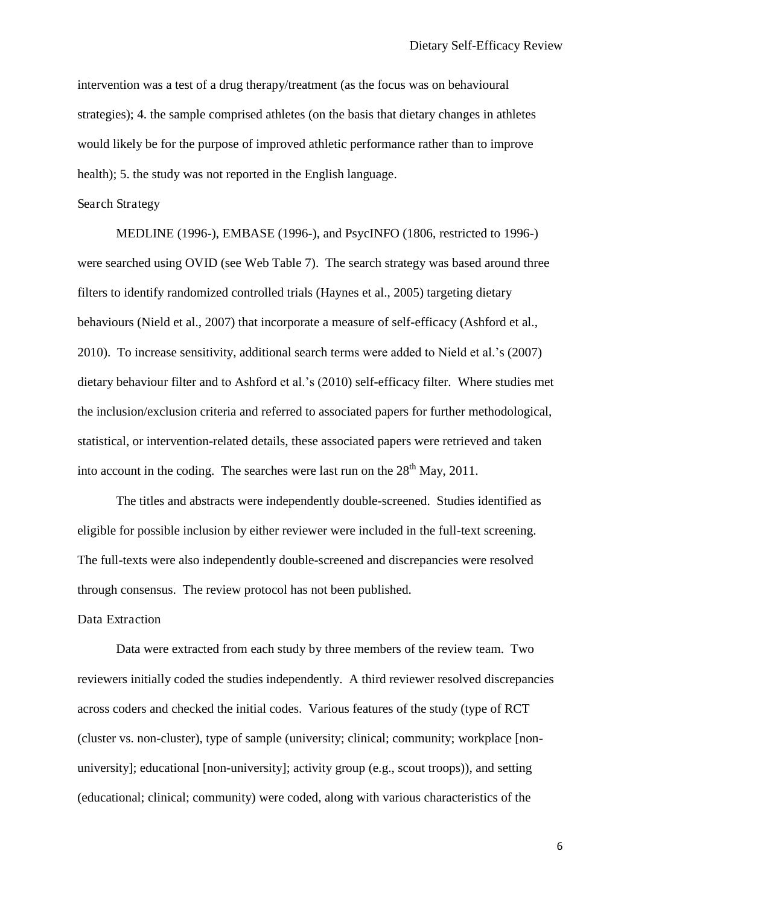intervention was a test of a drug therapy/treatment (as the focus was on behavioural strategies); 4. the sample comprised athletes (on the basis that dietary changes in athletes would likely be for the purpose of improved athletic performance rather than to improve health); 5. the study was not reported in the English language.

## Search Strategy

MEDLINE (1996-), EMBASE (1996-), and PsycINFO (1806, restricted to 1996-) were searched using OVID (see Web Table 7). The search strategy was based around three filters to identify randomized controlled trials (Haynes et al., 2005) targeting dietary behaviours (Nield et al., 2007) that incorporate a measure of self-efficacy (Ashford et al., 2010). To increase sensitivity, additional search terms were added to Nield et al.'s (2007) dietary behaviour filter and to Ashford et al.'s (2010) self-efficacy filter. Where studies met the inclusion/exclusion criteria and referred to associated papers for further methodological, statistical, or intervention-related details, these associated papers were retrieved and taken into account in the coding. The searches were last run on the 28th May, 2011.

The titles and abstracts were independently double-screened. Studies identified as eligible for possible inclusion by either reviewer were included in the full-text screening. The full-texts were also independently double-screened and discrepancies were resolved through consensus. The review protocol has not been published.

## Data Extraction

Data were extracted from each study by three members of the review team. Two reviewers initially coded the studies independently. A third reviewer resolved discrepancies across coders and checked the initial codes. Various features of the study (type of RCT (cluster vs. non-cluster), type of sample (university; clinical; community; workplace [non-university]; educational [non-university]; activity group (e.g., scout troops)), and setting (educational; clinical; community) were coded, along with various characteristics of the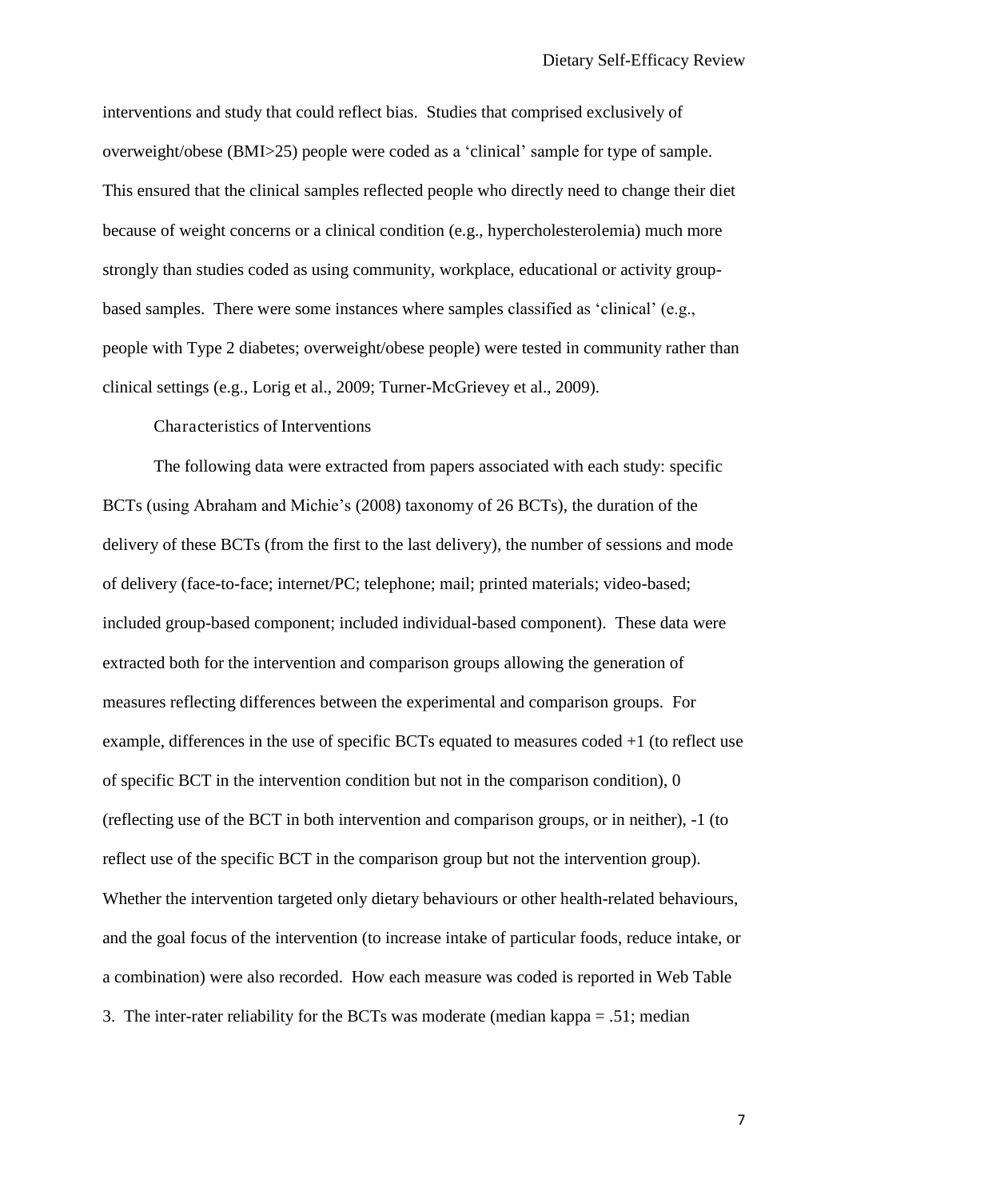interventions and study that could reflect bias. Studies that comprised exclusively of overweight/obese (BMI>25) people were coded as a 'clinical' sample for type of sample. This ensured that the clinical samples reflected people who directly need to change their diet because of weight concerns or a clinical condition (e.g., hypercholesterolemia) much more strongly than studies coded as using community, workplace, educational or activity group-based samples. There were some instances where samples classified as 'clinical' (e.g., people with Type 2 diabetes; overweight/obese people) were tested in community rather than clinical settings (e.g., Lorig et al., 2009; Turner-McGrievey et al., 2009).

### Characteristics of Interventions

The following data were extracted from papers associated with each study: specific BCTs (using Abraham and Michie's (2008) taxonomy of 26 BCTs), the duration of the delivery of these BCTs (from the first to the last delivery), the number of sessions and mode of delivery (face-to-face; internet/PC; telephone; mail; printed materials; video-based; included group-based component; included individual-based component). These data were extracted both for the intervention and comparison groups allowing the generation of measures reflecting differences between the experimental and comparison groups. For example, differences in the use of specific BCTs equated to measures coded +1 (to reflect use of specific BCT in the intervention condition but not in the comparison condition), 0 (reflecting use of the BCT in both intervention and comparison groups, or in neither), -1 (to reflect use of the specific BCT in the comparison group but not the intervention group). Whether the intervention targeted only dietary behaviours or other health-related behaviours, and the goal focus of the intervention (to increase intake of particular foods, reduce intake, or a combination) were also recorded. How each measure was coded is reported in Web Table 3. The inter-rater reliability for the BCTs was moderate (median kappa = .51; median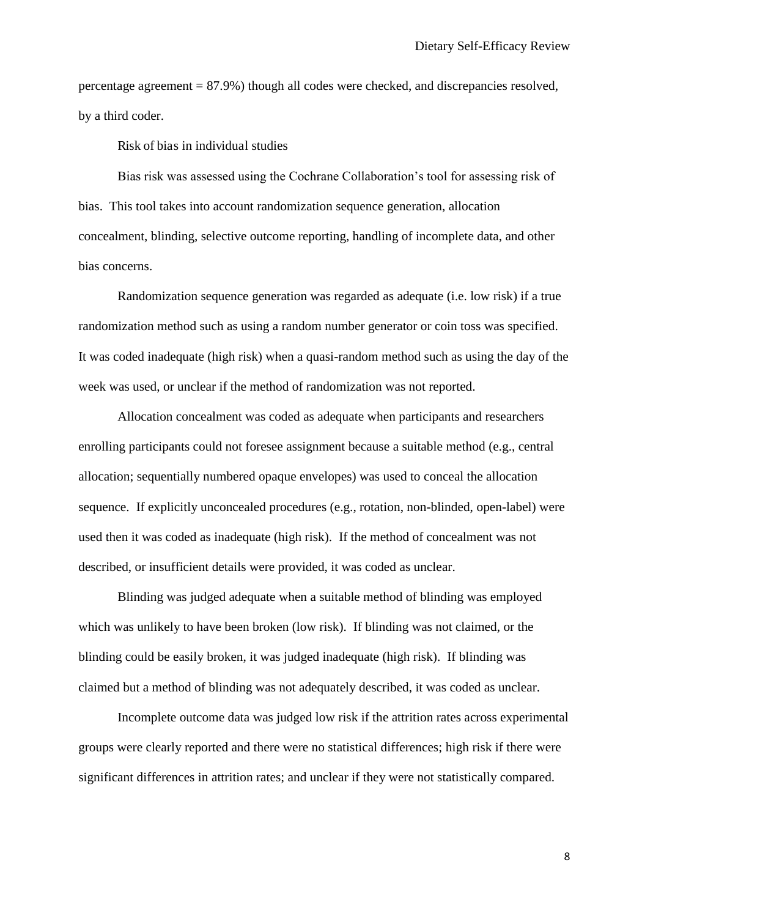percentage agreement = 87.9%) though all codes were checked, and discrepancies resolved, by a third coder.

### Risk of bias in individual studies

Bias risk was assessed using the Cochrane Collaboration's tool for assessing risk of bias. This tool takes into account randomization sequence generation, allocation concealment, blinding, selective outcome reporting, handling of incomplete data, and other bias concerns.

Randomization sequence generation was regarded as adequate (i.e. low risk) if a true randomization method such as using a random number generator or coin toss was specified. It was coded inadequate (high risk) when a quasi-random method such as using the day of the week was used, or unclear if the method of randomization was not reported.

Allocation concealment was coded as adequate when participants and researchers enrolling participants could not foresee assignment because a suitable method (e.g., central allocation; sequentially numbered opaque envelopes) was used to conceal the allocation sequence. If explicitly unconcealed procedures (e.g., rotation, non-blinded, open-label) were used then it was coded as inadequate (high risk). If the method of concealment was not described, or insufficient details were provided, it was coded as unclear.

Blinding was judged adequate when a suitable method of blinding was employed which was unlikely to have been broken (low risk). If blinding was not claimed, or the blinding could be easily broken, it was judged inadequate (high risk). If blinding was claimed but a method of blinding was not adequately described, it was coded as unclear.

Incomplete outcome data was judged low risk if the attrition rates across experimental groups were clearly reported and there were no statistical differences; high risk if there were significant differences in attrition rates; and unclear if they were not statistically compared.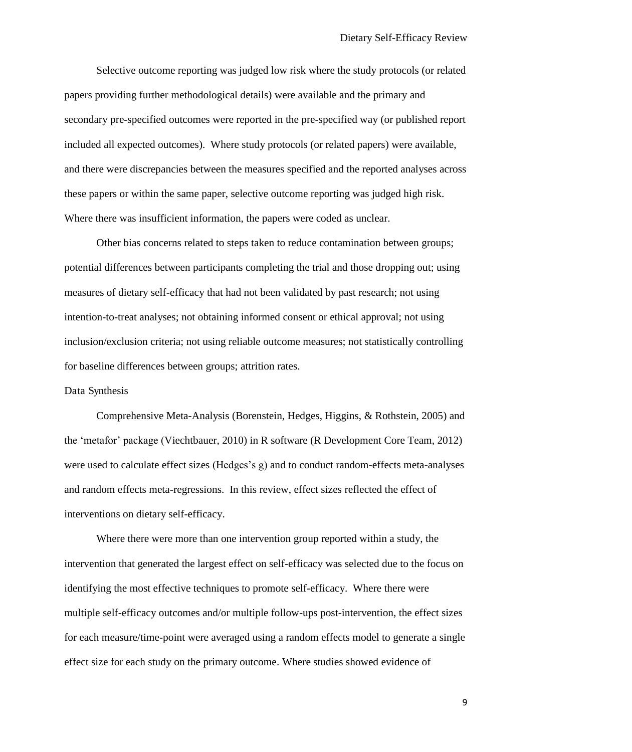Selective outcome reporting was judged low risk where the study protocols (or related papers providing further methodological details) were available and the primary and secondary pre-specified outcomes were reported in the pre-specified way (or published report included all expected outcomes). Where study protocols (or related papers) were available, and there were discrepancies between the measures specified and the reported analyses across these papers or within the same paper, selective outcome reporting was judged high risk. Where there was insufficient information, the papers were coded as unclear.

Other bias concerns related to steps taken to reduce contamination between groups; potential differences between participants completing the trial and those dropping out; using measures of dietary self-efficacy that had not been validated by past research; not using intention-to-treat analyses; not obtaining informed consent or ethical approval; not using inclusion/exclusion criteria; not using reliable outcome measures; not statistically controlling for baseline differences between groups; attrition rates.

## Data Synthesis

Comprehensive Meta-Analysis (Borenstein, Hedges, Higgins, & Rothstein, 2005) and the 'metafor' package (Viechtbauer, 2010) in R software (R Development Core Team, 2012) were used to calculate effect sizes (Hedges's g) and to conduct random-effects meta-analyses and random effects meta-regressions. In this review, effect sizes reflected the effect of interventions on dietary self-efficacy.

Where there were more than one intervention group reported within a study, the intervention that generated the largest effect on self-efficacy was selected due to the focus on identifying the most effective techniques to promote self-efficacy. Where there were multiple self-efficacy outcomes and/or multiple follow-ups post-intervention, the effect sizes for each measure/time-point were averaged using a random effects model to generate a single effect size for each study on the primary outcome. Where studies showed evidence of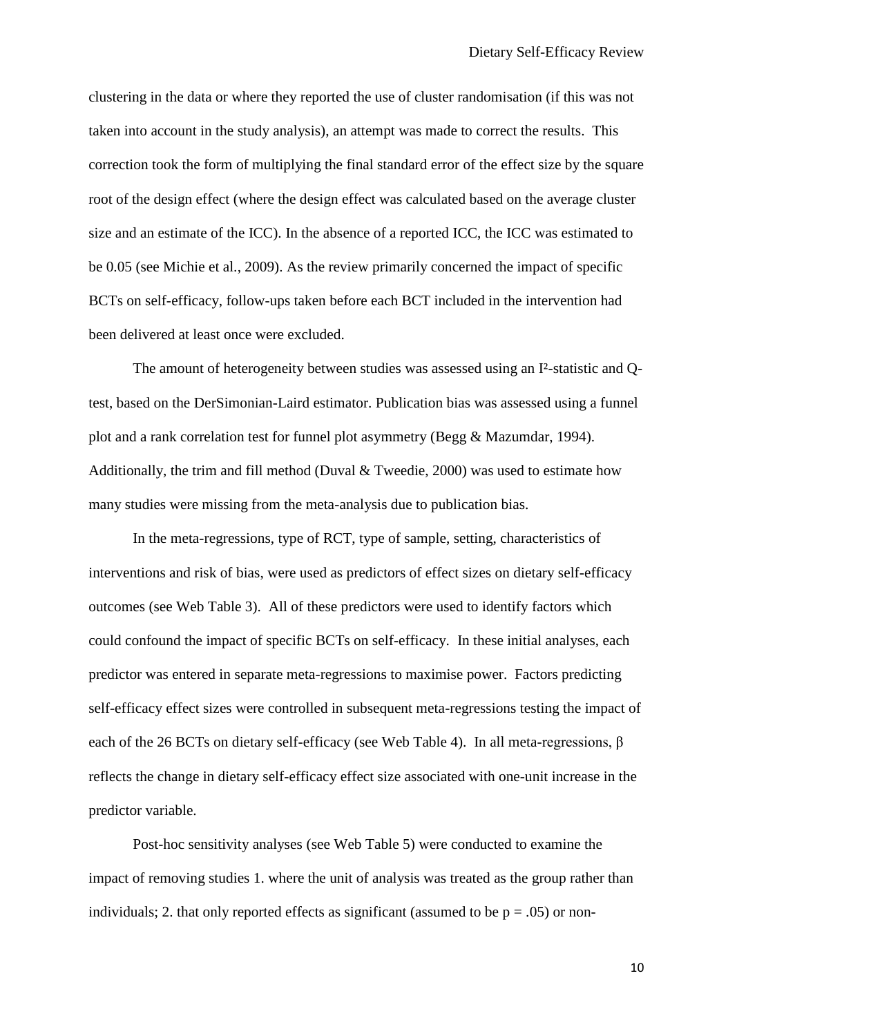clustering in the data or where they reported the use of cluster randomisation (if this was not taken into account in the study analysis), an attempt was made to correct the results. This correction took the form of multiplying the final standard error of the effect size by the square root of the design effect (where the design effect was calculated based on the average cluster size and an estimate of the ICC). In the absence of a reported ICC, the ICC was estimated to be 0.05 (see Michie et al., 2009). As the review primarily concerned the impact of specific BCTs on self-efficacy, follow-ups taken before each BCT included in the intervention had been delivered at least once were excluded.

The amount of heterogeneity between studies was assessed using an $I^2$-statistic and Q-test, based on the DerSimonian-Laird estimator. Publication bias was assessed using a funnel plot and a rank correlation test for funnel plot asymmetry (Begg & Mazumdar, 1994). Additionally, the trim and fill method (Duval & Tweedie, 2000) was used to estimate how many studies were missing from the meta-analysis due to publication bias.

In the meta-regressions, type of RCT, type of sample, setting, characteristics of interventions and risk of bias, were used as predictors of effect sizes on dietary self-efficacy outcomes (see Web Table 3). All of these predictors were used to identify factors which could confound the impact of specific BCTs on self-efficacy. In these initial analyses, each predictor was entered in separate meta-regressions to maximise power. Factors predicting self-efficacy effect sizes were controlled in subsequent meta-regressions testing the impact of each of the 26 BCTs on dietary self-efficacy (see Web Table 4). In all meta-regressions, $\beta$ reflects the change in dietary self-efficacy effect size associated with one-unit increase in the predictor variable.

Post-hoc sensitivity analyses (see Web Table 5) were conducted to examine the impact of removing studies 1. where the unit of analysis was treated as the group rather than individuals; 2. that only reported effects as significant (assumed to be $p = .05$) or non-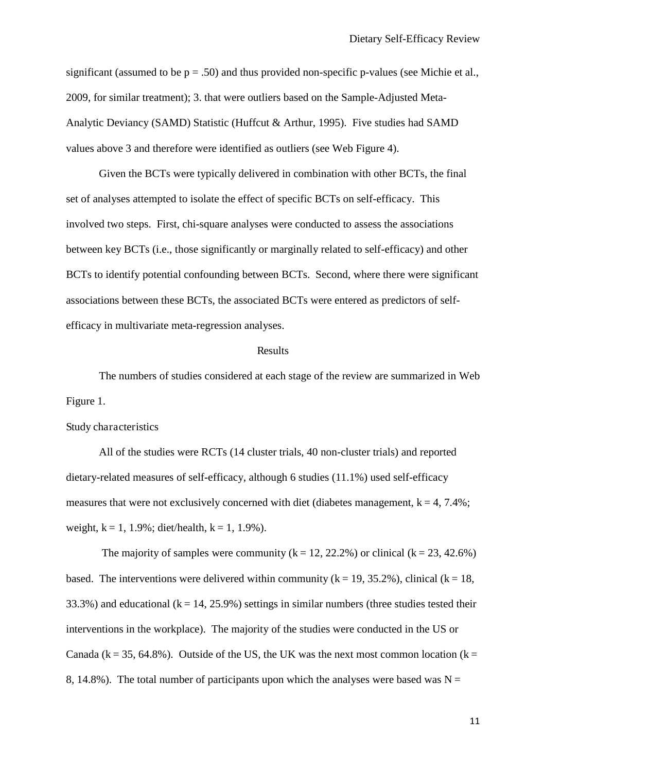significant (assumed to be p = .50) and thus provided non-specific p-values (see Michie et al., 2009, for similar treatment); 3. that were outliers based on the Sample-Adjusted Meta-Analytic Deviancy (SAMD) Statistic (Huffcut & Arthur, 1995). Five studies had SAMD values above 3 and therefore were identified as outliers (see Web Figure 4).

Given the BCTs were typically delivered in combination with other BCTs, the final set of analyses attempted to isolate the effect of specific BCTs on self-efficacy. This involved two steps. First, chi-square analyses were conducted to assess the associations between key BCTs (i.e., those significantly or marginally related to self-efficacy) and other BCTs to identify potential confounding between BCTs. Second, where there were significant associations between these BCTs, the associated BCTs were entered as predictors of self-efficacy in multivariate meta-regression analyses.

# Results

The numbers of studies considered at each stage of the review are summarized in Web Figure 1.

## Study characteristics

All of the studies were RCTs (14 cluster trials, 40 non-cluster trials) and reported dietary-related measures of self-efficacy, although 6 studies (11.1%) used self-efficacy measures that were not exclusively concerned with diet (diabetes management, k = 4, 7.4%; weight, k = 1, 1.9%; diet/health, k = 1, 1.9%).

The majority of samples were community (k = 12, 22.2%) or clinical (k = 23, 42.6%) based. The interventions were delivered within community (k = 19, 35.2%), clinical (k = 18, 33.3%) and educational (k = 14, 25.9%) settings in similar numbers (three studies tested their interventions in the workplace). The majority of the studies were conducted in the US or Canada (k = 35, 64.8%). Outside of the US, the UK was the next most common location (k = 8, 14.8%). The total number of participants upon which the analyses were based was N =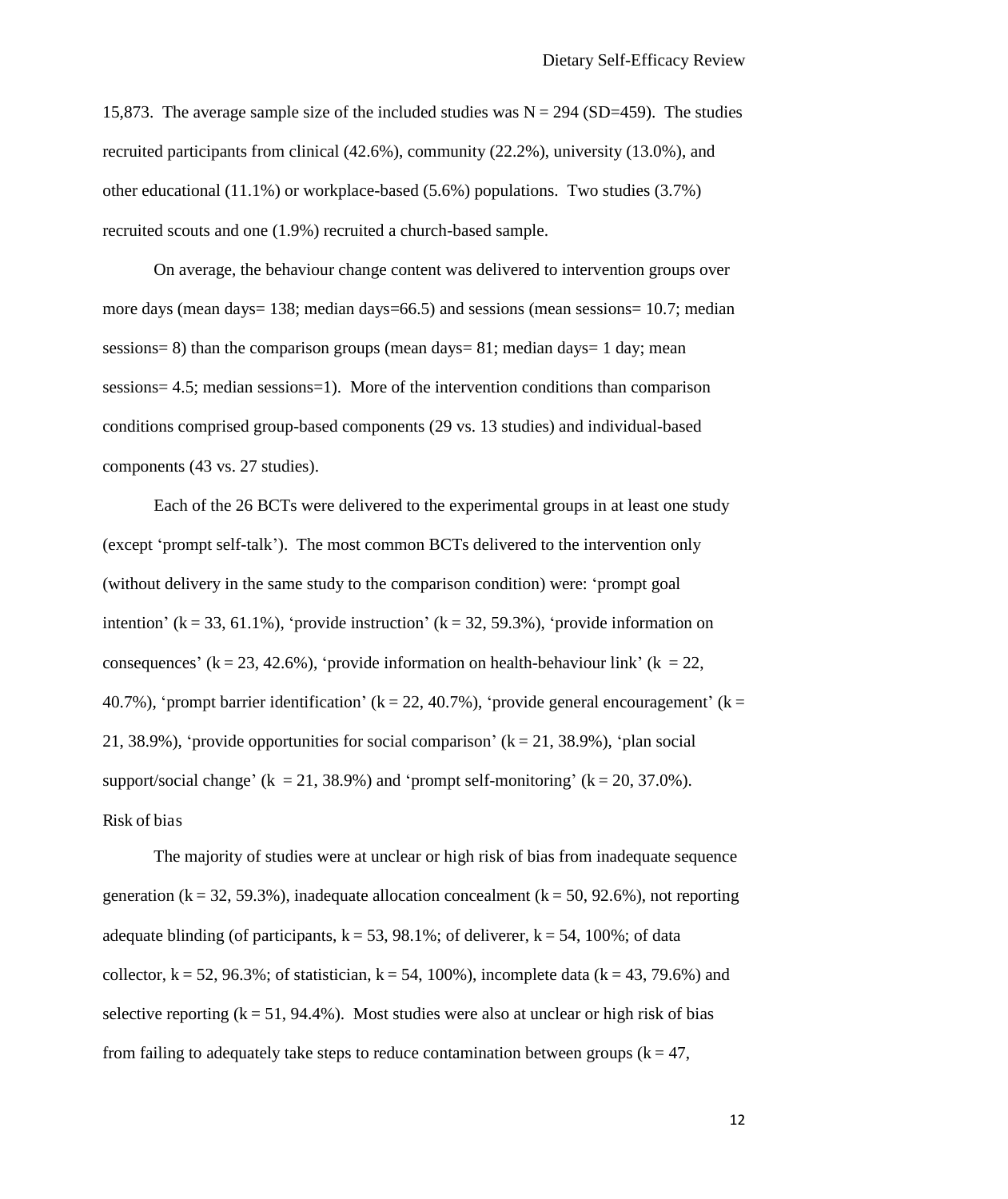15,873. The average sample size of the included studies was N = 294 (SD=459). The studies recruited participants from clinical (42.6%), community (22.2%), university (13.0%), and other educational (11.1%) or workplace-based (5.6%) populations. Two studies (3.7%) recruited scouts and one (1.9%) recruited a church-based sample.

On average, the behaviour change content was delivered to intervention groups over more days (mean days= 138; median days=66.5) and sessions (mean sessions= 10.7; median sessions= 8) than the comparison groups (mean days= 81; median days= 1 day; mean sessions= 4.5; median sessions=1). More of the intervention conditions than comparison conditions comprised group-based components (29 vs. 13 studies) and individual-based components (43 vs. 27 studies).

Each of the 26 BCTs were delivered to the experimental groups in at least one study (except 'prompt self-talk'). The most common BCTs delivered to the intervention only (without delivery in the same study to the comparison condition) were: 'prompt goal intention' (k = 33, 61.1%), 'provide instruction' (k = 32, 59.3%), 'provide information on consequences' (k = 23, 42.6%), 'provide information on health-behaviour link' (k = 22, 40.7%), 'prompt barrier identification' (k = 22, 40.7%), 'provide general encouragement' (k = 21, 38.9%), 'provide opportunities for social comparison' (k = 21, 38.9%), 'plan social support/social change' (k = 21, 38.9%) and 'prompt self-monitoring' (k = 20, 37.0%).

## Risk of bias

The majority of studies were at unclear or high risk of bias from inadequate sequence generation (k = 32, 59.3%), inadequate allocation concealment (k = 50, 92.6%), not reporting adequate blinding (of participants, k = 53, 98.1%; of deliverer, k = 54, 100%; of data collector, k = 52, 96.3%; of statistician, k = 54, 100%), incomplete data (k = 43, 79.6%) and selective reporting (k = 51, 94.4%). Most studies were also at unclear or high risk of bias from failing to adequately take steps to reduce contamination between groups (k = 47,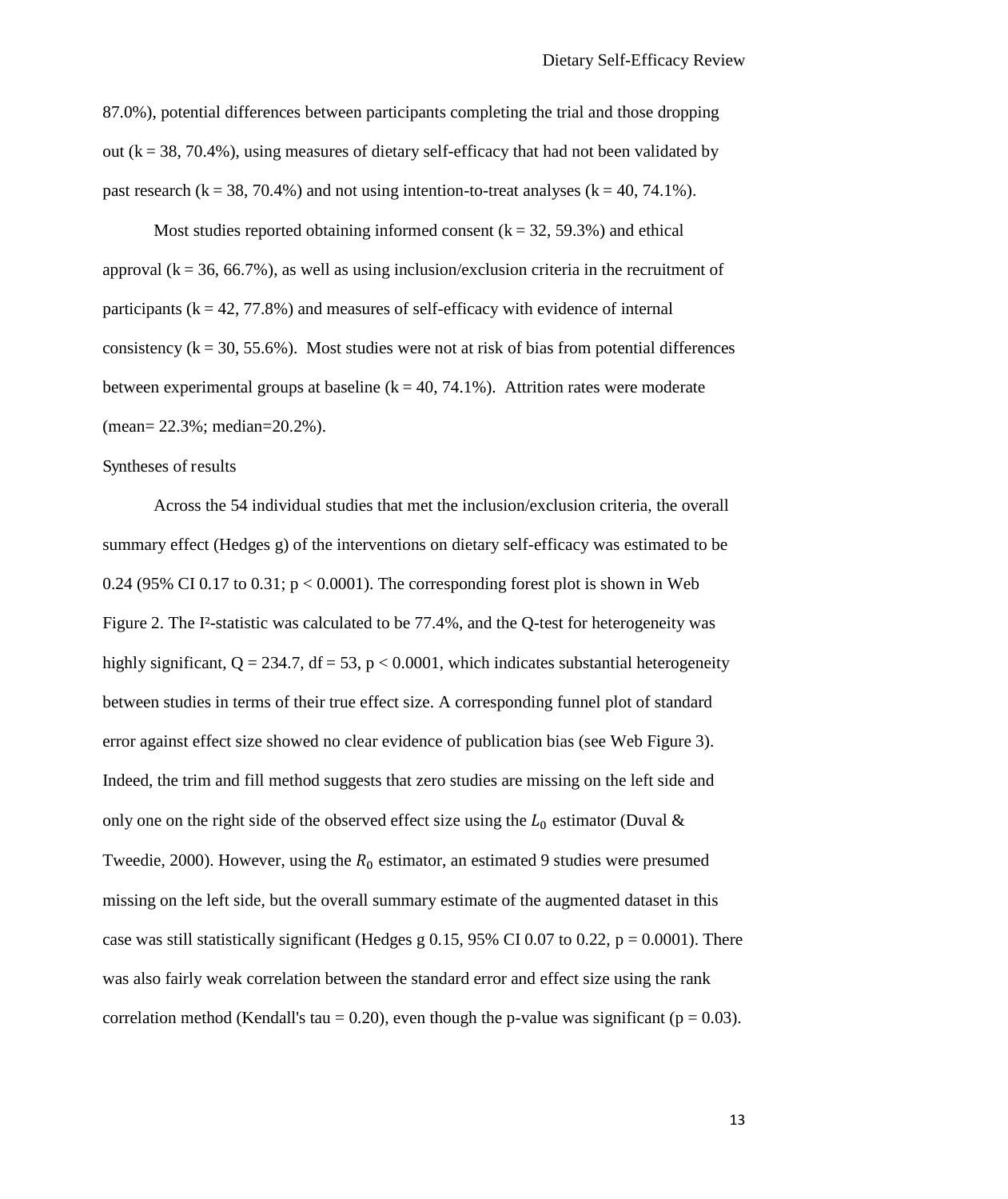87.0%), potential differences between participants completing the trial and those dropping out (k = 38, 70.4%), using measures of dietary self-efficacy that had not been validated by past research (k = 38, 70.4%) and not using intention-to-treat analyses (k = 40, 74.1%).

Most studies reported obtaining informed consent (k = 32, 59.3%) and ethical approval (k = 36, 66.7%), as well as using inclusion/exclusion criteria in the recruitment of participants (k = 42, 77.8%) and measures of self-efficacy with evidence of internal consistency (k = 30, 55.6%). Most studies were not at risk of bias from potential differences between experimental groups at baseline (k = 40, 74.1%). Attrition rates were moderate (mean= 22.3%; median=20.2%).

## Syntheses of results

Across the 54 individual studies that met the inclusion/exclusion criteria, the overall summary effect (Hedges g) of the interventions on dietary self-efficacy was estimated to be 0.24 (95% CI 0.17 to 0.31; $p < 0.0001$). The corresponding forest plot is shown in Web Figure 2. The $I^2$-statistic was calculated to be 77.4%, and the Q-test for heterogeneity was highly significant, $Q = 234.7$, $df = 53$, $p < 0.0001$, which indicates substantial heterogeneity between studies in terms of their true effect size. A corresponding funnel plot of standard error against effect size showed no clear evidence of publication bias (see Web Figure 3). Indeed, the trim and fill method suggests that zero studies are missing on the left side and only one on the right side of the observed effect size using the $L_0$ estimator (Duval & Tweedie, 2000). However, using the $R_0$ estimator, an estimated 9 studies were presumed missing on the left side, but the overall summary estimate of the augmented dataset in this case was still statistically significant (Hedges g 0.15, 95% CI 0.07 to 0.22, $p = 0.0001$). There was also fairly weak correlation between the standard error and effect size using the rank correlation method (Kendall's tau = 0.20), even though the p-value was significant ($p = 0.03$).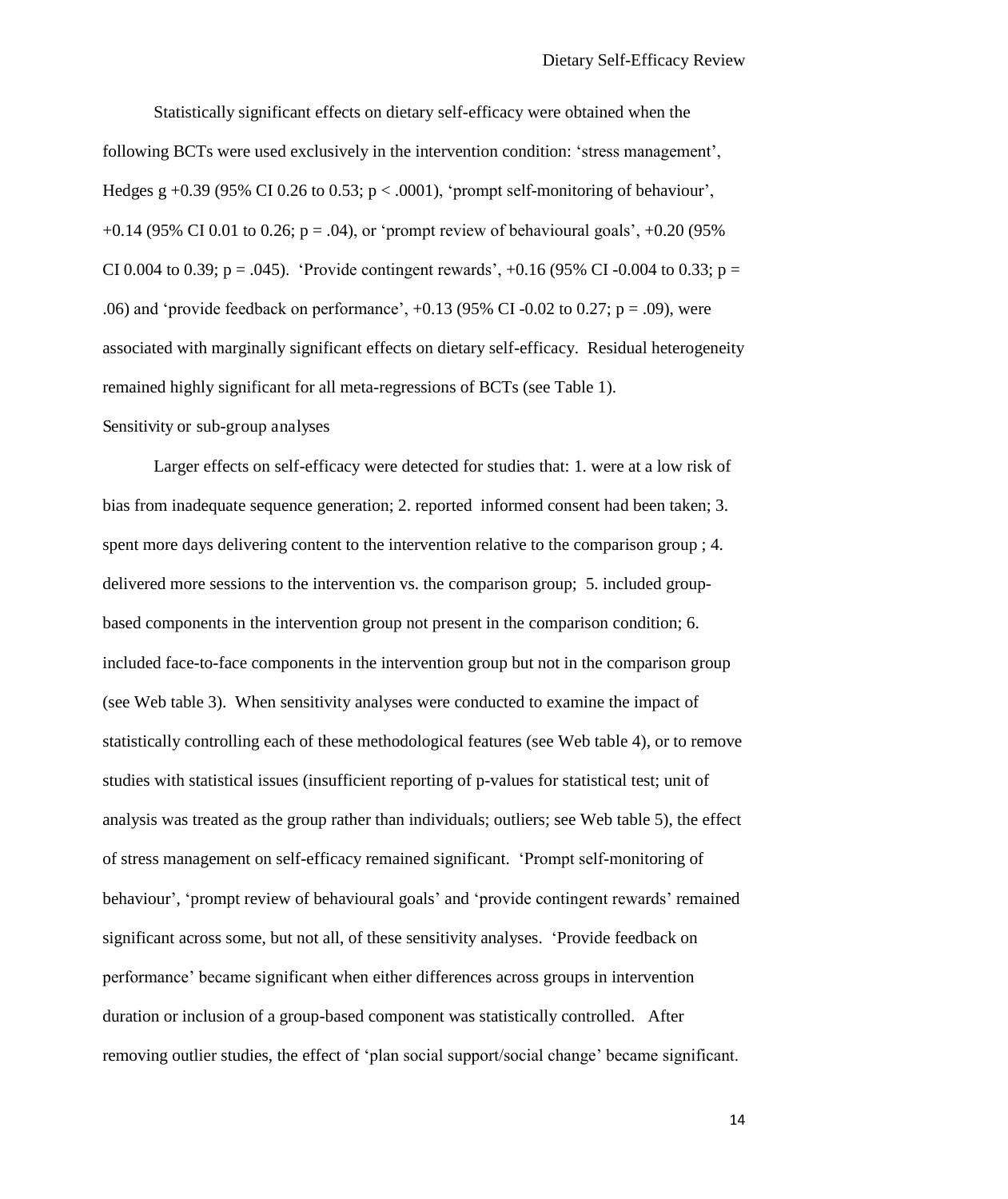Statistically significant effects on dietary self-efficacy were obtained when the following BCTs were used exclusively in the intervention condition: 'stress management', Hedges g +0.39 (95% CI 0.26 to 0.53; $p < .0001$), 'prompt self-monitoring of behaviour', +0.14 (95% CI 0.01 to 0.26; $p = .04$), or 'prompt review of behavioural goals', +0.20 (95% CI 0.004 to 0.39; $p = .045$). 'Provide contingent rewards', +0.16 (95% CI -0.004 to 0.33; $p = .06$) and 'provide feedback on performance', +0.13 (95% CI -0.02 to 0.27; $p = .09$), were associated with marginally significant effects on dietary self-efficacy. Residual heterogeneity remained highly significant for all meta-regressions of BCTs (see Table 1).

## Sensitivity or sub-group analyses

Larger effects on self-efficacy were detected for studies that: 1. were at a low risk of bias from inadequate sequence generation; 2. reported informed consent had been taken; 3. spent more days delivering content to the intervention relative to the comparison group ; 4. delivered more sessions to the intervention vs. the comparison group; 5. included group-based components in the intervention group not present in the comparison condition; 6. included face-to-face components in the intervention group but not in the comparison group (see Web table 3). When sensitivity analyses were conducted to examine the impact of statistically controlling each of these methodological features (see Web table 4), or to remove studies with statistical issues (insufficient reporting of p-values for statistical test; unit of analysis was treated as the group rather than individuals; outliers; see Web table 5), the effect of stress management on self-efficacy remained significant. 'Prompt self-monitoring of behaviour', 'prompt review of behavioural goals' and 'provide contingent rewards' remained significant across some, but not all, of these sensitivity analyses. 'Provide feedback on performance' became significant when either differences across groups in intervention duration or inclusion of a group-based component was statistically controlled. After removing outlier studies, the effect of 'plan social support/social change' became significant.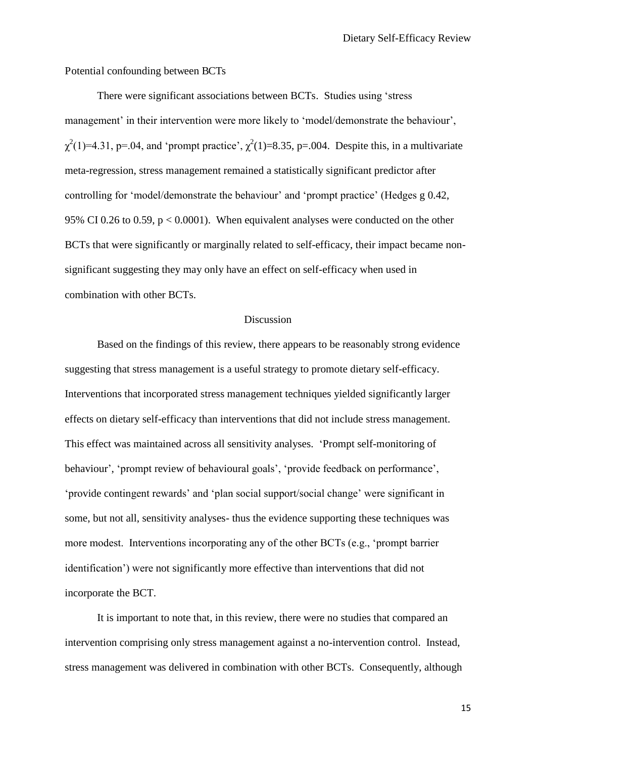### Potential confounding between BCTs

There were significant associations between BCTs. Studies using 'stress management' in their intervention were more likely to 'model/demonstrate the behaviour', $\chi^2(1)=4.31$, $p=.04$, and 'prompt practice', $\chi^2(1)=8.35$, $p=.004$. Despite this, in a multivariate meta-regression, stress management remained a statistically significant predictor after controlling for 'model/demonstrate the behaviour' and 'prompt practice' (Hedges g 0.42, 95% CI 0.26 to 0.59, $p < 0.0001$). When equivalent analyses were conducted on the other BCTs that were significantly or marginally related to self-efficacy, their impact became non-significant suggesting they may only have an effect on self-efficacy when used in combination with other BCTs.

## Discussion

Based on the findings of this review, there appears to be reasonably strong evidence suggesting that stress management is a useful strategy to promote dietary self-efficacy. Interventions that incorporated stress management techniques yielded significantly larger effects on dietary self-efficacy than interventions that did not include stress management. This effect was maintained across all sensitivity analyses. 'Prompt self-monitoring of behaviour', 'prompt review of behavioural goals', 'provide feedback on performance', 'provide contingent rewards' and 'plan social support/social change' were significant in some, but not all, sensitivity analyses- thus the evidence supporting these techniques was more modest. Interventions incorporating any of the other BCTs (e.g., 'prompt barrier identification') were not significantly more effective than interventions that did not incorporate the BCT.

It is important to note that, in this review, there were no studies that compared an intervention comprising only stress management against a no-intervention control. Instead, stress management was delivered in combination with other BCTs. Consequently, although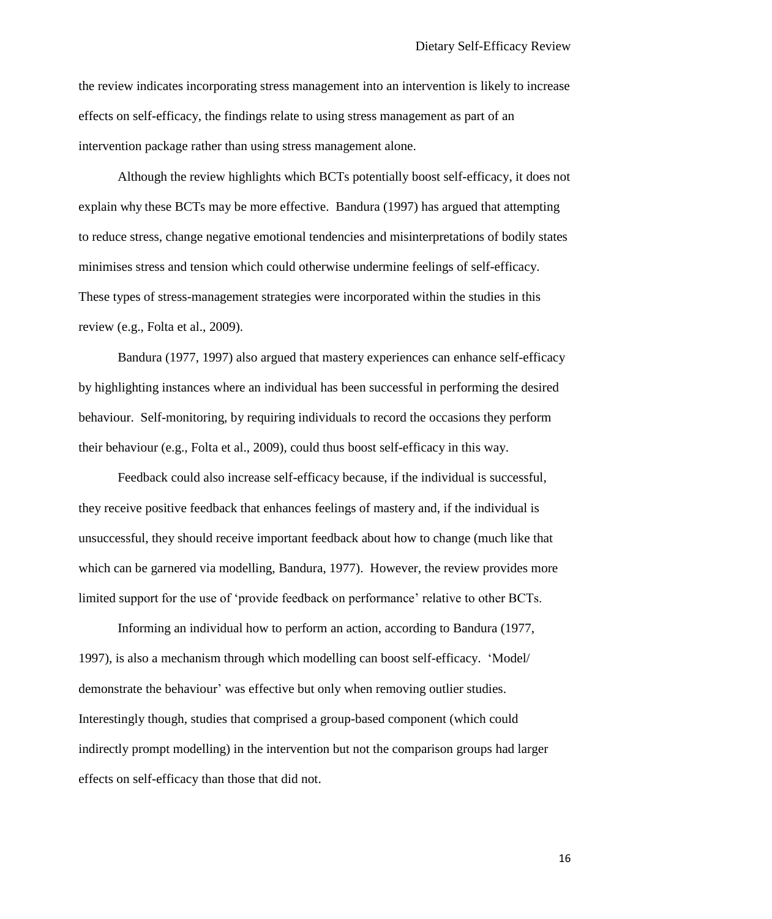the review indicates incorporating stress management into an intervention is likely to increase effects on self-efficacy, the findings relate to using stress management as part of an intervention package rather than using stress management alone.

Although the review highlights which BCTs potentially boost self-efficacy, it does not explain why these BCTs may be more effective. Bandura (1997) has argued that attempting to reduce stress, change negative emotional tendencies and misinterpretations of bodily states minimises stress and tension which could otherwise undermine feelings of self-efficacy. These types of stress-management strategies were incorporated within the studies in this review (e.g., Folta et al., 2009).

Bandura (1977, 1997) also argued that mastery experiences can enhance self-efficacy by highlighting instances where an individual has been successful in performing the desired behaviour. Self-monitoring, by requiring individuals to record the occasions they perform their behaviour (e.g., Folta et al., 2009), could thus boost self-efficacy in this way.

Feedback could also increase self-efficacy because, if the individual is successful, they receive positive feedback that enhances feelings of mastery and, if the individual is unsuccessful, they should receive important feedback about how to change (much like that which can be garnered via modelling, Bandura, 1977). However, the review provides more limited support for the use of 'provide feedback on performance' relative to other BCTs.

Informing an individual how to perform an action, according to Bandura (1977, 1997), is also a mechanism through which modelling can boost self-efficacy. 'Model/ demonstrate the behaviour' was effective but only when removing outlier studies. Interestingly though, studies that comprised a group-based component (which could indirectly prompt modelling) in the intervention but not the comparison groups had larger effects on self-efficacy than those that did not.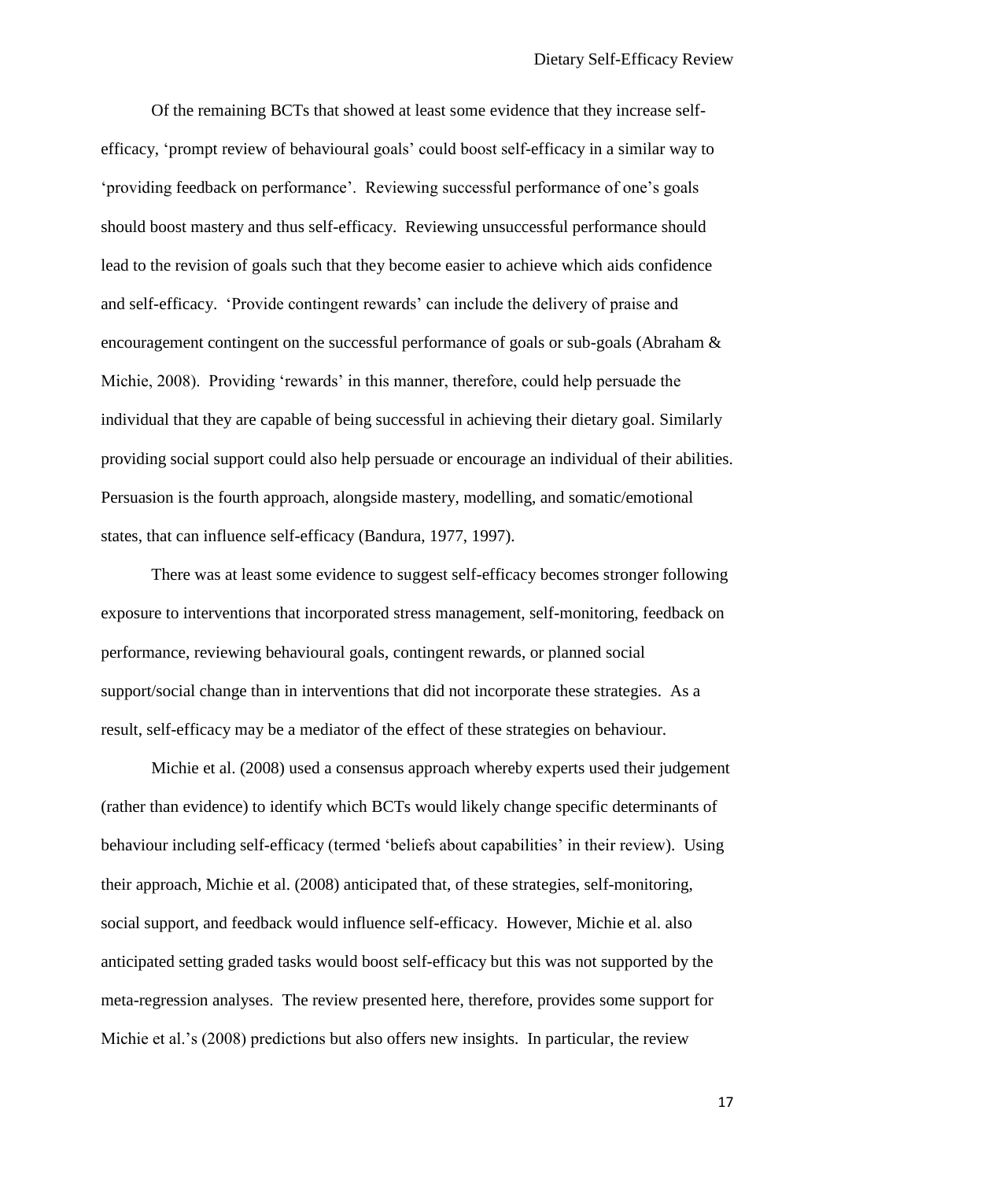Of the remaining BCTs that showed at least some evidence that they increase self-efficacy, ‘prompt review of behavioural goals’ could boost self-efficacy in a similar way to ‘providing feedback on performance’. Reviewing successful performance of one’s goals should boost mastery and thus self-efficacy. Reviewing unsuccessful performance should lead to the revision of goals such that they become easier to achieve which aids confidence and self-efficacy. ‘Provide contingent rewards’ can include the delivery of praise and encouragement contingent on the successful performance of goals or sub-goals (Abraham & Michie, 2008). Providing ‘rewards’ in this manner, therefore, could help persuade the individual that they are capable of being successful in achieving their dietary goal. Similarly providing social support could also help persuade or encourage an individual of their abilities. Persuasion is the fourth approach, alongside mastery, modelling, and somatic/emotional states, that can influence self-efficacy (Bandura, 1977, 1997).

There was at least some evidence to suggest self-efficacy becomes stronger following exposure to interventions that incorporated stress management, self-monitoring, feedback on performance, reviewing behavioural goals, contingent rewards, or planned social support/social change than in interventions that did not incorporate these strategies. As a result, self-efficacy may be a mediator of the effect of these strategies on behaviour.

Michie et al. (2008) used a consensus approach whereby experts used their judgement (rather than evidence) to identify which BCTs would likely change specific determinants of behaviour including self-efficacy (termed ‘beliefs about capabilities’ in their review). Using their approach, Michie et al. (2008) anticipated that, of these strategies, self-monitoring, social support, and feedback would influence self-efficacy. However, Michie et al. also anticipated setting graded tasks would boost self-efficacy but this was not supported by the meta-regression analyses. The review presented here, therefore, provides some support for Michie et al.’s (2008) predictions but also offers new insights. In particular, the review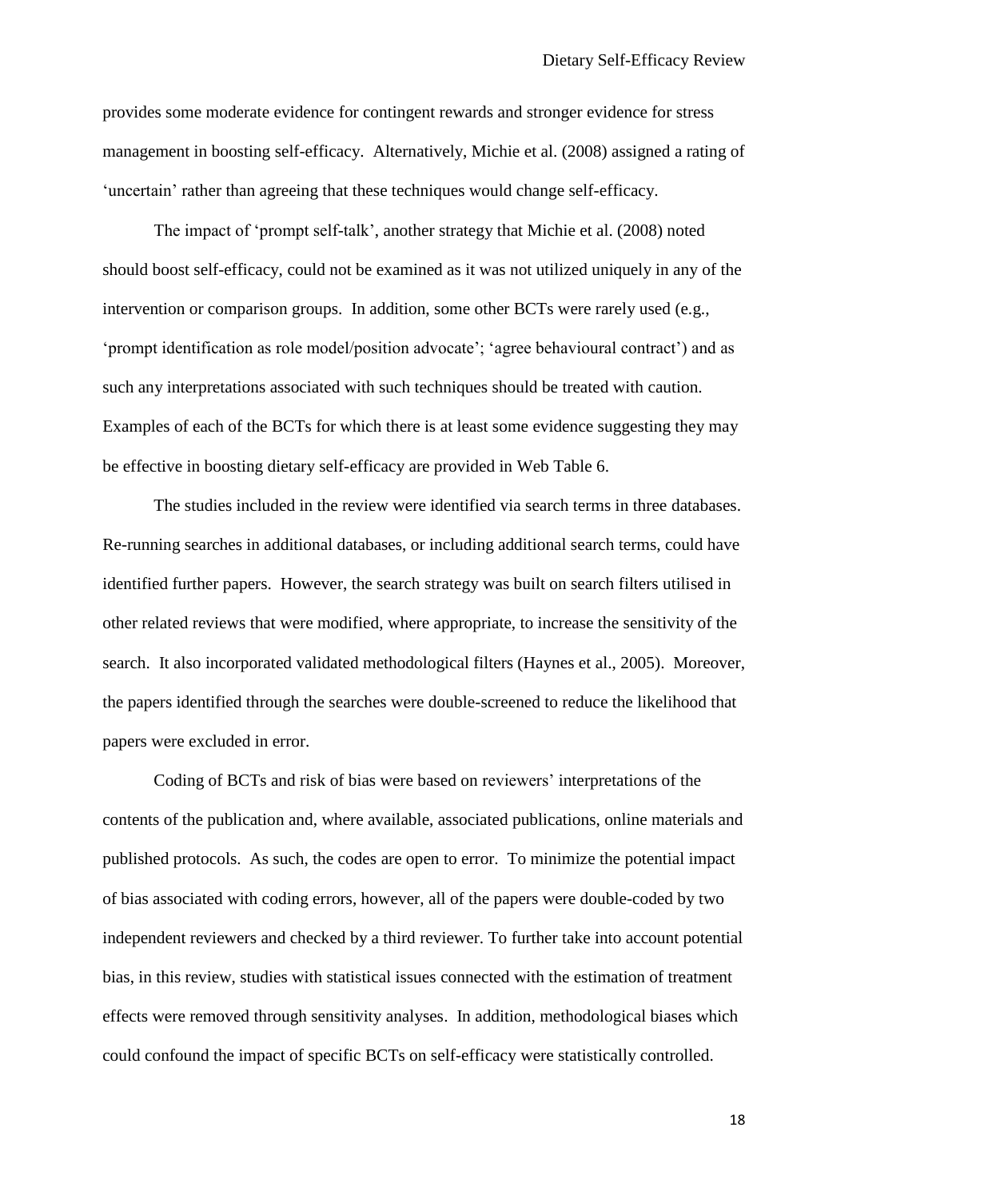provides some moderate evidence for contingent rewards and stronger evidence for stress management in boosting self-efficacy. Alternatively, Michie et al. (2008) assigned a rating of 'uncertain' rather than agreeing that these techniques would change self-efficacy.

The impact of 'prompt self-talk', another strategy that Michie et al. (2008) noted should boost self-efficacy, could not be examined as it was not utilized uniquely in any of the intervention or comparison groups. In addition, some other BCTs were rarely used (e.g., 'prompt identification as role model/position advocate'; 'agree behavioural contract') and as such any interpretations associated with such techniques should be treated with caution. Examples of each of the BCTs for which there is at least some evidence suggesting they may be effective in boosting dietary self-efficacy are provided in Web Table 6.

The studies included in the review were identified via search terms in three databases. Re-running searches in additional databases, or including additional search terms, could have identified further papers. However, the search strategy was built on search filters utilised in other related reviews that were modified, where appropriate, to increase the sensitivity of the search. It also incorporated validated methodological filters (Haynes et al., 2005). Moreover, the papers identified through the searches were double-screened to reduce the likelihood that papers were excluded in error.

Coding of BCTs and risk of bias were based on reviewers' interpretations of the contents of the publication and, where available, associated publications, online materials and published protocols. As such, the codes are open to error. To minimize the potential impact of bias associated with coding errors, however, all of the papers were double-coded by two independent reviewers and checked by a third reviewer. To further take into account potential bias, in this review, studies with statistical issues connected with the estimation of treatment effects were removed through sensitivity analyses. In addition, methodological biases which could confound the impact of specific BCTs on self-efficacy were statistically controlled.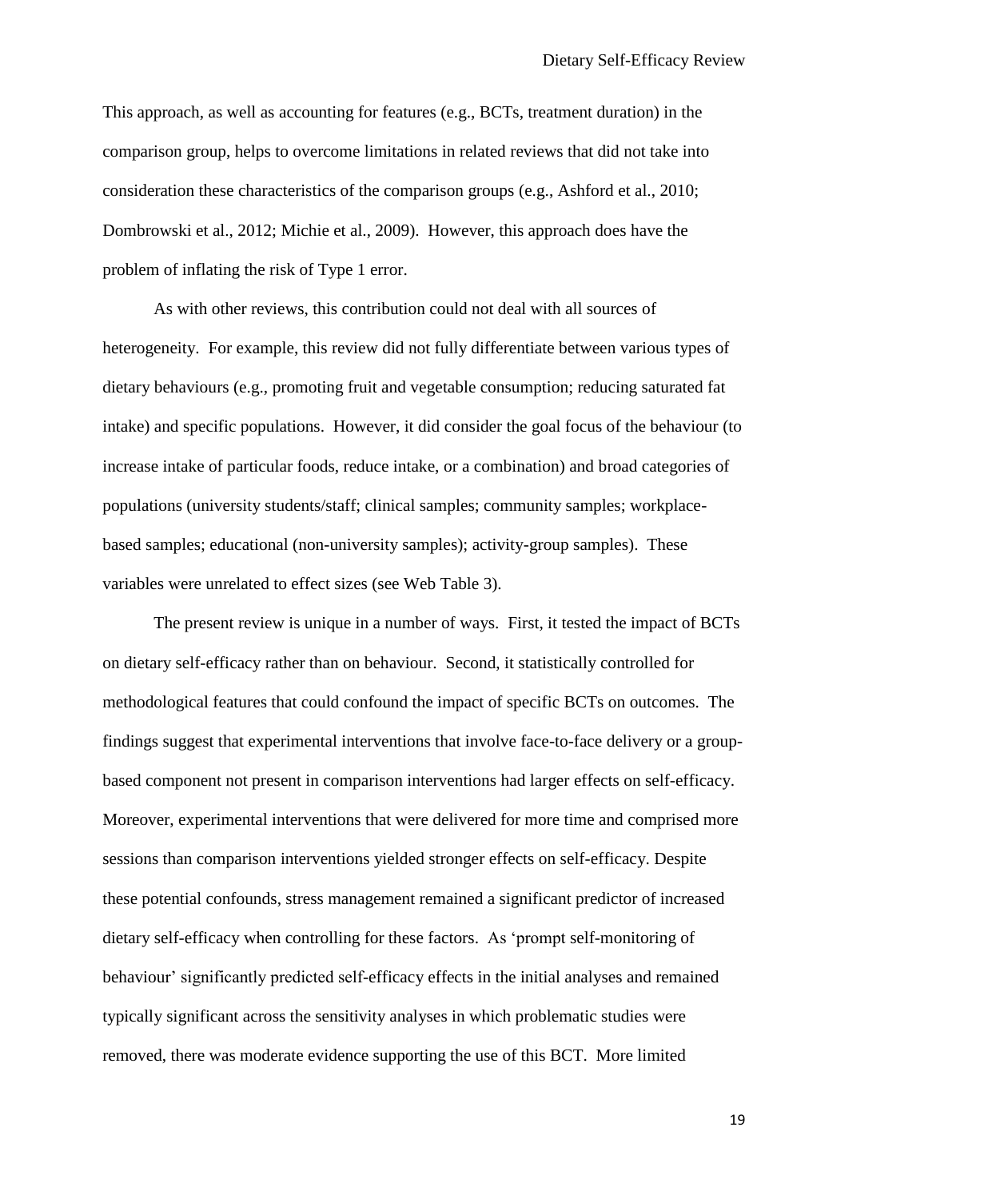This approach, as well as accounting for features (e.g., BCTs, treatment duration) in the comparison group, helps to overcome limitations in related reviews that did not take into consideration these characteristics of the comparison groups (e.g., Ashford et al., 2010; Dombrowski et al., 2012; Michie et al., 2009). However, this approach does have the problem of inflating the risk of Type 1 error.

As with other reviews, this contribution could not deal with all sources of heterogeneity. For example, this review did not fully differentiate between various types of dietary behaviours (e.g., promoting fruit and vegetable consumption; reducing saturated fat intake) and specific populations. However, it did consider the goal focus of the behaviour (to increase intake of particular foods, reduce intake, or a combination) and broad categories of populations (university students/staff; clinical samples; community samples; workplace-based samples; educational (non-university samples); activity-group samples). These variables were unrelated to effect sizes (see Web Table 3).

The present review is unique in a number of ways. First, it tested the impact of BCTs on dietary self-efficacy rather than on behaviour. Second, it statistically controlled for methodological features that could confound the impact of specific BCTs on outcomes. The findings suggest that experimental interventions that involve face-to-face delivery or a group-based component not present in comparison interventions had larger effects on self-efficacy. Moreover, experimental interventions that were delivered for more time and comprised more sessions than comparison interventions yielded stronger effects on self-efficacy. Despite these potential confounds, stress management remained a significant predictor of increased dietary self-efficacy when controlling for these factors. As 'prompt self-monitoring of behaviour' significantly predicted self-efficacy effects in the initial analyses and remained typically significant across the sensitivity analyses in which problematic studies were removed, there was moderate evidence supporting the use of this BCT. More limited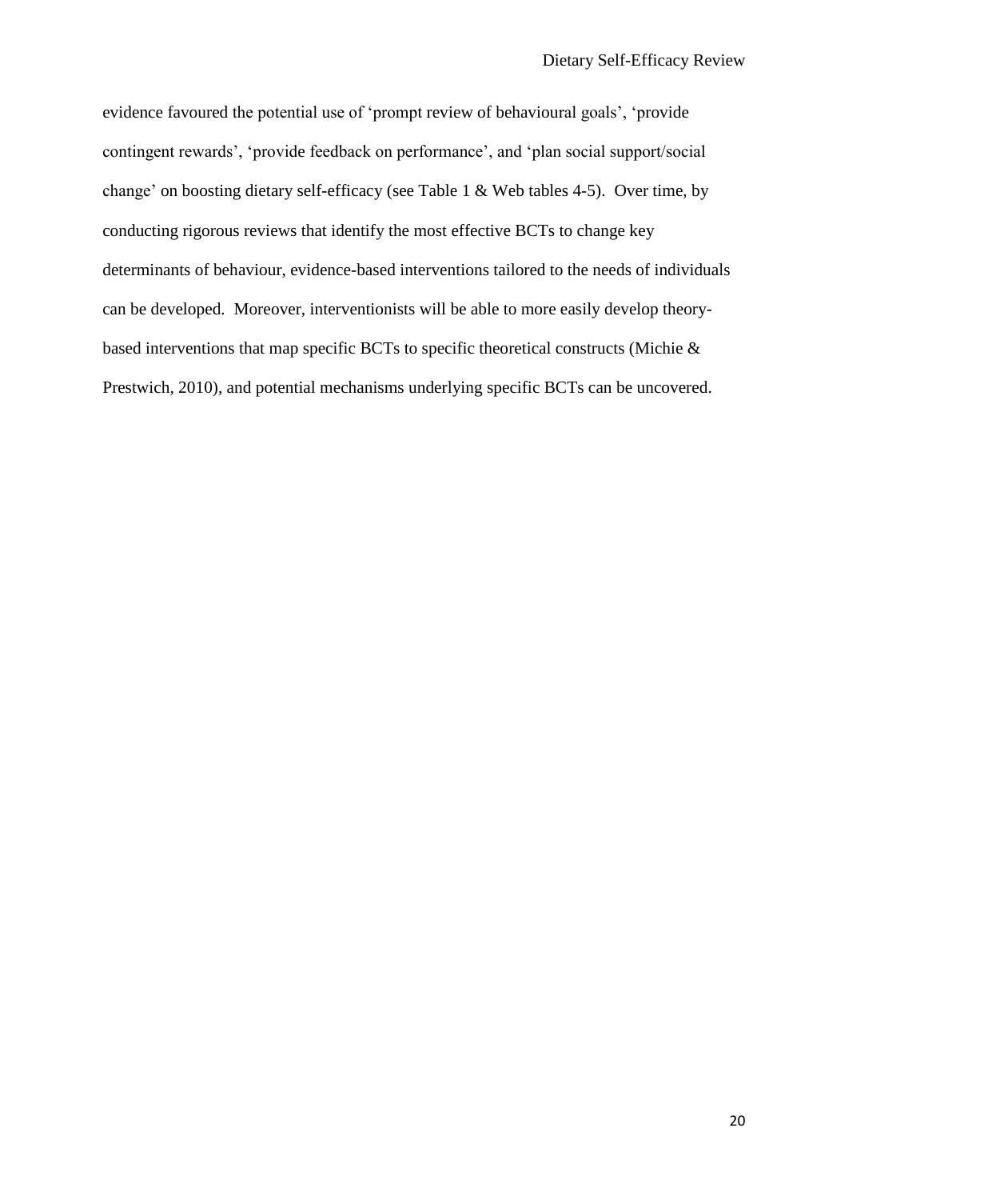evidence favoured the potential use of ‘prompt review of behavioural goals’, ‘provide contingent rewards’, ‘provide feedback on performance’, and ‘plan social support/social change’ on boosting dietary self-efficacy (see Table 1 & Web tables 4-5). Over time, by conducting rigorous reviews that identify the most effective BCTs to change key determinants of behaviour, evidence-based interventions tailored to the needs of individuals can be developed. Moreover, interventionists will be able to more easily develop theory-based interventions that map specific BCTs to specific theoretical constructs (Michie & Prestwich, 2010), and potential mechanisms underlying specific BCTs can be uncovered.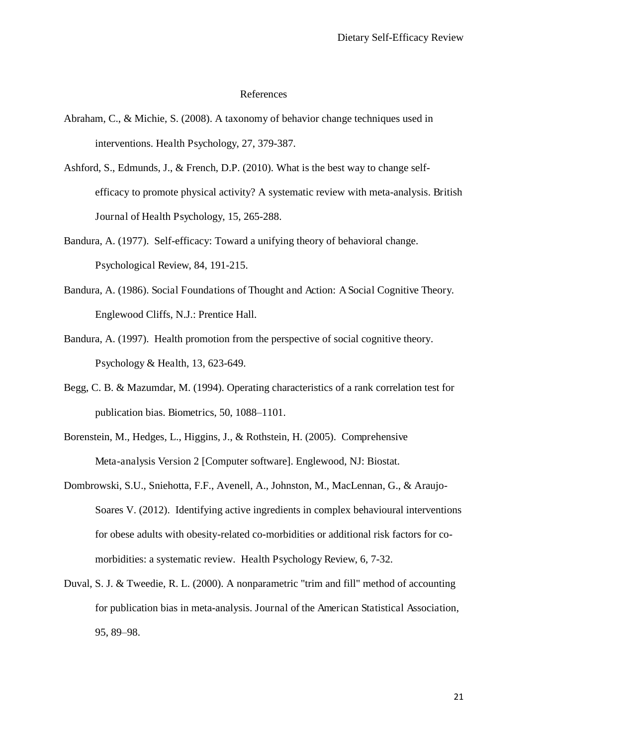# References

Abraham, C., & Michie, S. (2008). A taxonomy of behavior change techniques used in interventions. Health Psychology, 27, 379-387.

Ashford, S., Edmunds, J., & French, D.P. (2010). What is the best way to change self-efficacy to promote physical activity? A systematic review with meta-analysis. British Journal of Health Psychology, 15, 265-288.

Bandura, A. (1977). Self-efficacy: Toward a unifying theory of behavioral change. Psychological Review, 84, 191-215.

Bandura, A. (1986). Social Foundations of Thought and Action: A Social Cognitive Theory. Englewood Cliffs, N.J.: Prentice Hall.

Bandura, A. (1997). Health promotion from the perspective of social cognitive theory. Psychology & Health, 13, 623-649.

Begg, C. B. & Mazumdar, M. (1994). Operating characteristics of a rank correlation test for publication bias. Biometrics, 50, 1088–1101.

Borenstein, M., Hedges, L., Higgins, J., & Rothstein, H. (2005). Comprehensive Meta-analysis Version 2 [Computer software]. Englewood, NJ: Biostat.

Dombrowski, S.U., Sniehotta, F.F., Avenell, A., Johnston, M., MacLennan, G., & Araujo-Soares V. (2012). Identifying active ingredients in complex behavioural interventions for obese adults with obesity-related co-morbidities or additional risk factors for co-morbidities: a systematic review. Health Psychology Review, 6, 7-32.

Duval, S. J. & Tweedie, R. L. (2000). A nonparametric "trim and fill" method of accounting for publication bias in meta-analysis. Journal of the American Statistical Association, 95, 89–98.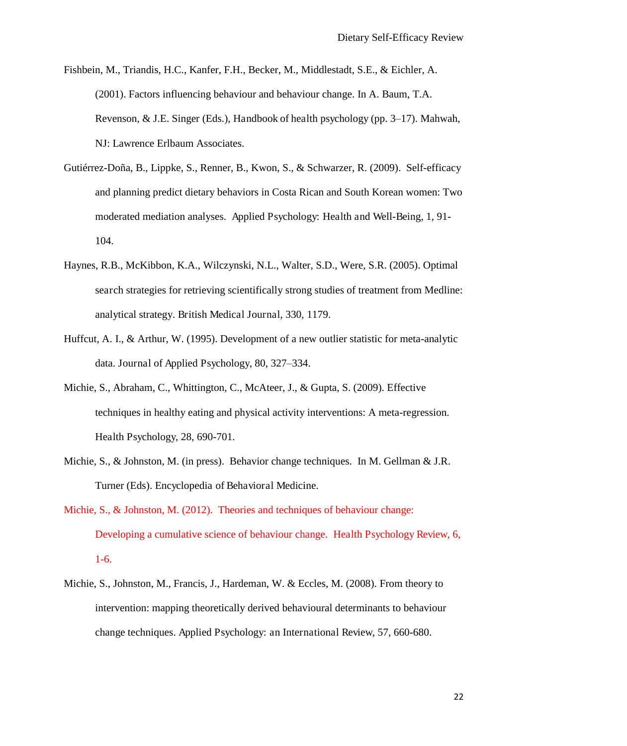Fishbein, M., Triandis, H.C., Kanfer, F.H., Becker, M., Middlestadt, S.E., & Eichler, A. (2001). Factors influencing behaviour and behaviour change. In A. Baum, T.A. Revenson, & J.E. Singer (Eds.), Handbook of health psychology (pp. 3–17). Mahwah, NJ: Lawrence Erlbaum Associates.

Gutiérrez-Doña, B., Lippke, S., Renner, B., Kwon, S., & Schwarzer, R. (2009). Self-efficacy and planning predict dietary behaviors in Costa Rican and South Korean women: Two moderated mediation analyses. Applied Psychology: Health and Well-Being, 1, 91-104.

Haynes, R.B., McKibbon, K.A., Wilczynski, N.L., Walter, S.D., Were, S.R. (2005). Optimal search strategies for retrieving scientifically strong studies of treatment from Medline: analytical strategy. British Medical Journal, 330, 1179.

Huffcut, A. I., & Arthur, W. (1995). Development of a new outlier statistic for meta-analytic data. Journal of Applied Psychology, 80, 327–334.

Michie, S., Abraham, C., Whittington, C., McAteer, J., & Gupta, S. (2009). Effective techniques in healthy eating and physical activity interventions: A meta-regression. Health Psychology, 28, 690-701.

Michie, S., & Johnston, M. (in press). Behavior change techniques. In M. Gellman & J.R. Turner (Eds). Encyclopedia of Behavioral Medicine.

Michie, S., & Johnston, M. (2012). Theories and techniques of behaviour change: Developing a cumulative science of behaviour change. Health Psychology Review, 6, 1-6.

Michie, S., Johnston, M., Francis, J., Hardeman, W. & Eccles, M. (2008). From theory to intervention: mapping theoretically derived behavioural determinants to behaviour change techniques. Applied Psychology: an International Review, 57, 660-680.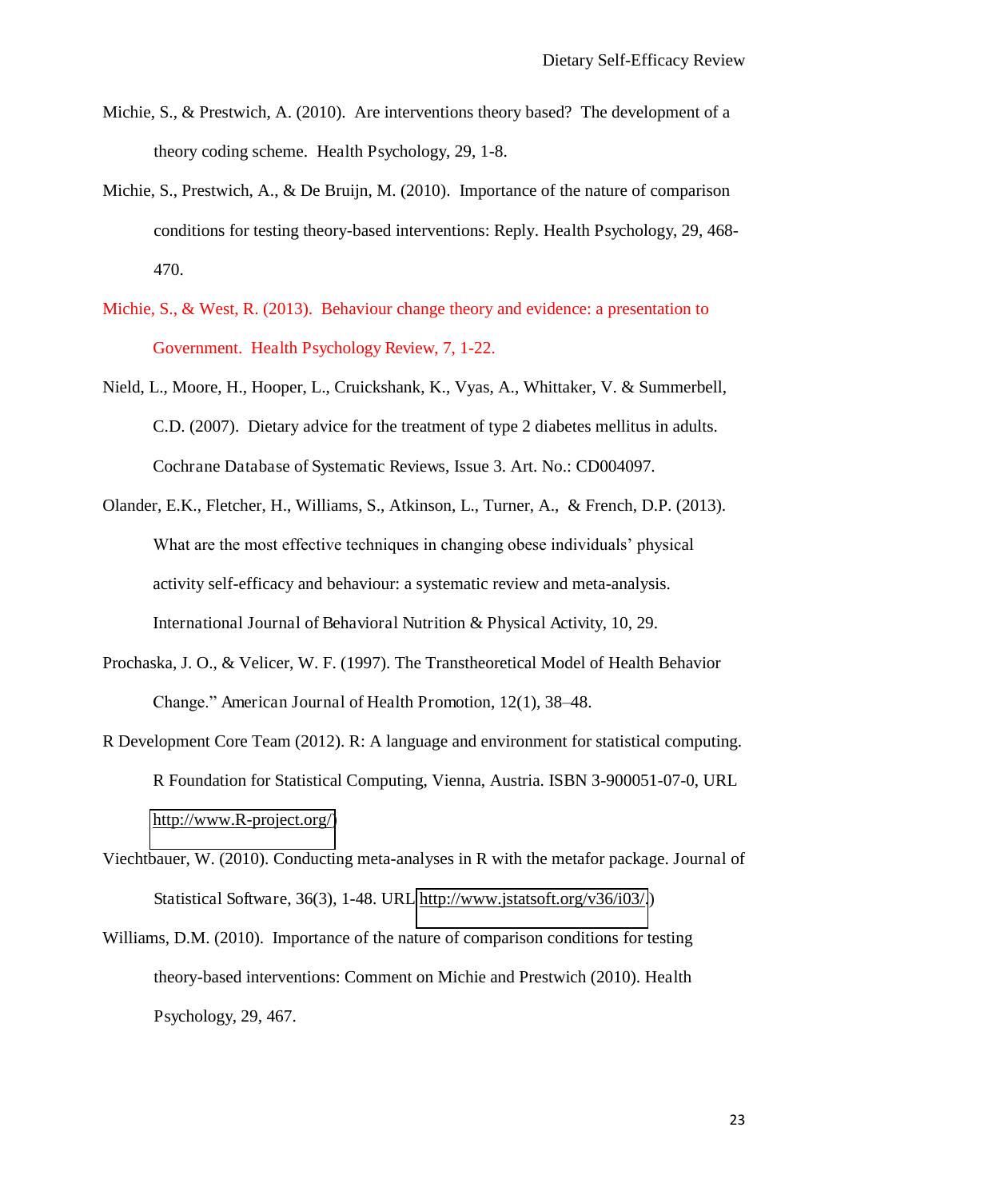Michie, S., & Prestwich, A. (2010). Are interventions theory based? The development of a theory coding scheme. Health Psychology, 29, 1-8.

Michie, S., Prestwich, A., & De Bruijn, M. (2010). Importance of the nature of comparison conditions for testing theory-based interventions: Reply. Health Psychology, 29, 468-470.

Michie, S., & West, R. (2013). Behaviour change theory and evidence: a presentation to Government. Health Psychology Review, 7, 1-22.

Nield, L., Moore, H., Hooper, L., Cruickshank, K., Vyas, A., Whittaker, V. & Summerbell, C.D. (2007). Dietary advice for the treatment of type 2 diabetes mellitus in adults. Cochrane Database of Systematic Reviews, Issue 3. Art. No.: CD004097.

Olander, E.K., Fletcher, H., Williams, S., Atkinson, L., Turner, A., & French, D.P. (2013). What are the most effective techniques in changing obese individuals' physical activity self-efficacy and behaviour: a systematic review and meta-analysis. International Journal of Behavioral Nutrition & Physical Activity, 10, 29.

Prochaska, J. O., & Velicer, W. F. (1997). The Transtheoretical Model of Health Behavior Change." American Journal of Health Promotion, 12(1), 38–48.

R Development Core Team (2012). R: A language and environment for statistical computing. R Foundation for Statistical Computing, Vienna, Austria. ISBN 3-900051-07-0, URL http://www.R-project.org/)

Viechtbauer, W. (2010). Conducting meta-analyses in R with the metafor package. Journal of Statistical Software, 36(3), 1-48. URL http://www.jstatsoft.org/v36/i03/.)

Williams, D.M. (2010). Importance of the nature of comparison conditions for testing theory-based interventions: Comment on Michie and Prestwich (2010). Health Psychology, 29, 467.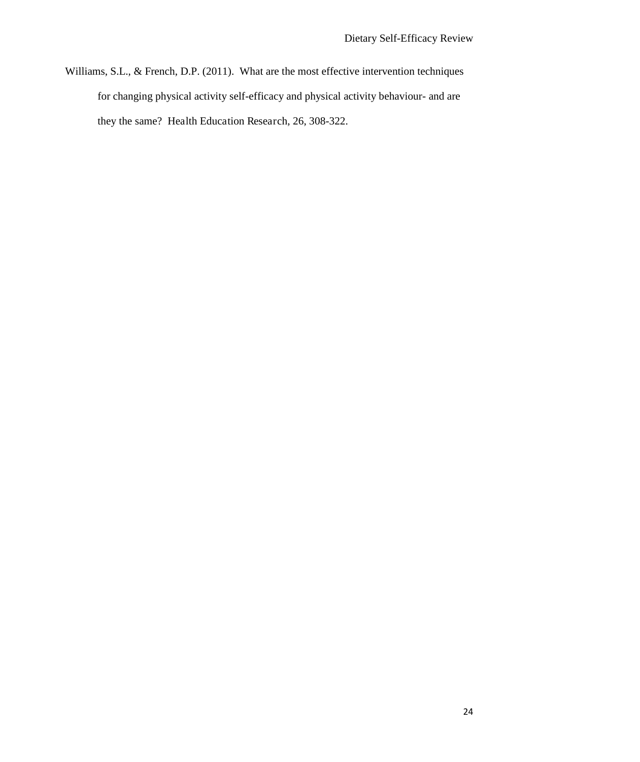Williams, S.L., & French, D.P. (2011). What are the most effective intervention techniques for changing physical activity self-efficacy and physical activity behaviour- and are they the same? Health Education Research, 26, 308-322.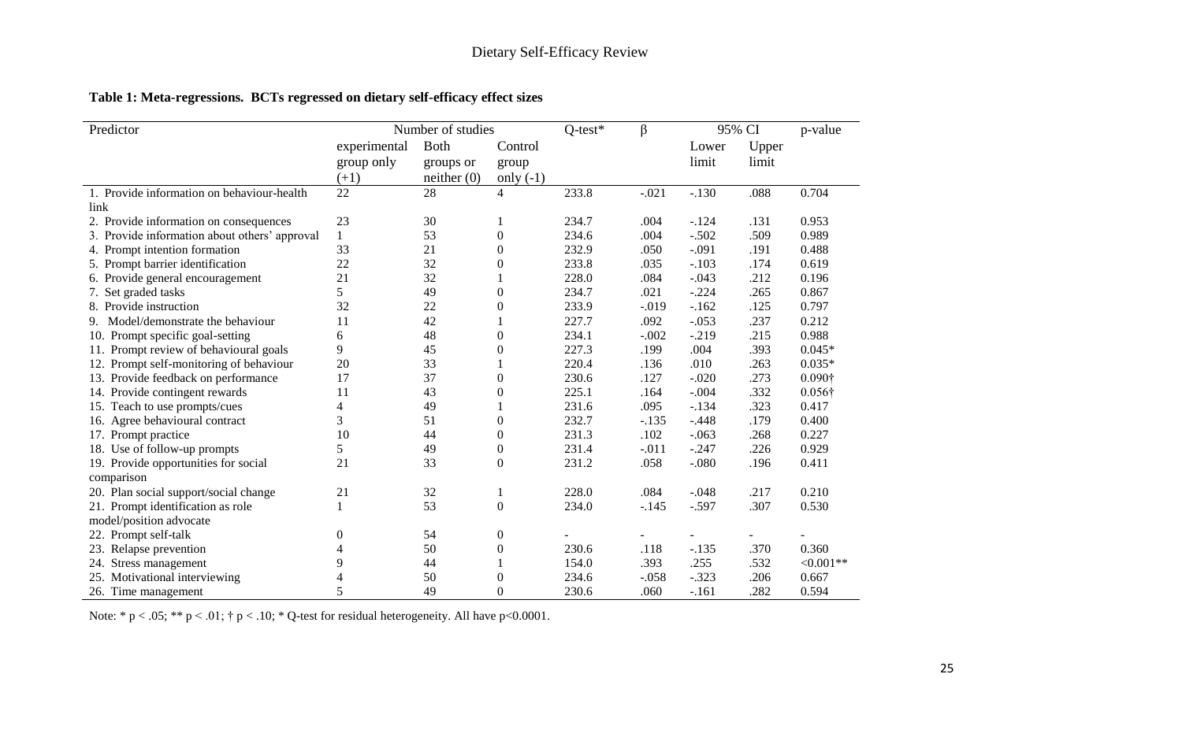**Table 1: Meta-regressions. BCTs regressed on dietary self-efficacy effect sizes**

| Predictor | Number of studies | | | Q-test* | β | 95% CI | | p-value |
|---|---|---|---|---|---|---|---|---|
| | experimental group only (+1) | Both groups or neither (0) | Control group only (-1) | | | Lower limit | Upper limit | |
| 1. Provide information on behaviour-health link | 22 | 28 | 4 | 233.8 | -.021 | -.130 | .088 | 0.704 |
| 2. Provide information on consequences | 23 | 30 | 1 | 234.7 | .004 | -.124 | .131 | 0.953 |
| 3. Provide information about others' approval | 1 | 53 | 0 | 234.6 | .004 | -.502 | .509 | 0.989 |
| 4. Prompt intention formation | 33 | 21 | 0 | 232.9 | .050 | -.091 | .191 | 0.488 |
| 5. Prompt barrier identification | 22 | 32 | 0 | 233.8 | .035 | -.103 | .174 | 0.619 |
| 6. Provide general encouragement | 21 | 32 | 1 | 228.0 | .084 | -.043 | .212 | 0.196 |
| 7. Set graded tasks | 5 | 49 | 0 | 234.7 | .021 | -.224 | .265 | 0.867 |
| 8. Provide instruction | 32 | 22 | 0 | 233.9 | -.019 | -.162 | .125 | 0.797 |
| 9. Model/demonstrate the behaviour | 11 | 42 | 1 | 227.7 | .092 | -.053 | .237 | 0.212 |
| 10. Prompt specific goal-setting | 6 | 48 | 0 | 234.1 | -.002 | -.219 | .215 | 0.988 |
| 11. Prompt review of behavioural goals | 9 | 45 | 0 | 227.3 | .199 | .004 | .393 | 0.045* |
| 12. Prompt self-monitoring of behaviour | 20 | 33 | 1 | 220.4 | .136 | .010 | .263 | 0.035* |
| 13. Provide feedback on performance | 17 | 37 | 0 | 230.6 | .127 | -.020 | .273 | 0.090† |
| 14. Provide contingent rewards | 11 | 43 | 0 | 225.1 | .164 | -.004 | .332 | 0.056† |
| 15. Teach to use prompts/cues | 4 | 49 | 1 | 231.6 | .095 | -.134 | .323 | 0.417 |
| 16. Agree behavioural contract | 3 | 51 | 0 | 232.7 | -.135 | -.448 | .179 | 0.400 |
| 17. Prompt practice | 10 | 44 | 0 | 231.3 | .102 | -.063 | .268 | 0.227 |
| 18. Use of follow-up prompts | 5 | 49 | 0 | 231.4 | -.011 | -.247 | .226 | 0.929 |
| 19. Provide opportunities for social comparison | 21 | 33 | 0 | 231.2 | .058 | -.080 | .196 | 0.411 |
| 20. Plan social support/social change | 21 | 32 | 1 | 228.0 | .084 | -.048 | .217 | 0.210 |
| 21. Prompt identification as role model/position advocate | 1 | 53 | 0 | 234.0 | -.145 | -.597 | .307 | 0.530 |
| 22. Prompt self-talk | 0 | 54 | 0 | - | - | - | - | - |
| 23. Relapse prevention | 4 | 50 | 0 | 230.6 | .118 | -.135 | .370 | 0.360 |
| 24. Stress management | 9 | 44 | 1 | 154.0 | .393 | .255 | .532 | <0.001** |
| 25. Motivational interviewing | 4 | 50 | 0 | 234.6 | -.058 | -.323 | .206 | 0.667 |
| 26. Time management | 5 | 49 | 0 | 230.6 | .060 | -.161 | .282 | 0.594 |

Note: * $p < .05$; ** $p < .01$; † $p < .10$; * Q-test for residual heterogeneity. All have $p<0.0001$.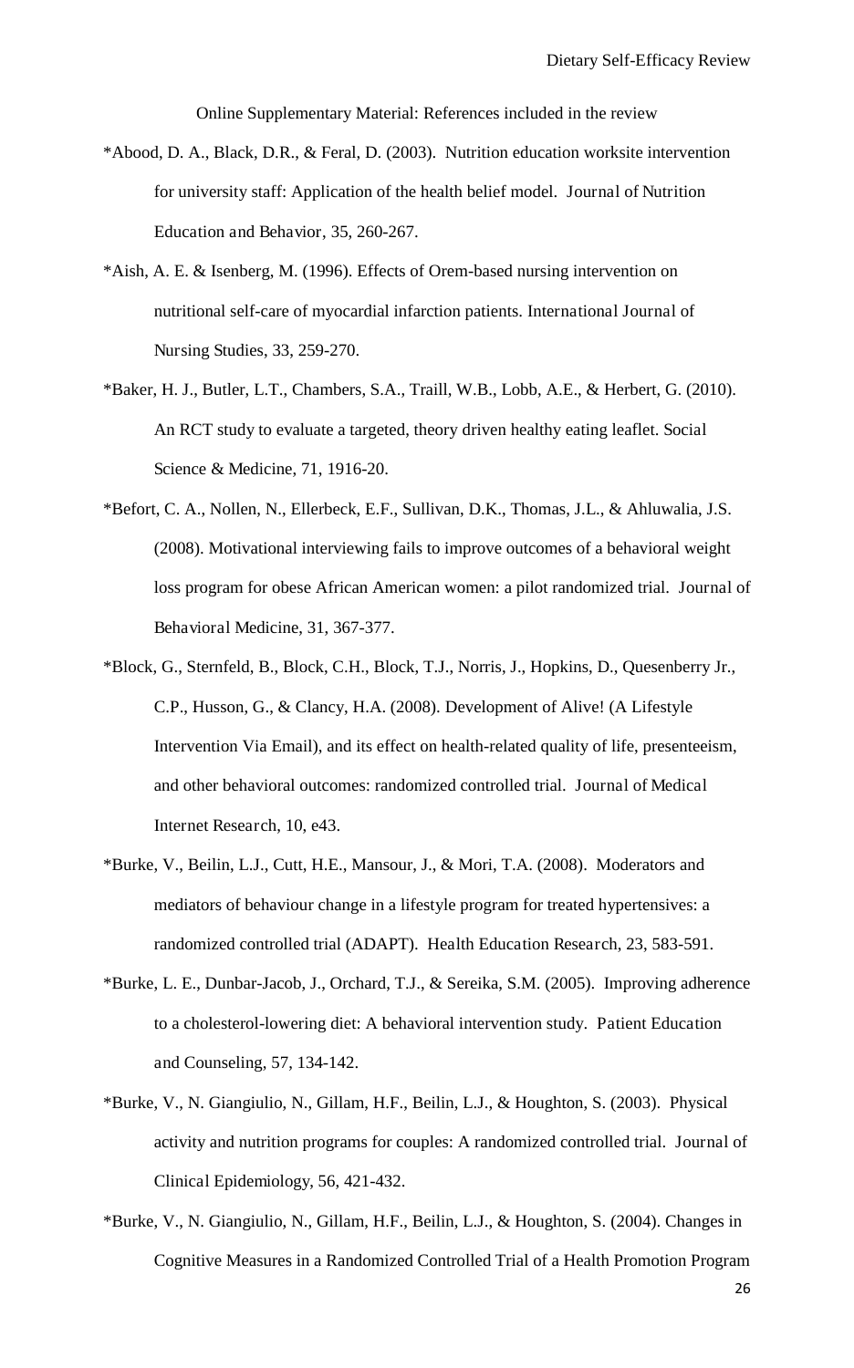Online Supplementary Material: References included in the review

*Abood, D. A., Black, D.R., & Feral, D. (2003). Nutrition education worksite intervention for university staff: Application of the health belief model. Journal of Nutrition Education and Behavior, 35, 260-267.

*Aish, A. E. & Isenberg, M. (1996). Effects of Orem-based nursing intervention on nutritional self-care of myocardial infarction patients. International Journal of Nursing Studies, 33, 259-270.

*Baker, H. J., Butler, L.T., Chambers, S.A., Traill, W.B., Lobb, A.E., & Herbert, G. (2010). An RCT study to evaluate a targeted, theory driven healthy eating leaflet. Social Science & Medicine, 71, 1916-20.

*Befort, C. A., Nollen, N., Ellerbeck, E.F., Sullivan, D.K., Thomas, J.L., & Ahluwalia, J.S. (2008). Motivational interviewing fails to improve outcomes of a behavioral weight loss program for obese African American women: a pilot randomized trial. Journal of Behavioral Medicine, 31, 367-377.

*Block, G., Sternfeld, B., Block, C.H., Block, T.J., Norris, J., Hopkins, D., Quesenberry Jr., C.P., Husson, G., & Clancy, H.A. (2008). Development of Alive! (A Lifestyle Intervention Via Email), and its effect on health-related quality of life, presenteeism, and other behavioral outcomes: randomized controlled trial. Journal of Medical Internet Research, 10, e43.

*Burke, V., Beilin, L.J., Cutt, H.E., Mansour, J., & Mori, T.A. (2008). Moderators and mediators of behaviour change in a lifestyle program for treated hypertensives: a randomized controlled trial (ADAPT). Health Education Research, 23, 583-591.

*Burke, L. E., Dunbar-Jacob, J., Orchard, T.J., & Sereika, S.M. (2005). Improving adherence to a cholesterol-lowering diet: A behavioral intervention study. Patient Education and Counseling, 57, 134-142.

*Burke, V., N. Giangiulio, N., Gillam, H.F., Beilin, L.J., & Houghton, S. (2003). Physical activity and nutrition programs for couples: A randomized controlled trial. Journal of Clinical Epidemiology, 56, 421-432.

*Burke, V., N. Giangiulio, N., Gillam, H.F., Beilin, L.J., & Houghton, S. (2004). Changes in Cognitive Measures in a Randomized Controlled Trial of a Health Promotion Program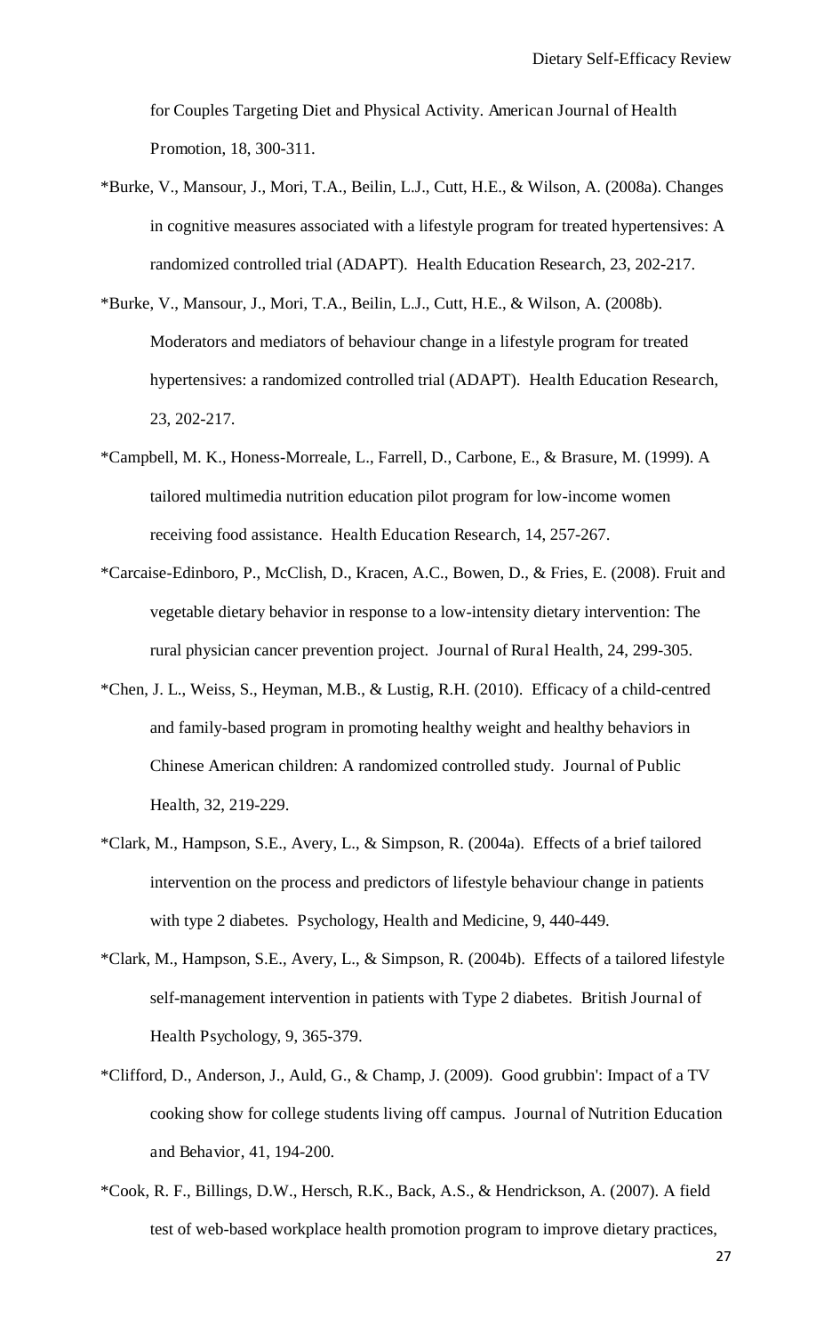for Couples Targeting Diet and Physical Activity. American Journal of Health Promotion, 18, 300-311.

*Burke, V., Mansour, J., Mori, T.A., Beilin, L.J., Cutt, H.E., & Wilson, A. (2008a). Changes in cognitive measures associated with a lifestyle program for treated hypertensives: A randomized controlled trial (ADAPT). Health Education Research, 23, 202-217.

*Burke, V., Mansour, J., Mori, T.A., Beilin, L.J., Cutt, H.E., & Wilson, A. (2008b). Moderators and mediators of behaviour change in a lifestyle program for treated hypertensives: a randomized controlled trial (ADAPT). Health Education Research, 23, 202-217.

*Campbell, M. K., Honess-Morreale, L., Farrell, D., Carbone, E., & Brasure, M. (1999). A tailored multimedia nutrition education pilot program for low-income women receiving food assistance. Health Education Research, 14, 257-267.

*Carcaise-Edinboro, P., McClish, D., Kracen, A.C., Bowen, D., & Fries, E. (2008). Fruit and vegetable dietary behavior in response to a low-intensity dietary intervention: The rural physician cancer prevention project. Journal of Rural Health, 24, 299-305.

*Chen, J. L., Weiss, S., Heyman, M.B., & Lustig, R.H. (2010). Efficacy of a child-centred and family-based program in promoting healthy weight and healthy behaviors in Chinese American children: A randomized controlled study. Journal of Public Health, 32, 219-229.

*Clark, M., Hampson, S.E., Avery, L., & Simpson, R. (2004a). Effects of a brief tailored intervention on the process and predictors of lifestyle behaviour change in patients with type 2 diabetes. Psychology, Health and Medicine, 9, 440-449.

*Clark, M., Hampson, S.E., Avery, L., & Simpson, R. (2004b). Effects of a tailored lifestyle self-management intervention in patients with Type 2 diabetes. British Journal of Health Psychology, 9, 365-379.

*Clifford, D., Anderson, J., Auld, G., & Champ, J. (2009). Good grubbin': Impact of a TV cooking show for college students living off campus. Journal of Nutrition Education and Behavior, 41, 194-200.

*Cook, R. F., Billings, D.W., Hersch, R.K., Back, A.S., & Hendrickson, A. (2007). A field test of web-based workplace health promotion program to improve dietary practices,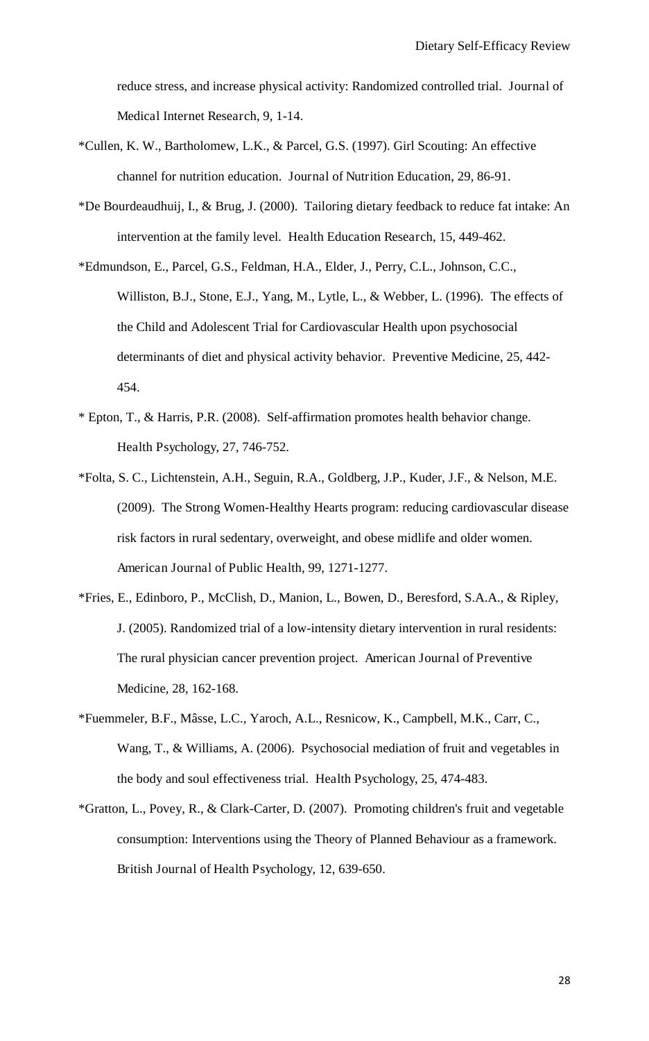reduce stress, and increase physical activity: Randomized controlled trial. Journal of Medical Internet Research, 9, 1-14.

*Cullen, K. W., Bartholomew, L.K., & Parcel, G.S. (1997). Girl Scouting: An effective channel for nutrition education. Journal of Nutrition Education, 29, 86-91.

*De Bourdeaudhuij, I., & Brug, J. (2000). Tailoring dietary feedback to reduce fat intake: An intervention at the family level. Health Education Research, 15, 449-462.

*Edmundson, E., Parcel, G.S., Feldman, H.A., Elder, J., Perry, C.L., Johnson, C.C., Williston, B.J., Stone, E.J., Yang, M., Lytle, L., & Webber, L. (1996). The effects of the Child and Adolescent Trial for Cardiovascular Health upon psychosocial determinants of diet and physical activity behavior. Preventive Medicine, 25, 442-454.

* Epton, T., & Harris, P.R. (2008). Self-affirmation promotes health behavior change. Health Psychology, 27, 746-752.

*Folta, S. C., Lichtenstein, A.H., Seguin, R.A., Goldberg, J.P., Kuder, J.F., & Nelson, M.E. (2009). The Strong Women-Healthy Hearts program: reducing cardiovascular disease risk factors in rural sedentary, overweight, and obese midlife and older women. American Journal of Public Health, 99, 1271-1277.

*Fries, E., Edinboro, P., McClish, D., Manion, L., Bowen, D., Beresford, S.A.A., & Ripley, J. (2005). Randomized trial of a low-intensity dietary intervention in rural residents: The rural physician cancer prevention project. American Journal of Preventive Medicine, 28, 162-168.

*Fuemmeler, B.F., Mâsse, L.C., Yaroch, A.L., Resnicow, K., Campbell, M.K., Carr, C., Wang, T., & Williams, A. (2006). Psychosocial mediation of fruit and vegetables in the body and soul effectiveness trial. Health Psychology, 25, 474-483.

*Gratton, L., Povey, R., & Clark-Carter, D. (2007). Promoting children's fruit and vegetable consumption: Interventions using the Theory of Planned Behaviour as a framework. British Journal of Health Psychology, 12, 639-650.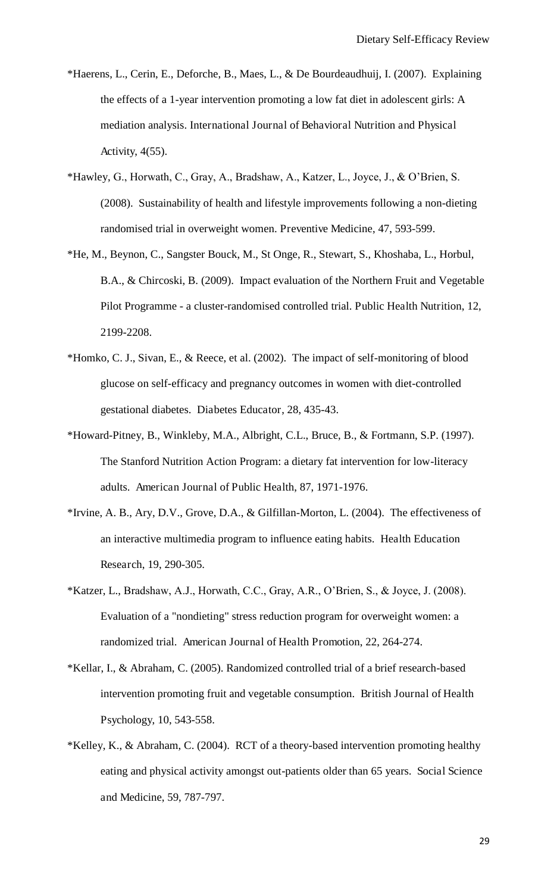*Haerens, L., Cerin, E., Deforche, B., Maes, L., & De Bourdeaudhuij, I. (2007). Explaining the effects of a 1-year intervention promoting a low fat diet in adolescent girls: A mediation analysis. International Journal of Behavioral Nutrition and Physical Activity, 4(55).

*Hawley, G., Horwath, C., Gray, A., Bradshaw, A., Katzer, L., Joyce, J., & O'Brien, S. (2008). Sustainability of health and lifestyle improvements following a non-dieting randomised trial in overweight women. Preventive Medicine, 47, 593-599.

*He, M., Beynon, C., Sangster Bouck, M., St Onge, R., Stewart, S., Khoshaba, L., Horbul, B.A., & Chircoski, B. (2009). Impact evaluation of the Northern Fruit and Vegetable Pilot Programme - a cluster-randomised controlled trial. Public Health Nutrition, 12, 2199-2208.

*Homko, C. J., Sivan, E., & Reece, et al. (2002). The impact of self-monitoring of blood glucose on self-efficacy and pregnancy outcomes in women with diet-controlled gestational diabetes. Diabetes Educator, 28, 435-43.

*Howard-Pitney, B., Winkleby, M.A., Albright, C.L., Bruce, B., & Fortmann, S.P. (1997). The Stanford Nutrition Action Program: a dietary fat intervention for low-literacy adults. American Journal of Public Health, 87, 1971-1976.

*Irvine, A. B., Ary, D.V., Grove, D.A., & Gilfillan-Morton, L. (2004). The effectiveness of an interactive multimedia program to influence eating habits. Health Education Research, 19, 290-305.

*Katzer, L., Bradshaw, A.J., Horwath, C.C., Gray, A.R., O'Brien, S., & Joyce, J. (2008). Evaluation of a "nondieting" stress reduction program for overweight women: a randomized trial. American Journal of Health Promotion, 22, 264-274.

*Kellar, I., & Abraham, C. (2005). Randomized controlled trial of a brief research-based intervention promoting fruit and vegetable consumption. British Journal of Health Psychology, 10, 543-558.

*Kelley, K., & Abraham, C. (2004). RCT of a theory-based intervention promoting healthy eating and physical activity amongst out-patients older than 65 years. Social Science and Medicine, 59, 787-797.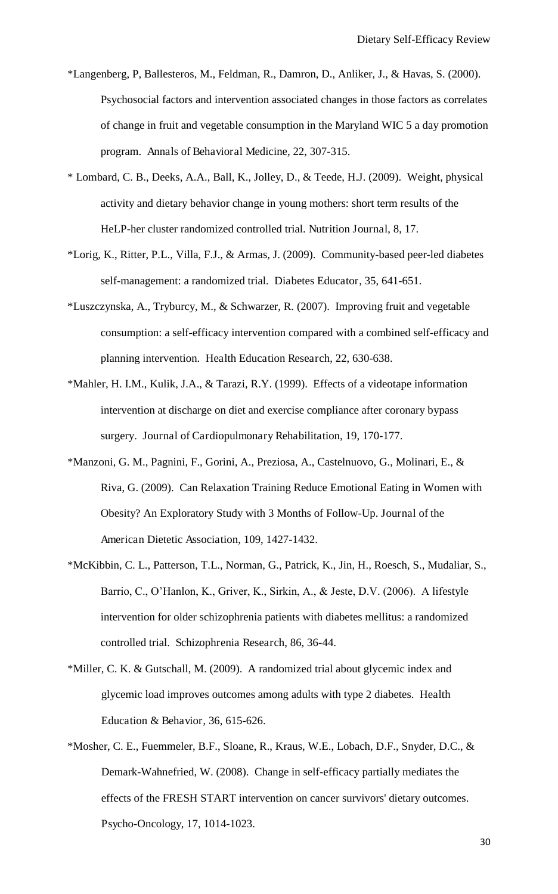*Langenberg, P, Ballesteros, M., Feldman, R., Damron, D., Anliker, J., & Havas, S. (2000). Psychosocial factors and intervention associated changes in those factors as correlates of change in fruit and vegetable consumption in the Maryland WIC 5 a day promotion program. Annals of Behavioral Medicine, 22, 307-315.

* Lombard, C. B., Deeks, A.A., Ball, K., Jolley, D., & Teede, H.J. (2009). Weight, physical activity and dietary behavior change in young mothers: short term results of the HeLP-her cluster randomized controlled trial. Nutrition Journal, 8, 17.

*Lorig, K., Ritter, P.L., Villa, F.J., & Armas, J. (2009). Community-based peer-led diabetes self-management: a randomized trial. Diabetes Educator, 35, 641-651.

*Luszczynska, A., Tryburcy, M., & Schwarzer, R. (2007). Improving fruit and vegetable consumption: a self-efficacy intervention compared with a combined self-efficacy and planning intervention. Health Education Research, 22, 630-638.

*Mahler, H. I.M., Kulik, J.A., & Tarazi, R.Y. (1999). Effects of a videotape information intervention at discharge on diet and exercise compliance after coronary bypass surgery. Journal of Cardiopulmonary Rehabilitation, 19, 170-177.

*Manzoni, G. M., Pagnini, F., Gorini, A., Preziosa, A., Castelnuovo, G., Molinari, E., & Riva, G. (2009). Can Relaxation Training Reduce Emotional Eating in Women with Obesity? An Exploratory Study with 3 Months of Follow-Up. Journal of the American Dietetic Association, 109, 1427-1432.

*McKibbin, C. L., Patterson, T.L., Norman, G., Patrick, K., Jin, H., Roesch, S., Mudaliar, S., Barrio, C., O'Hanlon, K., Griver, K., Sirkin, A., & Jeste, D.V. (2006). A lifestyle intervention for older schizophrenia patients with diabetes mellitus: a randomized controlled trial. Schizophrenia Research, 86, 36-44.

*Miller, C. K. & Gutschall, M. (2009). A randomized trial about glycemic index and glycemic load improves outcomes among adults with type 2 diabetes. Health Education & Behavior, 36, 615-626.

*Mosher, C. E., Fuemmeler, B.F., Sloane, R., Kraus, W.E., Lobach, D.F., Snyder, D.C., & Demark-Wahnefried, W. (2008). Change in self-efficacy partially mediates the effects of the FRESH START intervention on cancer survivors' dietary outcomes. Psycho-Oncology, 17, 1014-1023.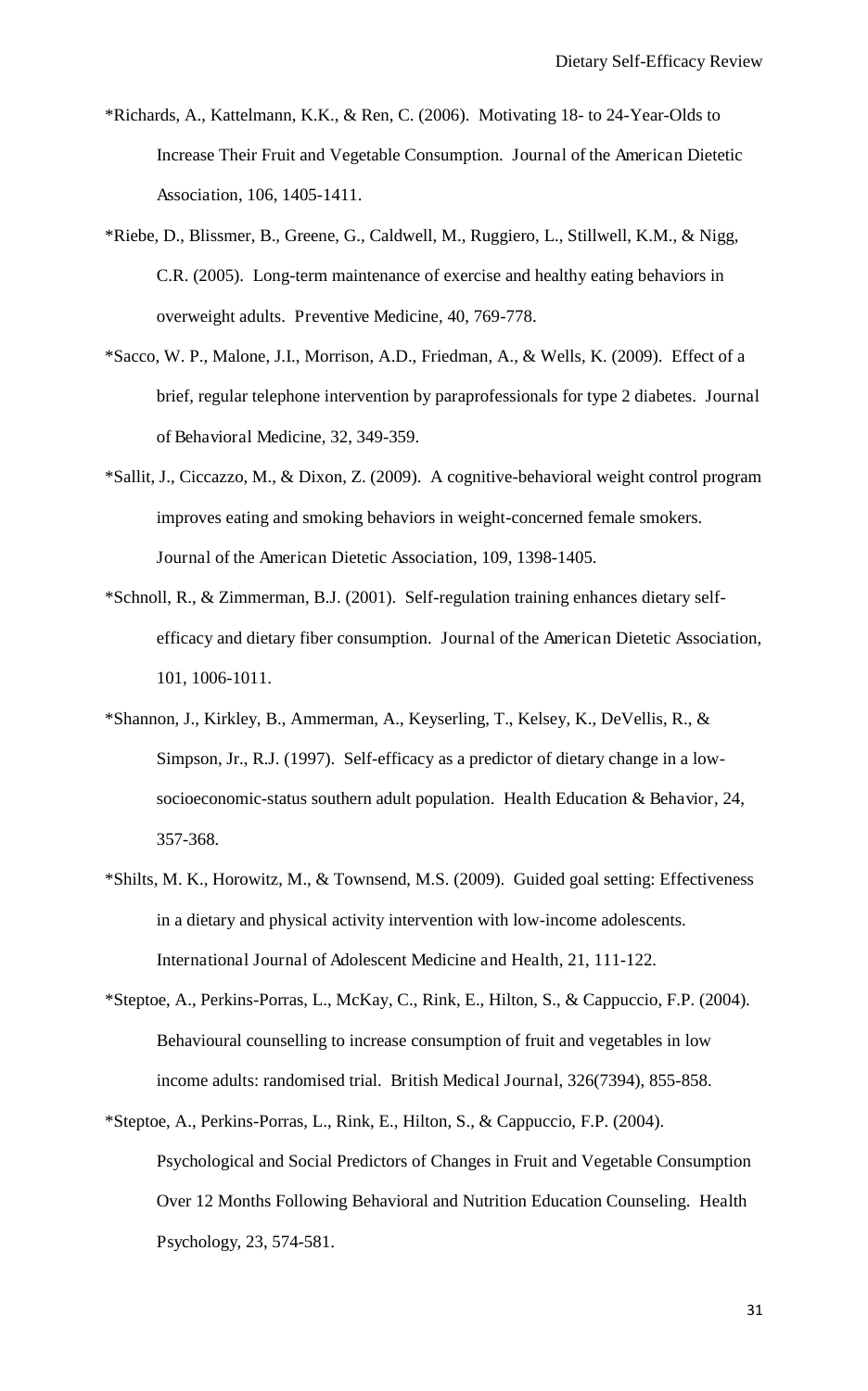*Richards, A., Kattelmann, K.K., & Ren, C. (2006). Motivating 18- to 24-Year-Olds to Increase Their Fruit and Vegetable Consumption. Journal of the American Dietetic Association, 106, 1405-1411.

*Riebe, D., Blissmer, B., Greene, G., Caldwell, M., Ruggiero, L., Stillwell, K.M., & Nigg, C.R. (2005). Long-term maintenance of exercise and healthy eating behaviors in overweight adults. Preventive Medicine, 40, 769-778.

*Sacco, W. P., Malone, J.I., Morrison, A.D., Friedman, A., & Wells, K. (2009). Effect of a brief, regular telephone intervention by paraprofessionals for type 2 diabetes. Journal of Behavioral Medicine, 32, 349-359.

*Sallit, J., Ciccazzo, M., & Dixon, Z. (2009). A cognitive-behavioral weight control program improves eating and smoking behaviors in weight-concerned female smokers. Journal of the American Dietetic Association, 109, 1398-1405.

*Schnoll, R., & Zimmerman, B.J. (2001). Self-regulation training enhances dietary self-efficacy and dietary fiber consumption. Journal of the American Dietetic Association, 101, 1006-1011.

*Shannon, J., Kirkley, B., Ammerman, A., Keyserling, T., Kelsey, K., DeVellis, R., & Simpson, Jr., R.J. (1997). Self-efficacy as a predictor of dietary change in a low-socioeconomic-status southern adult population. Health Education & Behavior, 24, 357-368.

*Shilts, M. K., Horowitz, M., & Townsend, M.S. (2009). Guided goal setting: Effectiveness in a dietary and physical activity intervention with low-income adolescents. International Journal of Adolescent Medicine and Health, 21, 111-122.

*Steptoe, A., Perkins-Porras, L., McKay, C., Rink, E., Hilton, S., & Cappuccio, F.P. (2004). Behavioural counselling to increase consumption of fruit and vegetables in low income adults: randomised trial. British Medical Journal, 326(7394), 855-858.

*Steptoe, A., Perkins-Porras, L., Rink, E., Hilton, S., & Cappuccio, F.P. (2004). Psychological and Social Predictors of Changes in Fruit and Vegetable Consumption Over 12 Months Following Behavioral and Nutrition Education Counseling. Health Psychology, 23, 574-581.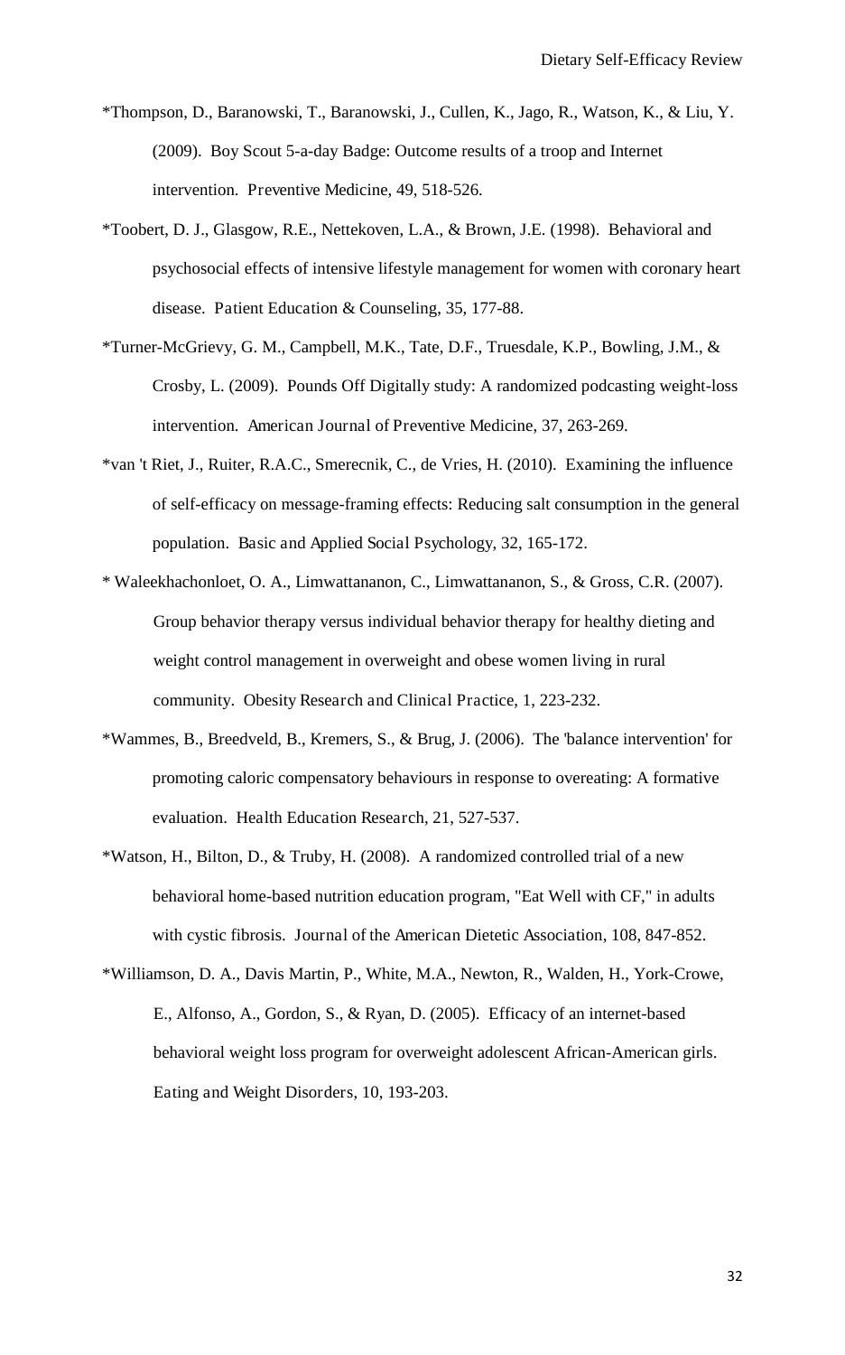*Thompson, D., Baranowski, T., Baranowski, J., Cullen, K., Jago, R., Watson, K., & Liu, Y. (2009). Boy Scout 5-a-day Badge: Outcome results of a troop and Internet intervention. Preventive Medicine, 49, 518-526.

*Toobert, D. J., Glasgow, R.E., Nettekoven, L.A., & Brown, J.E. (1998). Behavioral and psychosocial effects of intensive lifestyle management for women with coronary heart disease. Patient Education & Counseling, 35, 177-88.

*Turner-McGrievy, G. M., Campbell, M.K., Tate, D.F., Truesdale, K.P., Bowling, J.M., & Crosby, L. (2009). Pounds Off Digitally study: A randomized podcasting weight-loss intervention. American Journal of Preventive Medicine, 37, 263-269.

*van 't Riet, J., Ruiter, R.A.C., Smerecnik, C., de Vries, H. (2010). Examining the influence of self-efficacy on message-framing effects: Reducing salt consumption in the general population. Basic and Applied Social Psychology, 32, 165-172.

* Waleekhachonloet, O. A., Limwattananon, C., Limwattananon, S., & Gross, C.R. (2007). Group behavior therapy versus individual behavior therapy for healthy dieting and weight control management in overweight and obese women living in rural community. Obesity Research and Clinical Practice, 1, 223-232.

*Wammes, B., Breedveld, B., Kremers, S., & Brug, J. (2006). The 'balance intervention' for promoting caloric compensatory behaviours in response to overeating: A formative evaluation. Health Education Research, 21, 527-537.

*Watson, H., Bilton, D., & Truby, H. (2008). A randomized controlled trial of a new behavioral home-based nutrition education program, "Eat Well with CF," in adults with cystic fibrosis. Journal of the American Dietetic Association, 108, 847-852.

*Williamson, D. A., Davis Martin, P., White, M.A., Newton, R., Walden, H., York-Crowe, E., Alfonso, A., Gordon, S., & Ryan, D. (2005). Efficacy of an internet-based behavioral weight loss program for overweight adolescent African-American girls. Eating and Weight Disorders, 10, 193-203.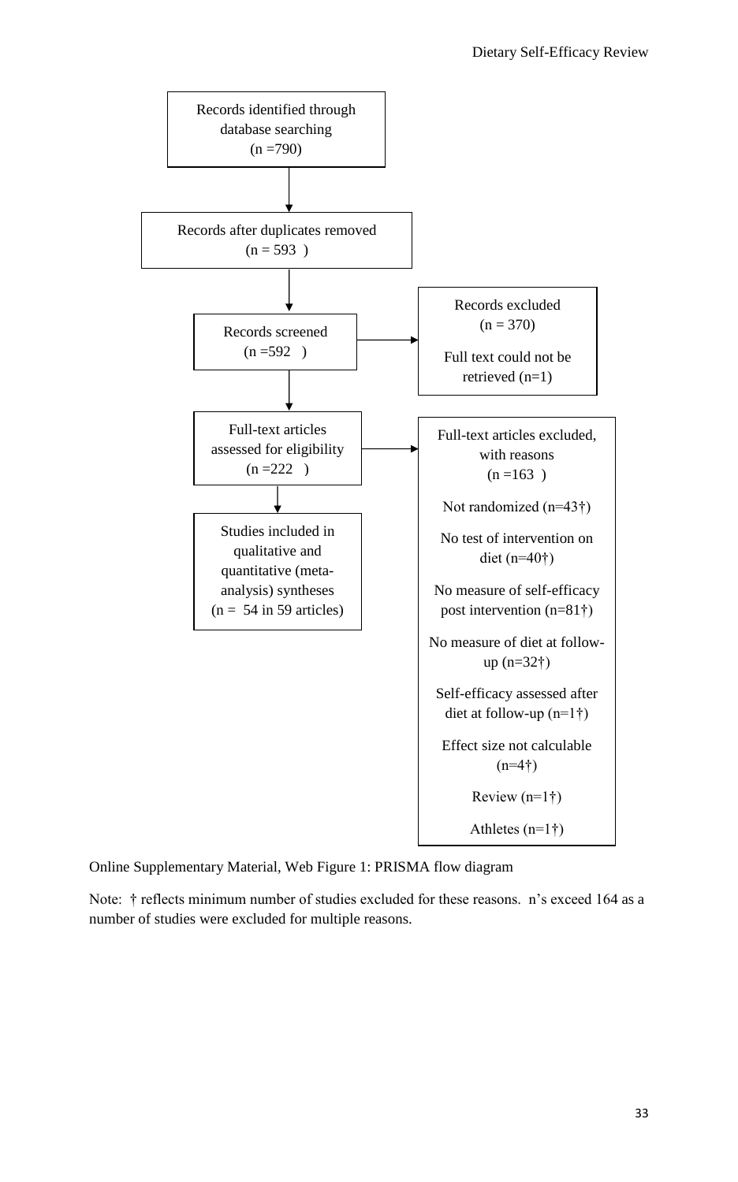Records identified through database searching (n =790)

↓

Records after duplicates removed (n = 593 )

↓

Records screened (n =592 ) → Records excluded (n = 370); Full text could not be retrieved (n=1)

↓

Full-text articles assessed for eligibility (n =222 ) → Full-text articles excluded, with reasons (n =163 )

- Not randomized (n=43†)
- No test of intervention on diet (n=40†)
- No measure of self-efficacy post intervention (n=81†)
- No measure of diet at follow-up (n=32†)
- Self-efficacy assessed after diet at follow-up (n=1†)
- Effect size not calculable (n=4†)
- Review (n=1†)
- Athletes (n=1†)

↓

Studies included in qualitative and quantitative (meta-analysis) syntheses (n = 54 in 59 articles)

Online Supplementary Material, Web Figure 1: PRISMA flow diagram

Note: † reflects minimum number of studies excluded for these reasons. n's exceed 164 as a number of studies were excluded for multiple reasons.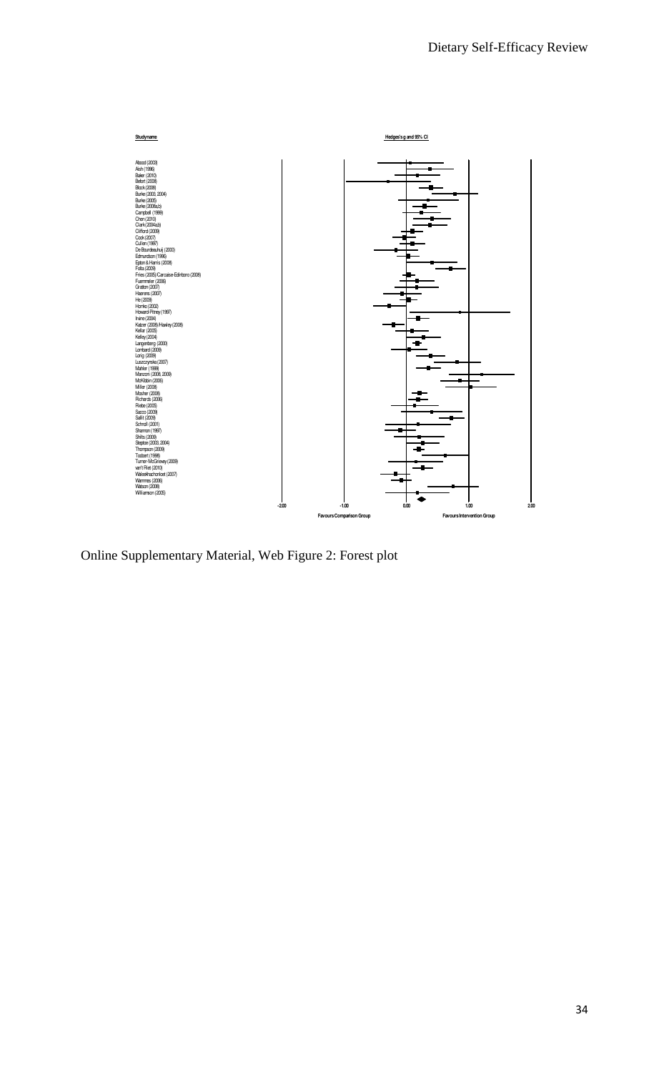| Studyname | Hedges's g and 95% CI |
|---|---|
| Abood (2003) | |
| Aish (1996) | |
| Baker (2010) | |
| Befort (2008) | |
| Block (2008) | |
| Burke (2003, 2004) | |
| Burke (2005) | |
| Burke (2008a,b) | |
| Campbell (1999) | |
| Chen (2010) | |
| Clark (2004a,b) | |
| Clifford (2009) | |
| Cook (2007) | |
| Cullen (1997) | |
| De Bourdeaudhuij (2000) | |
| Edmundson (1996) | |
| Epton & Harris (2008) | |
| Folta (2009) | |
| Fries (2005)/Carcaise-Edinboro (2008) | |
| Fuemmeler (2006) | |
| Gratton (2007) | |
| Haerens (2007) | |
| He (2009) | |
| Horeko (2002) | |
| Howard-Pitney (1997) | |
| Irvine (2004) | |
| Katzer (2008)/Hawley (2008) | |
| Kellar (2005) | |
| Kelley (2004) | |
| Langenberg (2000) | |
| Lombard (2009) | |
| Lorig (2009) | |
| Luszczynska (2007) | |
| Mahler (1999) | |
| Manzoni (2008, 2009) | |
| McKibbin (2006) | |
| Miller (2008) | |
| Mosher (2008) | |
| Richards (2006) | |
| Riebe (2005) | |
| Sacco (2009) | |
| Sallit (2009) | |
| Schnoll (2001) | |
| Shannon (1997) | |
| Shilts (2009) | |
| Steptoe (2003, 2004) | |
| Thompson (2009) | |
| Trobert (1996) | |
| Turner-McGrievy (2009) | |
| van't Riet (2010) | |
| Walee kachonloet (2007) | |
| Wammes (2006) | |
| Watson (2008) | |
| Williamson (2005) | |

-2.00 -1.00 0.00 1.00 2.00

Favours Comparison Group — Favours Intervention Group

Online Supplementary Material, Web Figure 2: Forest plot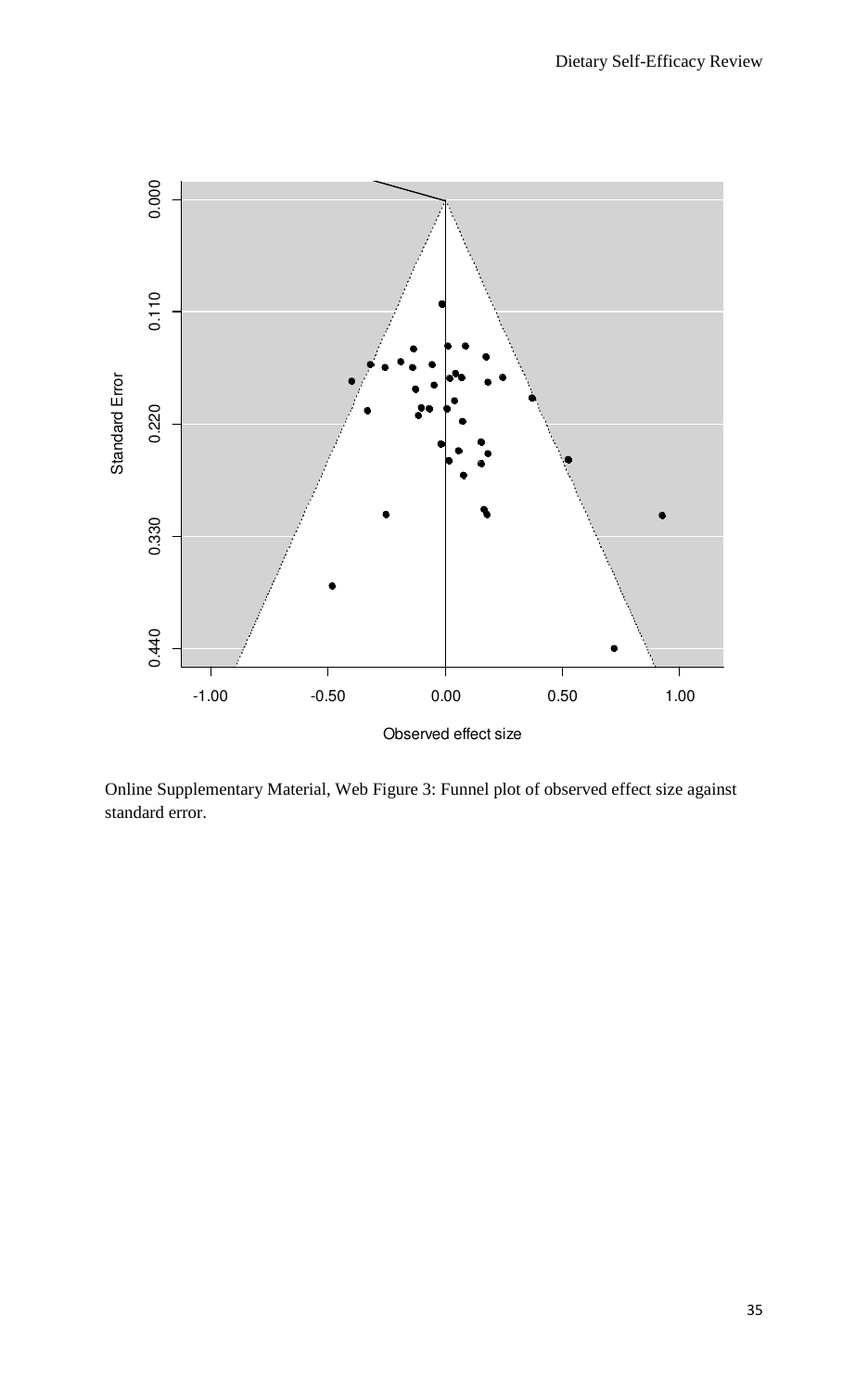Online Supplementary Material, Web Figure 3: Funnel plot of observed effect size against standard error.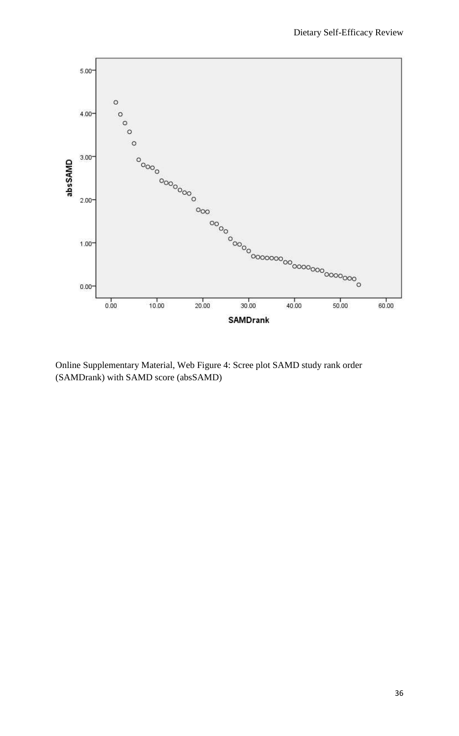Online Supplementary Material, Web Figure 4: Scree plot SAMD study rank order (SAMDrank) with SAMD score (absSAMD)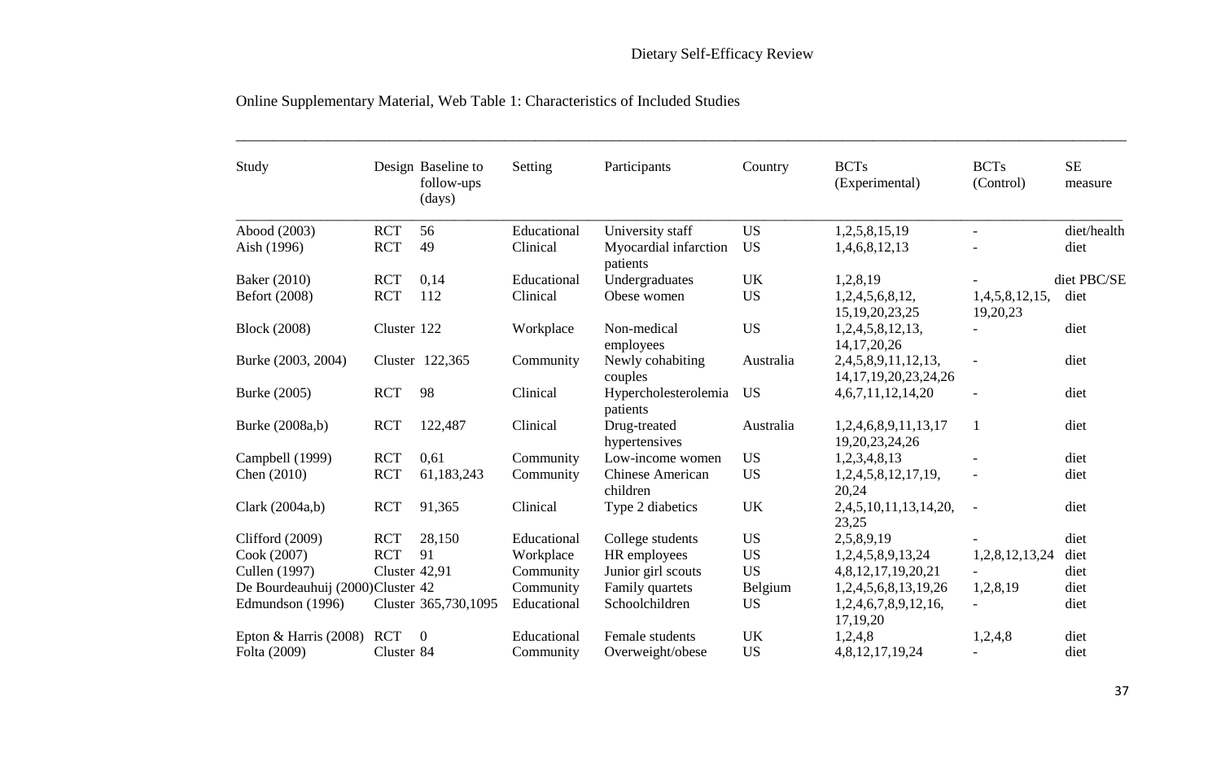Online Supplementary Material, Web Table 1: Characteristics of Included Studies

| Study | Design | Baseline to follow-ups (days) | Setting | Participants | Country | BCTs (Experimental) | BCTs (Control) | SE measure |
|---|---|---|---|---|---|---|---|---|
| Abood (2003) | RCT | 56 | Educational | University staff | US | 1,2,5,8,15,19 | - | diet/health |
| Aish (1996) | RCT | 49 | Clinical | Myocardial infarction patients | US | 1,4,6,8,12,13 | - | diet |
| Baker (2010) | RCT | 0,14 | Educational | Undergraduates | UK | 1,2,8,19 | - | diet PBC/SE |
| Befort (2008) | RCT | 112 | Clinical | Obese women | US | 1,2,4,5,6,8,12, 15,19,20,23,25 | 1,4,5,8,12,15, 19,20,23 | diet |
| Block (2008) | Cluster | 122 | Workplace | Non-medical employees | US | 1,2,4,5,8,12,13, 14,17,20,26 | - | diet |
| Burke (2003, 2004) | Cluster | 122,365 | Community | Newly cohabiting couples | Australia | 2,4,5,8,9,11,12,13, 14,17,19,20,23,24,26 | - | diet |
| Burke (2005) | RCT | 98 | Clinical | Hypercholesterolemia patients | US | 4,6,7,11,12,14,20 | - | diet |
| Burke (2008a,b) | RCT | 122,487 | Clinical | Drug-treated hypertensives | Australia | 1,2,4,6,8,9,11,13,17 19,20,23,24,26 | 1 | diet |
| Campbell (1999) | RCT | 0,61 | Community | Low-income women | US | 1,2,3,4,8,13 | - | diet |
| Chen (2010) | RCT | 61,183,243 | Community | Chinese American children | US | 1,2,4,5,8,12,17,19, 20,24 | - | diet |
| Clark (2004a,b) | RCT | 91,365 | Clinical | Type 2 diabetics | UK | 2,4,5,10,11,13,14,20, 23,25 | - | diet |
| Clifford (2009) | RCT | 28,150 | Educational | College students | US | 2,5,8,9,19 | - | diet |
| Cook (2007) | RCT | 91 | Workplace | HR employees | US | 1,2,4,5,8,9,13,24 | 1,2,8,12,13,24 | diet |
| Cullen (1997) | Cluster | 42,91 | Community | Junior girl scouts | US | 4,8,12,17,19,20,21 | - | diet |
| De Bourdeauhuij (2000) | Cluster | 42 | Community | Family quartets | Belgium | 1,2,4,5,6,8,13,19,26 | 1,2,8,19 | diet |
| Edmundson (1996) | Cluster | 365,730,1095 | Educational | Schoolchildren | US | 1,2,4,6,7,8,9,12,16, 17,19,20 | - | diet |
| Epton & Harris (2008) | RCT | 0 | Educational | Female students | UK | 1,2,4,8 | 1,2,4,8 | diet |
| Folta (2009) | Cluster | 84 | Community | Overweight/obese | US | 4,8,12,17,19,24 | - | diet |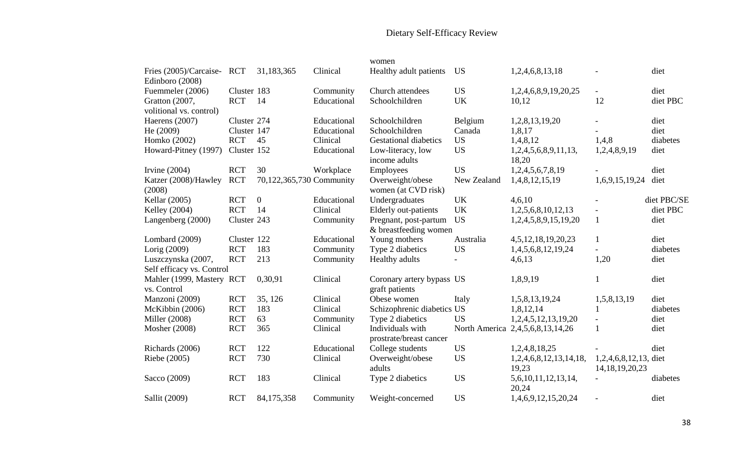| | | | | women | | | | |
|---|---|---|---|---|---|---|---|---|
| Fries (2005)/Carcaise-Edinboro (2008) | RCT | 31,183,365 | Clinical | Healthy adult patients | US | 1,2,4,6,8,13,18 | - | diet |
| Fuemmeler (2006) | Cluster | 183 | Community | Church attendees | US | 1,2,4,6,8,9,19,20,25 | - | diet |
| Gratton (2007, volitional vs. control) | RCT | 14 | Educational | Schoolchildren | UK | 10,12 | 12 | diet PBC |
| Haerens (2007) | Cluster | 274 | Educational | Schoolchildren | Belgium | 1,2,8,13,19,20 | - | diet |
| He (2009) | Cluster | 147 | Educational | Schoolchildren | Canada | 1,8,17 | - | diet |
| Homko (2002) | RCT | 45 | Clinical | Gestational diabetics | US | 1,4,8,12 | 1,4,8 | diabetes |
| Howard-Pitney (1997) | Cluster | 152 | Educational | Low-literacy, low income adults | US | 1,2,4,5,6,8,9,11,13, 18,20 | 1,2,4,8,9,19 | diet |
| Irvine (2004) | RCT | 30 | Workplace | Employees | US | 1,2,4,5,6,7,8,19 | - | diet |
| Katzer (2008)/Hawley (2008) | RCT | 70,122,365,730 | Community | Overweight/obese women (at CVD risk) | New Zealand | 1,4,8,12,15,19 | 1,6,9,15,19,24 | diet |
| Kellar (2005) | RCT | 0 | Educational | Undergraduates | UK | 4,6,10 | - | diet PBC/SE |
| Kelley (2004) | RCT | 14 | Clinical | Elderly out-patients | UK | 1,2,5,6,8,10,12,13 | - | diet PBC |
| Langenberg (2000) | Cluster | 243 | Community | Pregnant, post-partum & breastfeeding women | US | 1,2,4,5,8,9,15,19,20 | 1 | diet |
| Lombard (2009) | Cluster | 122 | Educational | Young mothers | Australia | 4,5,12,18,19,20,23 | 1 | diet |
| Lorig (2009) | RCT | 183 | Community | Type 2 diabetics | US | 1,4,5,6,8,12,19,24 | - | diabetes |
| Luszczynska (2007, Self efficacy vs. Control | RCT | 213 | Community | Healthy adults | - | 4,6,13 | 1,20 | diet |
| Mahler (1999, Mastery vs. Control | RCT | 0,30,91 | Clinical | Coronary artery bypass graft patients | US | 1,8,9,19 | 1 | diet |
| Manzoni (2009) | RCT | 35, 126 | Clinical | Obese women | Italy | 1,5,8,13,19,24 | 1,5,8,13,19 | diet |
| McKibbin (2006) | RCT | 183 | Clinical | Schizophrenic diabetics | US | 1,8,12,14 | 1 | diabetes |
| Miller (2008) | RCT | 63 | Community | Type 2 diabetics | US | 1,2,4,5,12,13,19,20 | - | diet |
| Mosher (2008) | RCT | 365 | Clinical | Individuals with prostrate/breast cancer | North America | 2,4,5,6,8,13,14,26 | 1 | diet |
| Richards (2006) | RCT | 122 | Educational | College students | US | 1,2,4,8,18,25 | - | diet |
| Riebe (2005) | RCT | 730 | Clinical | Overweight/obese adults | US | 1,2,4,6,8,12,13,14,18, 19,23 | 1,2,4,6,8,12,13, 14,18,19,20,23 | diet |
| Sacco (2009) | RCT | 183 | Clinical | Type 2 diabetics | US | 5,6,10,11,12,13,14, 20,24 | - | diabetes |
| Sallit (2009) | RCT | 84,175,358 | Community | Weight-concerned | US | 1,4,6,9,12,15,20,24 | - | diet |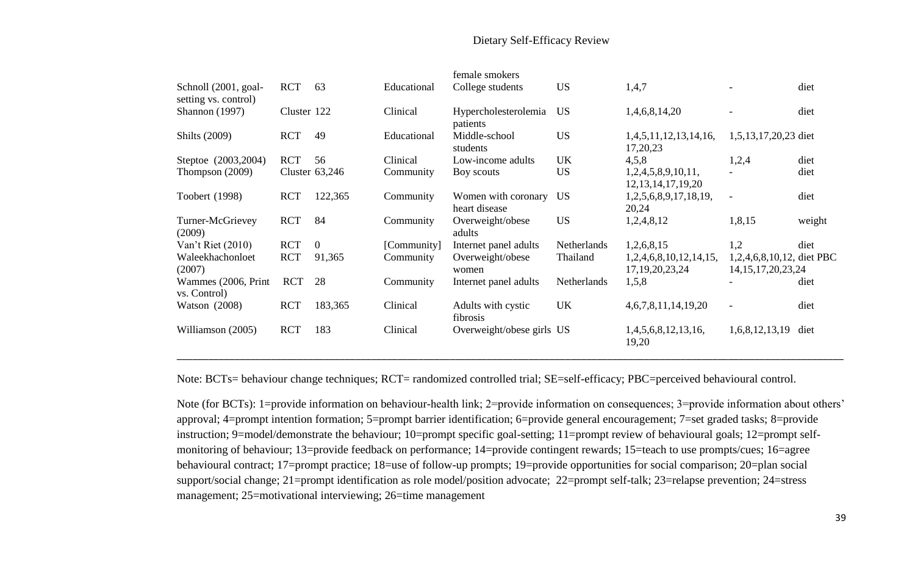| | | | | female smokers | | | | |
|---|---|---|---|---|---|---|---|---|
| Schnoll (2001, goal-setting vs. control) | RCT | 63 | Educational | College students | US | 1,4,7 | - | diet |
| Shannon (1997) | Cluster | 122 | Clinical | Hypercholesterolemia patients | US | 1,4,6,8,14,20 | - | diet |
| Shilts (2009) | RCT | 49 | Educational | Middle-school students | US | 1,4,5,11,12,13,14,16, 17,20,23 | 1,5,13,17,20,23 | diet |
| Steptoe (2003,2004) | RCT | 56 | Clinical | Low-income adults | UK | 4,5,8 | 1,2,4 | diet |
| Thompson (2009) | Cluster | 63,246 | Community | Boy scouts | US | 1,2,4,5,8,9,10,11, 12,13,14,17,19,20 | - | diet |
| Toobert (1998) | RCT | 122,365 | Community | Women with coronary heart disease | US | 1,2,5,6,8,9,17,18,19, 20,24 | - | diet |
| Turner-McGrievey (2009) | RCT | 84 | Community | Overweight/obese adults | US | 1,2,4,8,12 | 1,8,15 | weight |
| Van't Riet (2010) | RCT | 0 | [Community] | Internet panel adults | Netherlands | 1,2,6,8,15 | 1,2 | diet |
| Waleekhachonloet (2007) | RCT | 91,365 | Community | Overweight/obese women | Thailand | 1,2,4,6,8,10,12,14,15, 17,19,20,23,24 | 1,2,4,6,8,10,12, 14,15,17,20,23,24 | diet PBC |
| Wammes (2006, Print vs. Control) | RCT | 28 | Community | Internet panel adults | Netherlands | 1,5,8 | - | diet |
| Watson (2008) | RCT | 183,365 | Clinical | Adults with cystic fibrosis | UK | 4,6,7,8,11,14,19,20 | - | diet |
| Williamson (2005) | RCT | 183 | Clinical | Overweight/obese girls | US | 1,4,5,6,8,12,13,16, 19,20 | 1,6,8,12,13,19 | diet |

Note: BCTs= behaviour change techniques; RCT= randomized controlled trial; SE=self-efficacy; PBC=perceived behavioural control.

Note (for BCTs): 1=provide information on behaviour-health link; 2=provide information on consequences; 3=provide information about others' approval; 4=prompt intention formation; 5=prompt barrier identification; 6=provide general encouragement; 7=set graded tasks; 8=provide instruction; 9=model/demonstrate the behaviour; 10=prompt specific goal-setting; 11=prompt review of behavioural goals; 12=prompt self-monitoring of behaviour; 13=provide feedback on performance; 14=provide contingent rewards; 15=teach to use prompts/cues; 16=agree behavioural contract; 17=prompt practice; 18=use of follow-up prompts; 19=provide opportunities for social comparison; 20=plan social support/social change; 21=prompt identification as role model/position advocate; 22=prompt self-talk; 23=relapse prevention; 24=stress management; 25=motivational interviewing; 26=time management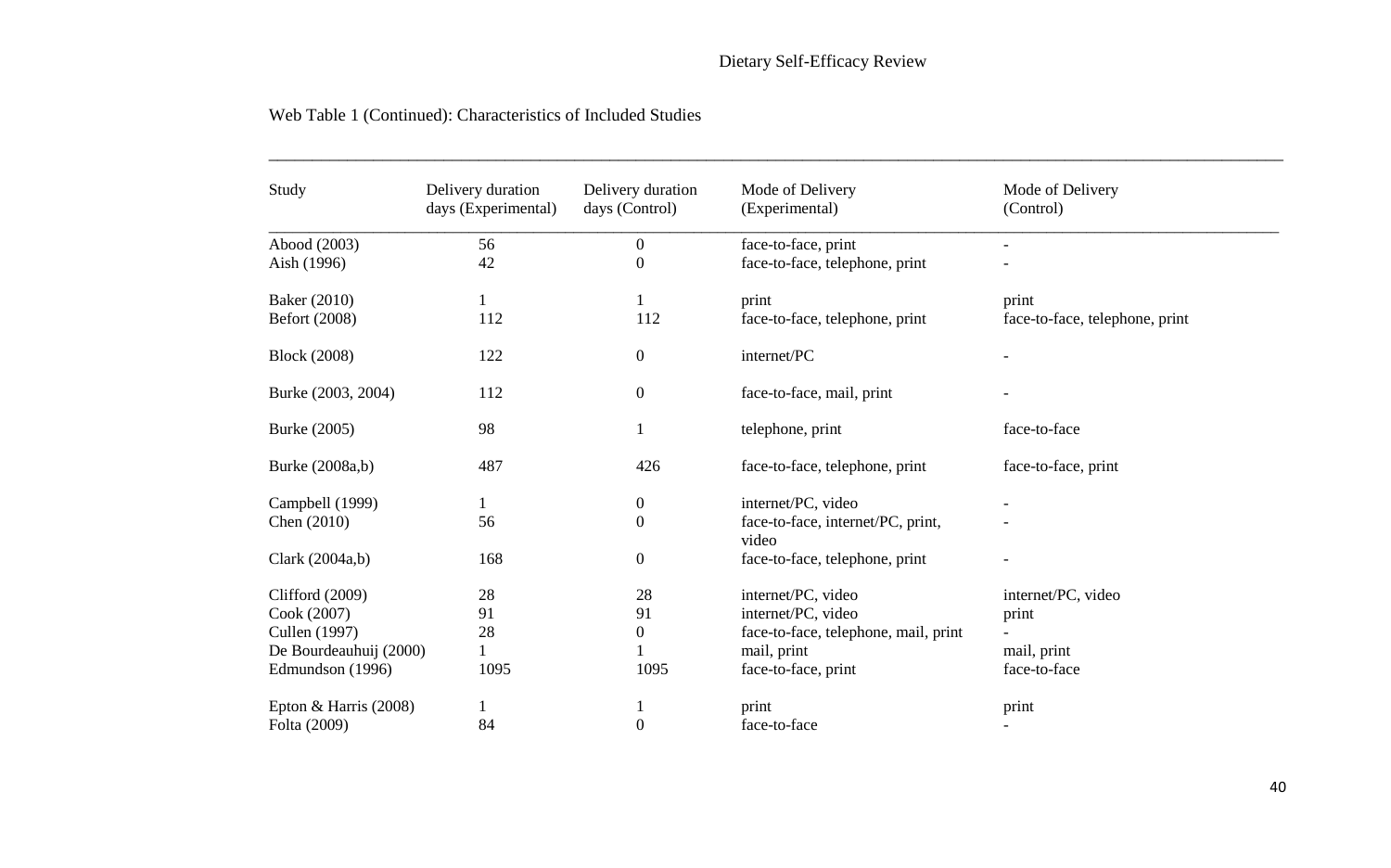Web Table 1 (Continued): Characteristics of Included Studies

| Study | Delivery duration days (Experimental) | Delivery duration days (Control) | Mode of Delivery (Experimental) | Mode of Delivery (Control) |
|---|---|---|---|---|
| Abood (2003) | 56 | 0 | face-to-face, print | - |
| Aish (1996) | 42 | 0 | face-to-face, telephone, print | - |
| Baker (2010) | 1 | 1 | print | print |
| Befort (2008) | 112 | 112 | face-to-face, telephone, print | face-to-face, telephone, print |
| Block (2008) | 122 | 0 | internet/PC | - |
| Burke (2003, 2004) | 112 | 0 | face-to-face, mail, print | - |
| Burke (2005) | 98 | 1 | telephone, print | face-to-face |
| Burke (2008a,b) | 487 | 426 | face-to-face, telephone, print | face-to-face, print |
| Campbell (1999) | 1 | 0 | internet/PC, video | - |
| Chen (2010) | 56 | 0 | face-to-face, internet/PC, print, video | - |
| Clark (2004a,b) | 168 | 0 | face-to-face, telephone, print | - |
| Clifford (2009) | 28 | 28 | internet/PC, video | internet/PC, video |
| Cook (2007) | 91 | 91 | internet/PC, video | print |
| Cullen (1997) | 28 | 0 | face-to-face, telephone, mail, print | - |
| De Bourdeauhuij (2000) | 1 | 1 | mail, print | mail, print |
| Edmundson (1996) | 1095 | 1095 | face-to-face, print | face-to-face |
| Epton & Harris (2008) | 1 | 1 | print | print |
| Folta (2009) | 84 | 0 | face-to-face | - |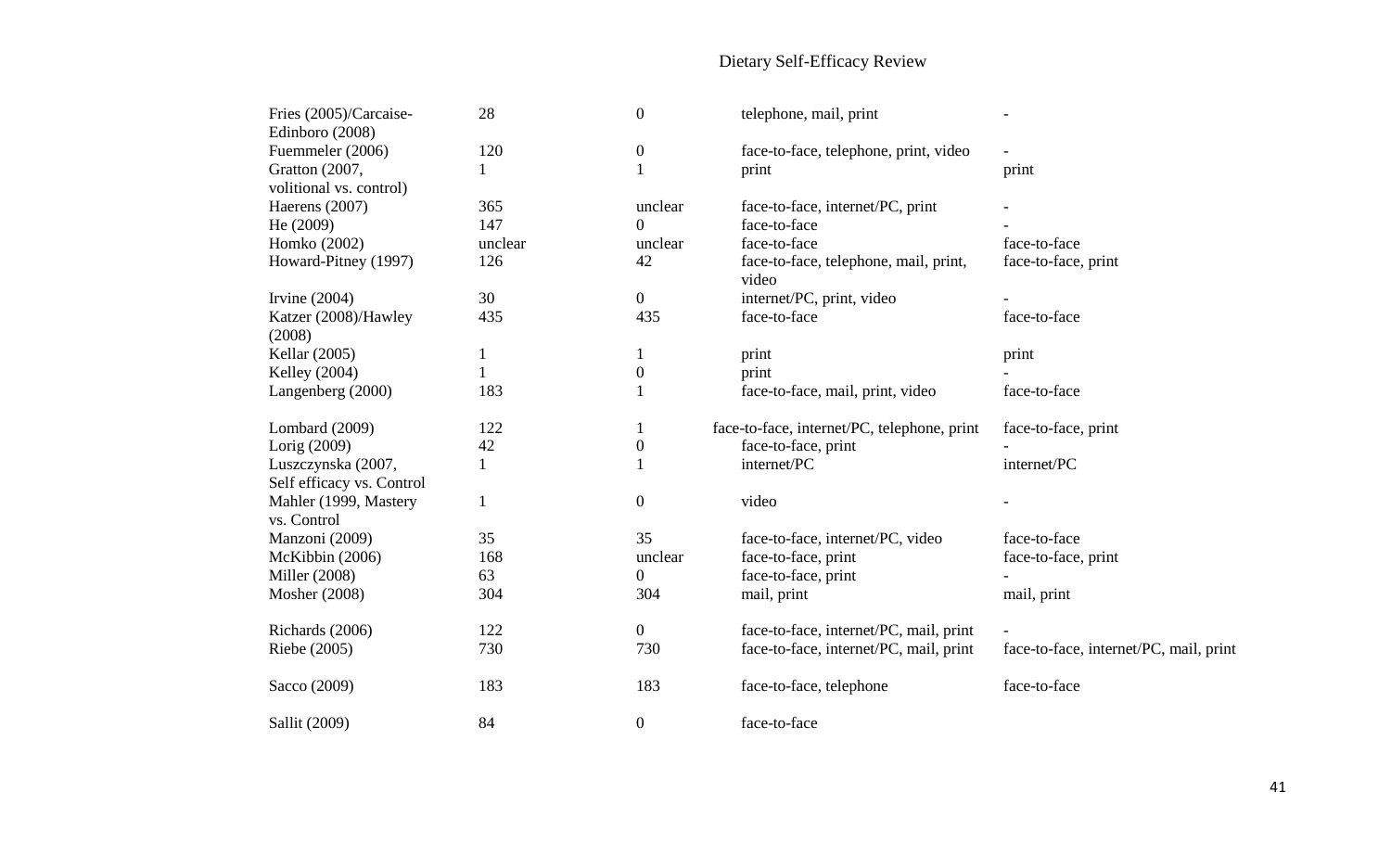| | | | | |
|---|---|---|---|---|
| Fries (2005)/Carcaise-Edinboro (2008) | 28 | 0 | telephone, mail, print | - |
| Fuemmeler (2006) | 120 | 0 | face-to-face, telephone, print, video | - |
| Gratton (2007, volitional vs. control) | 1 | 1 | print | print |
| Haerens (2007) | 365 | unclear | face-to-face, internet/PC, print | - |
| He (2009) | 147 | 0 | face-to-face | - |
| Homko (2002) | unclear | unclear | face-to-face | face-to-face |
| Howard-Pitney (1997) | 126 | 42 | face-to-face, telephone, mail, print, video | face-to-face, print |
| Irvine (2004) | 30 | 0 | internet/PC, print, video | - |
| Katzer (2008)/Hawley (2008) | 435 | 435 | face-to-face | face-to-face |
| Kellar (2005) | 1 | 1 | print | print |
| Kelley (2004) | 1 | 0 | print | - |
| Langenberg (2000) | 183 | 1 | face-to-face, mail, print, video | face-to-face |
| Lombard (2009) | 122 | 1 | face-to-face, internet/PC, telephone, print | face-to-face, print |
| Lorig (2009) | 42 | 0 | face-to-face, print | - |
| Luszczynska (2007, Self efficacy vs. Control | 1 | 1 | internet/PC | internet/PC |
| Mahler (1999, Mastery vs. Control | 1 | 0 | video | - |
| Manzoni (2009) | 35 | 35 | face-to-face, internet/PC, video | face-to-face |
| McKibbin (2006) | 168 | unclear | face-to-face, print | face-to-face, print |
| Miller (2008) | 63 | 0 | face-to-face, print | - |
| Mosher (2008) | 304 | 304 | mail, print | mail, print |
| Richards (2006) | 122 | 0 | face-to-face, internet/PC, mail, print | - |
| Riebe (2005) | 730 | 730 | face-to-face, internet/PC, mail, print | face-to-face, internet/PC, mail, print |
| Sacco (2009) | 183 | 183 | face-to-face, telephone | face-to-face |
| Sallit (2009) | 84 | 0 | face-to-face | |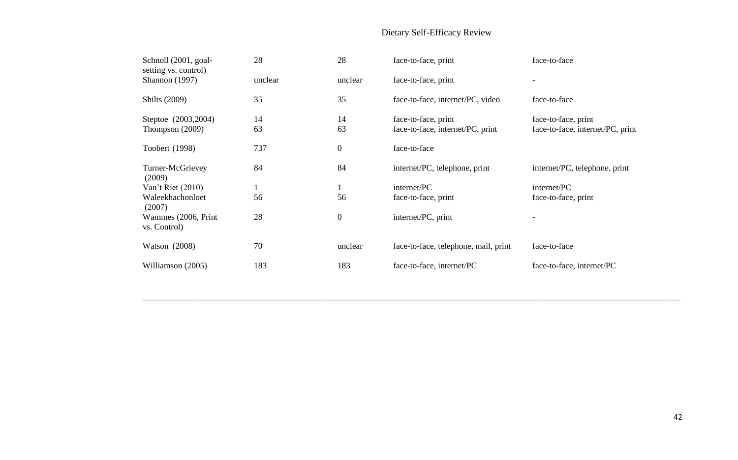| | | | | |
|---|---|---|---|---|
| Schnoll (2001, goal-setting vs. control) | 28 | 28 | face-to-face, print | face-to-face |
| Shannon (1997) | unclear | unclear | face-to-face, print | - |
| Shilts (2009) | 35 | 35 | face-to-face, internet/PC, video | face-to-face |
| Steptoe (2003,2004) | 14 | 14 | face-to-face, print | face-to-face, print |
| Thompson (2009) | 63 | 63 | face-to-face, internet/PC, print | face-to-face, internet/PC, print |
| Toobert (1998) | 737 | 0 | face-to-face | |
| Turner-McGrievey (2009) | 84 | 84 | internet/PC, telephone, print | internet/PC, telephone, print |
| Van't Riet (2010) | 1 | 1 | internet/PC | internet/PC |
| Waleekhachonloet (2007) | 56 | 56 | face-to-face, print | face-to-face, print |
| Wammes (2006, Print vs. Control) | 28 | 0 | internet/PC, print | - |
| Watson (2008) | 70 | unclear | face-to-face, telephone, mail, print | face-to-face |
| Williamson (2005) | 183 | 183 | face-to-face, internet/PC | face-to-face, internet/PC |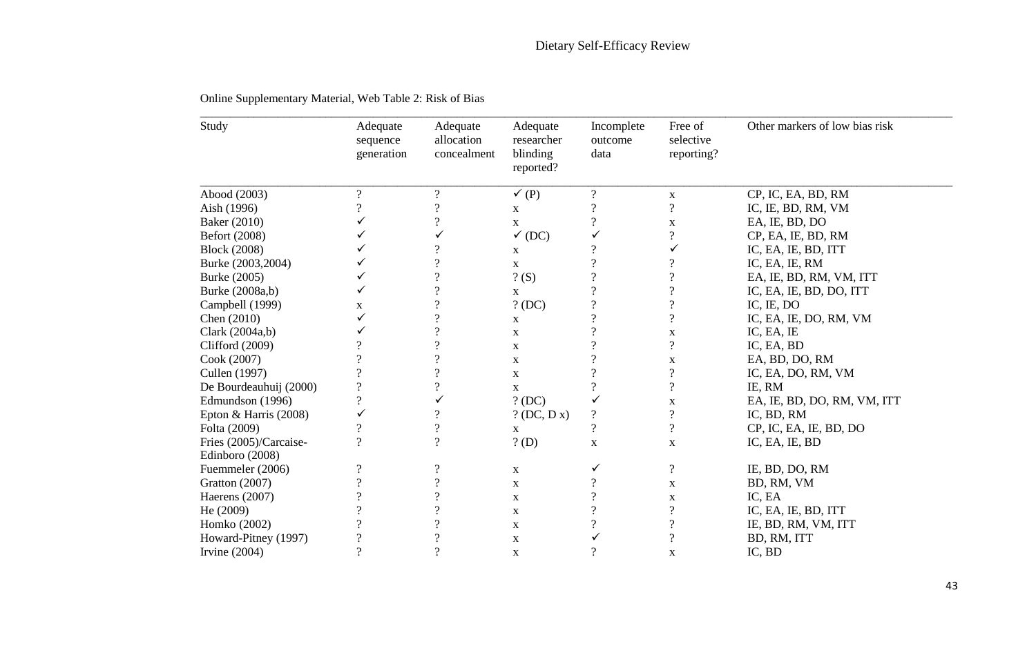Online Supplementary Material, Web Table 2: Risk of Bias

| Study | Adequate sequence generation | Adequate allocation concealment | Adequate researcher blinding reported? | Incomplete outcome data | Free of selective reporting? | Other markers of low bias risk |
|---|---|---|---|---|---|---|
| Abood (2003) | ? | ? | ✓ (P) | ? | x | CP, IC, EA, BD, RM |
| Aish (1996) | ? | ? | x | ? | ? | IC, IE, BD, RM, VM |
| Baker (2010) | ✓ | ? | x | ? | x | EA, IE, BD, DO |
| Befort (2008) | ✓ | ✓ | ✓ (DC) | ✓ | ? | CP, EA, IE, BD, RM |
| Block (2008) | ✓ | ? | x | ? | ✓ | IC, EA, IE, BD, ITT |
| Burke (2003,2004) | ✓ | ? | x | ? | ? | IC, EA, IE, RM |
| Burke (2005) | ✓ | ? | ? (S) | ? | ? | EA, IE, BD, RM, VM, ITT |
| Burke (2008a,b) | ✓ | ? | x | ? | ? | IC, EA, IE, BD, DO, ITT |
| Campbell (1999) | x | ? | ? (DC) | ? | ? | IC, IE, DO |
| Chen (2010) | ✓ | ? | x | ? | ? | IC, EA, IE, DO, RM, VM |
| Clark (2004a,b) | ✓ | ? | x | ? | x | IC, EA, IE |
| Clifford (2009) | ? | ? | x | ? | ? | IC, EA, BD |
| Cook (2007) | ? | ? | x | ? | x | EA, BD, DO, RM |
| Cullen (1997) | ? | ? | x | ? | ? | IC, EA, DO, RM, VM |
| De Bourdeauhuij (2000) | ? | ? | x | ? | ? | IE, RM |
| Edmundson (1996) | ? | ✓ | ? (DC) | ✓ | x | EA, IE, BD, DO, RM, VM, ITT |
| Epton & Harris (2008) | ✓ | ? | ? (DC, D x) | ? | ? | IC, BD, RM |
| Folta (2009) | ? | ? | x | ? | ? | CP, IC, EA, IE, BD, DO |
| Fries (2005)/Carcaise-Edinboro (2008) | ? | ? | ? (D) | x | x | IC, EA, IE, BD |
| Fuemmeler (2006) | ? | ? | x | ✓ | ? | IE, BD, DO, RM |
| Gratton (2007) | ? | ? | x | ? | x | BD, RM, VM |
| Haerens (2007) | ? | ? | x | ? | x | IC, EA |
| He (2009) | ? | ? | x | ? | ? | IC, EA, IE, BD, ITT |
| Homko (2002) | ? | ? | x | ? | ? | IE, BD, RM, VM, ITT |
| Howard-Pitney (1997) | ? | ? | x | ✓ | ? | BD, RM, ITT |
| Irvine (2004) | ? | ? | x | ? | x | IC, BD |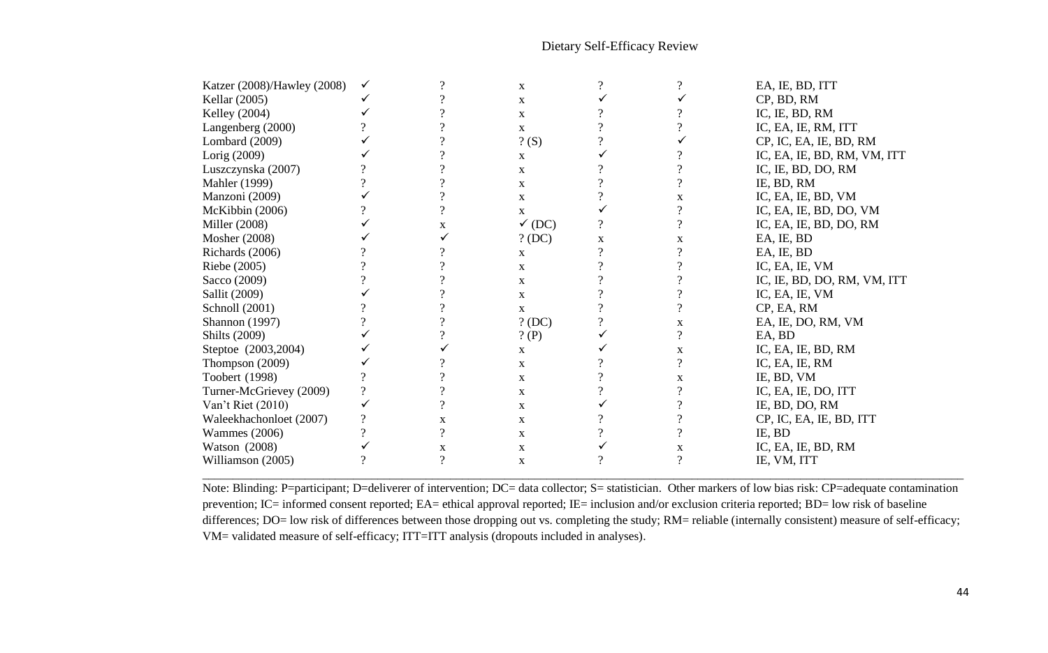| | | | | | | |
|---|---|---|---|---|---|---|
| Katzer (2008)/Hawley (2008) | ✓ | ? | x | ? | ? | EA, IE, BD, ITT |
| Kellar (2005) | ✓ | ? | x | ✓ | ✓ | CP, BD, RM |
| Kelley (2004) | ✓ | ? | x | ? | ? | IC, IE, BD, RM |
| Langenberg (2000) | ? | ? | x | ? | ? | IC, EA, IE, RM, ITT |
| Lombard (2009) | ✓ | ? | ? (S) | ? | ✓ | CP, IC, EA, IE, BD, RM |
| Lorig (2009) | ✓ | ? | x | ✓ | ? | IC, EA, IE, BD, RM, VM, ITT |
| Luszczynska (2007) | ? | ? | x | ? | ? | IC, IE, BD, DO, RM |
| Mahler (1999) | ? | ? | x | ? | ? | IE, BD, RM |
| Manzoni (2009) | ✓ | ? | x | ? | x | IC, EA, IE, BD, VM |
| McKibbin (2006) | ? | ? | x | ✓ | ? | IC, EA, IE, BD, DO, VM |
| Miller (2008) | ✓ | x | ✓ (DC) | ? | ? | IC, EA, IE, BD, DO, RM |
| Mosher (2008) | ✓ | ✓ | ? (DC) | x | x | EA, IE, BD |
| Richards (2006) | ? | ? | x | ? | ? | EA, IE, BD |
| Riebe (2005) | ? | ? | x | ? | ? | IC, EA, IE, VM |
| Sacco (2009) | ? | ? | x | ? | ? | IC, IE, BD, DO, RM, VM, ITT |
| Sallit (2009) | ✓ | ? | x | ? | ? | IC, EA, IE, VM |
| Schnoll (2001) | ? | ? | x | ? | ? | CP, EA, RM |
| Shannon (1997) | ? | ? | ? (DC) | ? | x | EA, IE, DO, RM, VM |
| Shilts (2009) | ✓ | ? | ? (P) | ✓ | ? | EA, BD |
| Steptoe (2003,2004) | ✓ | ✓ | x | ✓ | x | IC, EA, IE, BD, RM |
| Thompson (2009) | ✓ | ? | x | ? | ? | IC, EA, IE, RM |
| Toobert (1998) | ? | ? | x | ? | x | IE, BD, VM |
| Turner-McGrievey (2009) | ? | ? | x | ? | ? | IC, EA, IE, DO, ITT |
| Van't Riet (2010) | ✓ | ? | x | ✓ | ? | IE, BD, DO, RM |
| Waleekhachonloet (2007) | ? | x | x | ? | ? | CP, IC, EA, IE, BD, ITT |
| Wammes (2006) | ? | ? | x | ? | ? | IE, BD |
| Watson (2008) | ✓ | x | x | ✓ | x | IC, EA, IE, BD, RM |
| Williamson (2005) | ? | ? | x | ? | ? | IE, VM, ITT |

Note: Blinding: P=participant; D=deliverer of intervention; DC= data collector; S= statistician. Other markers of low bias risk: CP=adequate contamination prevention; IC= informed consent reported; EA= ethical approval reported; IE= inclusion and/or exclusion criteria reported; BD= low risk of baseline differences; DO= low risk of differences between those dropping out vs. completing the study; RM= reliable (internally consistent) measure of self-efficacy; VM= validated measure of self-efficacy; ITT=ITT analysis (dropouts included in analyses).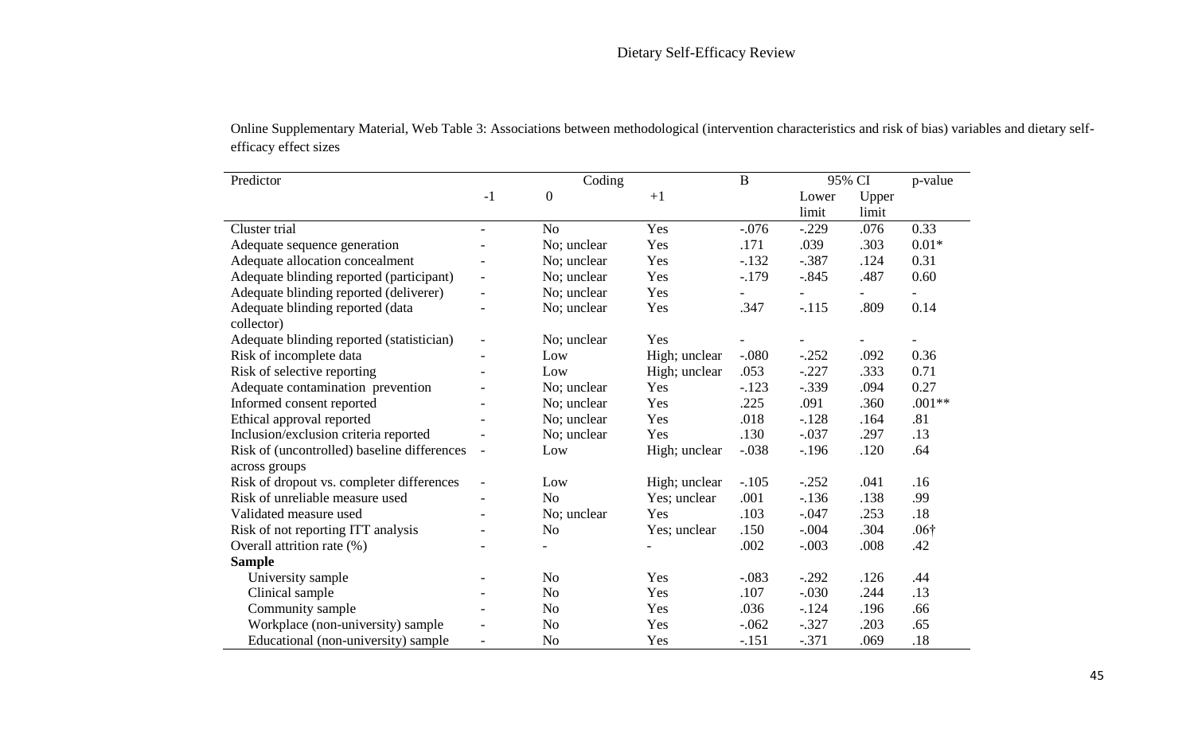Online Supplementary Material, Web Table 3: Associations between methodological (intervention characteristics and risk of bias) variables and dietary self-efficacy effect sizes

| Predictor | Coding | | | B | 95% CI | | p-value |
|---|---|---|---|---|---|---|---|
| | -1 | 0 | +1 | | Lower limit | Upper limit | |
| Cluster trial | - | No | Yes | -.076 | -.229 | .076 | 0.33 |
| Adequate sequence generation | - | No; unclear | Yes | .171 | .039 | .303 | 0.01* |
| Adequate allocation concealment | - | No; unclear | Yes | -.132 | -.387 | .124 | 0.31 |
| Adequate blinding reported (participant) | - | No; unclear | Yes | -.179 | -.845 | .487 | 0.60 |
| Adequate blinding reported (deliverer) | - | No; unclear | Yes | - | - | - | - |
| Adequate blinding reported (data collector) | - | No; unclear | Yes | .347 | -.115 | .809 | 0.14 |
| Adequate blinding reported (statistician) | - | No; unclear | Yes | - | - | - | - |
| Risk of incomplete data | - | Low | High; unclear | -.080 | -.252 | .092 | 0.36 |
| Risk of selective reporting | - | Low | High; unclear | .053 | -.227 | .333 | 0.71 |
| Adequate contamination prevention | - | No; unclear | Yes | -.123 | -.339 | .094 | 0.27 |
| Informed consent reported | - | No; unclear | Yes | .225 | .091 | .360 | .001** |
| Ethical approval reported | - | No; unclear | Yes | .018 | -.128 | .164 | .81 |
| Inclusion/exclusion criteria reported | - | No; unclear | Yes | .130 | -.037 | .297 | .13 |
| Risk of (uncontrolled) baseline differences across groups | - | Low | High; unclear | -.038 | -.196 | .120 | .64 |
| Risk of dropout vs. completer differences | - | Low | High; unclear | -.105 | -.252 | .041 | .16 |
| Risk of unreliable measure used | - | No | Yes; unclear | .001 | -.136 | .138 | .99 |
| Validated measure used | - | No; unclear | Yes | .103 | -.047 | .253 | .18 |
| Risk of not reporting ITT analysis | - | No | Yes; unclear | .150 | -.004 | .304 | .06† |
| Overall attrition rate (%) | - | - | - | .002 | -.003 | .008 | .42 |
| **Sample** | | | | | | | |
| University sample | - | No | Yes | -.083 | -.292 | .126 | .44 |
| Clinical sample | - | No | Yes | .107 | -.030 | .244 | .13 |
| Community sample | - | No | Yes | .036 | -.124 | .196 | .66 |
| Workplace (non-university) sample | - | No | Yes | -.062 | -.327 | .203 | .65 |
| Educational (non-university) sample | - | No | Yes | -.151 | -.371 | .069 | .18 |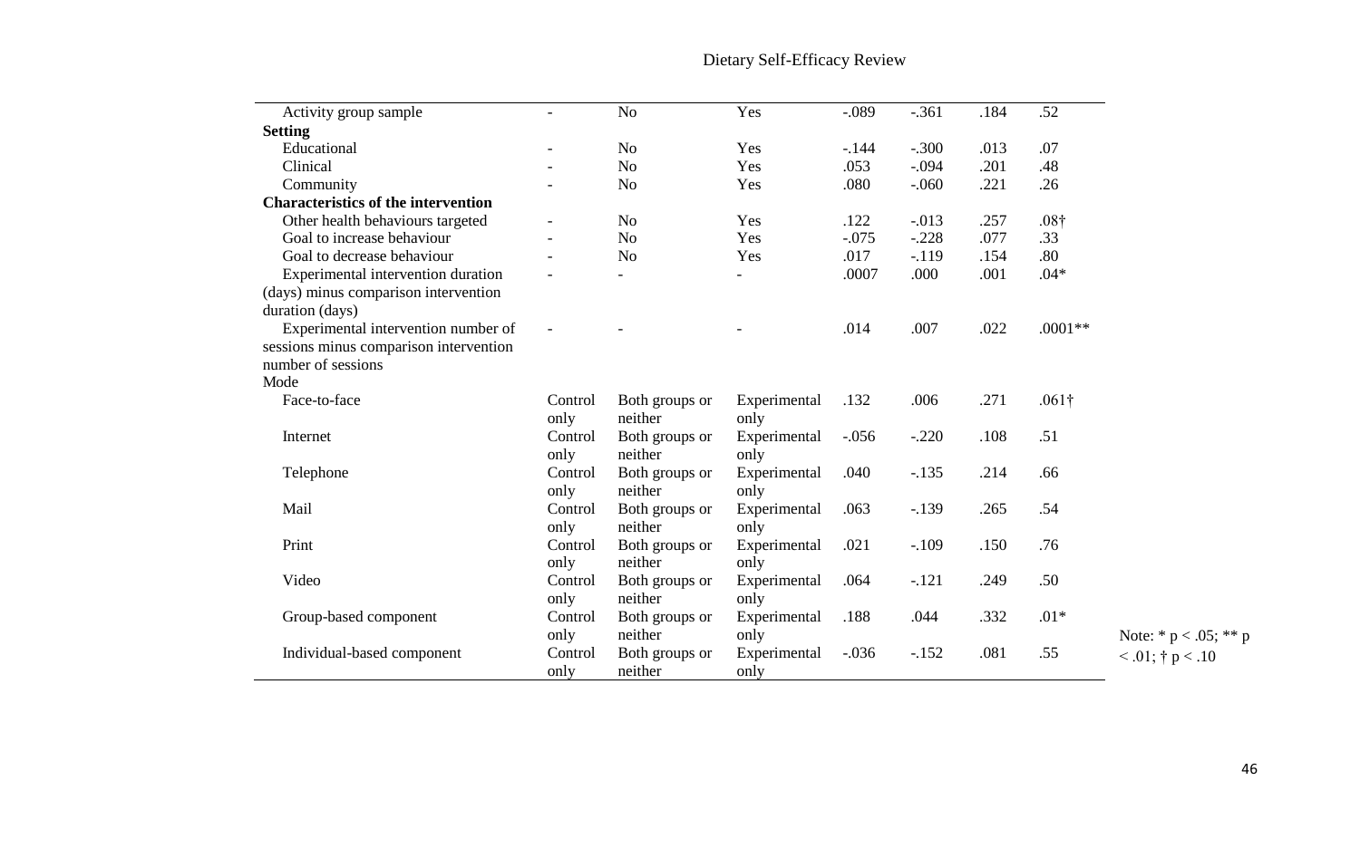| | | | | | | | |
|---|---|---|---|---|---|---|---|
| Activity group sample | - | No | Yes | -.089 | -.361 | .184 | .52 |
| **Setting** | | | | | | | |
| Educational | - | No | Yes | -.144 | -.300 | .013 | .07 |
| Clinical | - | No | Yes | .053 | -.094 | .201 | .48 |
| Community | - | No | Yes | .080 | -.060 | .221 | .26 |
| **Characteristics of the intervention** | | | | | | | |
| Other health behaviours targeted | - | No | Yes | .122 | -.013 | .257 | .08† |
| Goal to increase behaviour | - | No | Yes | -.075 | -.228 | .077 | .33 |
| Goal to decrease behaviour | - | No | Yes | .017 | -.119 | .154 | .80 |
| Experimental intervention duration (days) minus comparison intervention duration (days) | - | - | - | .0007 | .000 | .001 | .04* |
| Experimental intervention number of sessions minus comparison intervention number of sessions | - | - | - | .014 | .007 | .022 | .0001** |
| Mode | | | | | | | |
| Face-to-face | Control only | Both groups or neither | Experimental only | .132 | .006 | .271 | .061† |
| Internet | Control only | Both groups or neither | Experimental only | -.056 | -.220 | .108 | .51 |
| Telephone | Control only | Both groups or neither | Experimental only | .040 | -.135 | .214 | .66 |
| Mail | Control only | Both groups or neither | Experimental only | .063 | -.139 | .265 | .54 |
| Print | Control only | Both groups or neither | Experimental only | .021 | -.109 | .150 | .76 |
| Video | Control only | Both groups or neither | Experimental only | .064 | -.121 | .249 | .50 |
| Group-based component | Control only | Both groups or neither | Experimental only | .188 | .044 | .332 | .01* |
| Individual-based component | Control only | Both groups or neither | Experimental only | -.036 | -.152 | .081 | .55 |

Note: * $p < .05$; ** $p < .01$; † $p < .10$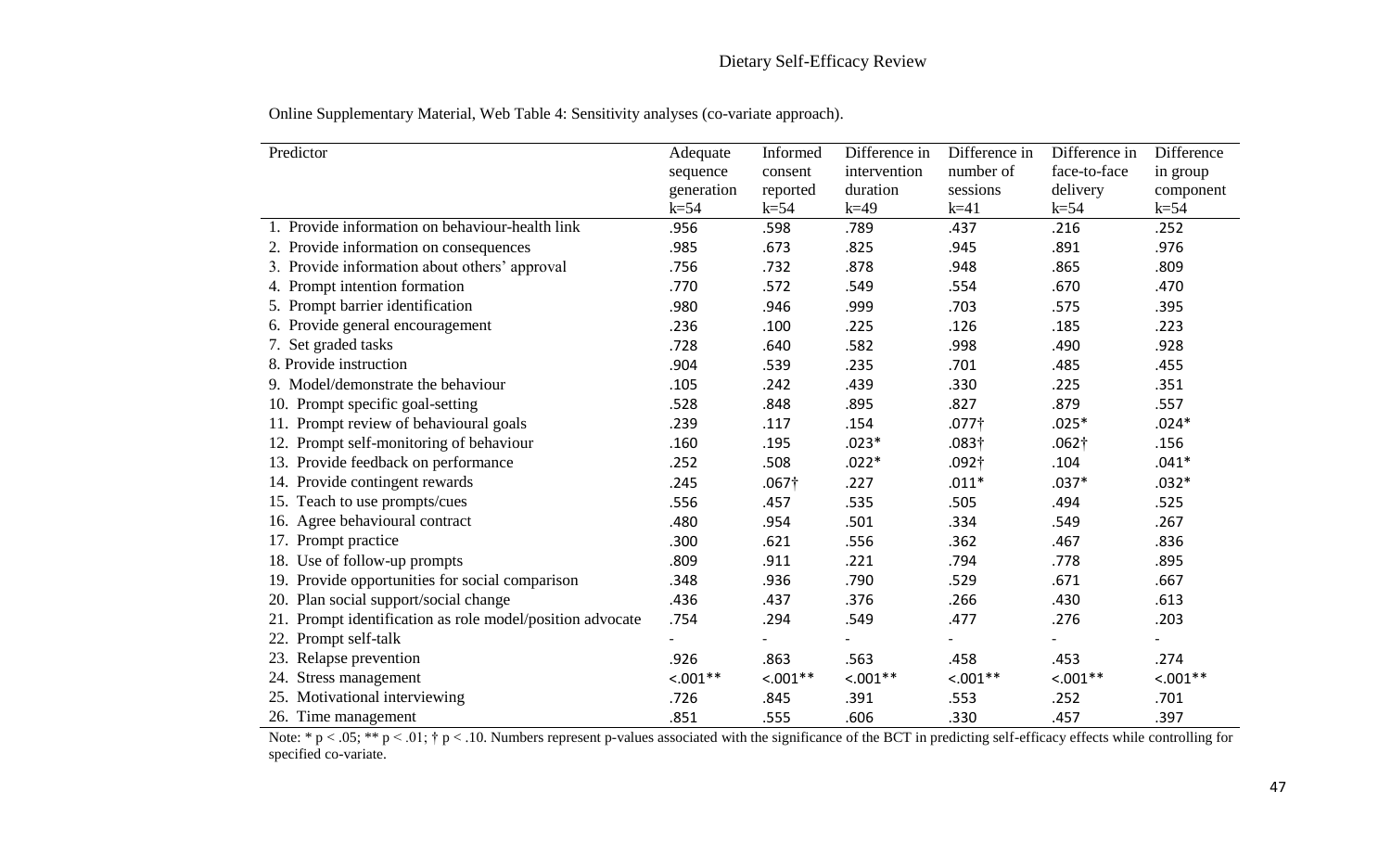Online Supplementary Material, Web Table 4: Sensitivity analyses (co-variate approach).

| Predictor | Adequate sequence generation k=54 | Informed consent reported k=54 | Difference in intervention duration k=49 | Difference in number of sessions k=41 | Difference in face-to-face delivery k=54 | Difference in group component k=54 |
|---|---|---|---|---|---|---|
| 1. Provide information on behaviour-health link | .956 | .598 | .789 | .437 | .216 | .252 |
| 2. Provide information on consequences | .985 | .673 | .825 | .945 | .891 | .976 |
| 3. Provide information about others' approval | .756 | .732 | .878 | .948 | .865 | .809 |
| 4. Prompt intention formation | .770 | .572 | .549 | .554 | .670 | .470 |
| 5. Prompt barrier identification | .980 | .946 | .999 | .703 | .575 | .395 |
| 6. Provide general encouragement | .236 | .100 | .225 | .126 | .185 | .223 |
| 7. Set graded tasks | .728 | .640 | .582 | .998 | .490 | .928 |
| 8. Provide instruction | .904 | .539 | .235 | .701 | .485 | .455 |
| 9. Model/demonstrate the behaviour | .105 | .242 | .439 | .330 | .225 | .351 |
| 10. Prompt specific goal-setting | .528 | .848 | .895 | .827 | .879 | .557 |
| 11. Prompt review of behavioural goals | .239 | .117 | .154 | .077† | .025* | .024* |
| 12. Prompt self-monitoring of behaviour | .160 | .195 | .023* | .083† | .062† | .156 |
| 13. Provide feedback on performance | .252 | .508 | .022* | .092† | .104 | .041* |
| 14. Provide contingent rewards | .245 | .067† | .227 | .011* | .037* | .032* |
| 15. Teach to use prompts/cues | .556 | .457 | .535 | .505 | .494 | .525 |
| 16. Agree behavioural contract | .480 | .954 | .501 | .334 | .549 | .267 |
| 17. Prompt practice | .300 | .621 | .556 | .362 | .467 | .836 |
| 18. Use of follow-up prompts | .809 | .911 | .221 | .794 | .778 | .895 |
| 19. Provide opportunities for social comparison | .348 | .936 | .790 | .529 | .671 | .667 |
| 20. Plan social support/social change | .436 | .437 | .376 | .266 | .430 | .613 |
| 21. Prompt identification as role model/position advocate | .754 | .294 | .549 | .477 | .276 | .203 |
| 22. Prompt self-talk | - | - | - | - | - | - |
| 23. Relapse prevention | .926 | .863 | .563 | .458 | .453 | .274 |
| 24. Stress management | <.001** | <.001** | <.001** | <.001** | <.001** | <.001** |
| 25. Motivational interviewing | .726 | .845 | .391 | .553 | .252 | .701 |
| 26. Time management | .851 | .555 | .606 | .330 | .457 | .397 |

Note: * $p < .05$; ** $p < .01$; † $p < .10$. Numbers represent p-values associated with the significance of the BCT in predicting self-efficacy effects while controlling for specified co-variate.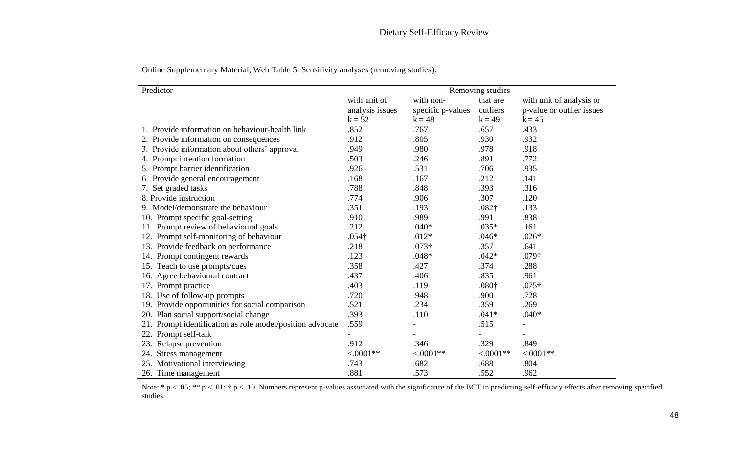Online Supplementary Material, Web Table 5: Sensitivity analyses (removing studies).

| Predictor | Removing studies | | | |
|---|---|---|---|---|
| | with unit of analysis issues | with non-specific p-values | that are outliers | with unit of analysis or p-value or outlier issues |
| | k = 52 | k = 48 | k = 49 | k = 45 |
| 1. Provide information on behaviour-health link | .852 | .767 | .657 | .433 |
| 2. Provide information on consequences | .912 | .805 | .930 | .932 |
| 3. Provide information about others' approval | .949 | .980 | .978 | .918 |
| 4. Prompt intention formation | .503 | .246 | .891 | .772 |
| 5. Prompt barrier identification | .926 | .531 | .706 | .935 |
| 6. Provide general encouragement | .168 | .167 | .212 | .141 |
| 7. Set graded tasks | .788 | .848 | .393 | .316 |
| 8. Provide instruction | .774 | .906 | .307 | .120 |
| 9. Model/demonstrate the behaviour | .351 | .193 | .082† | .133 |
| 10. Prompt specific goal-setting | .910 | .989 | .991 | .838 |
| 11. Prompt review of behavioural goals | .212 | .040* | .035* | .161 |
| 12. Prompt self-monitoring of behaviour | .054† | .012* | .046* | .026* |
| 13. Provide feedback on performance | .218 | .073† | .357 | .641 |
| 14. Prompt contingent rewards | .123 | .048* | .042* | .079† |
| 15. Teach to use prompts/cues | .358 | .427 | .374 | .288 |
| 16. Agree behavioural contract | .437 | .406 | .835 | .961 |
| 17. Prompt practice | .403 | .119 | .080† | .075† |
| 18. Use of follow-up prompts | .720 | .948 | .900 | .728 |
| 19. Provide opportunities for social comparison | .521 | .234 | .359 | .269 |
| 20. Plan social support/social change | .393 | .110 | .041* | .040* |
| 21. Prompt identification as role model/position advocate | .559 | - | .515 | - |
| 22. Prompt self-talk | - | - | - | - |
| 23. Relapse prevention | .912 | .346 | .329 | .849 |
| 24. Stress management | <.0001** | <.0001** | <.0001** | <.0001** |
| 25. Motivational interviewing | .743 | .682 | .688 | .804 |
| 26. Time management | .881 | .573 | .552 | .962 |

Note: * $p < .05$; ** $p < .01$; † $p < .10$. Numbers represent p-values associated with the significance of the BCT in predicting self-efficacy effects after removing specified studies.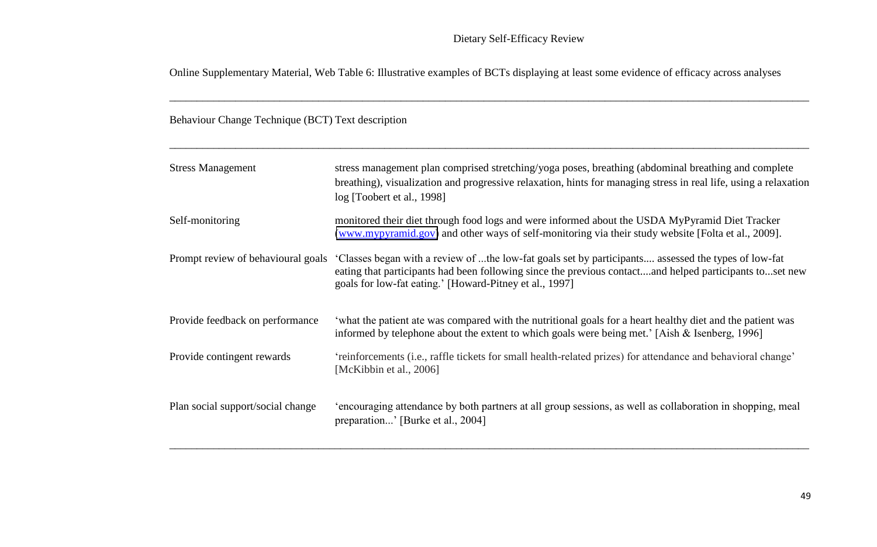Online Supplementary Material, Web Table 6: Illustrative examples of BCTs displaying at least some evidence of efficacy across analyses

| Behaviour Change Technique (BCT) | Text description |
|---|---|
| Stress Management | stress management plan comprised stretching/yoga poses, breathing (abdominal breathing and complete breathing), visualization and progressive relaxation, hints for managing stress in real life, using a relaxation log [Toobert et al., 1998] |
| Self-monitoring | monitored their diet through food logs and were informed about the USDA MyPyramid Diet Tracker (www.mypyramid.gov) and other ways of self-monitoring via their study website [Folta et al., 2009]. |
| Prompt review of behavioural goals | 'Classes began with a review of ...the low-fat goals set by participants.... assessed the types of low-fat eating that participants had been following since the previous contact....and helped participants to...set new goals for low-fat eating.' [Howard-Pitney et al., 1997] |
| Provide feedback on performance | 'what the patient ate was compared with the nutritional goals for a heart healthy diet and the patient was informed by telephone about the extent to which goals were being met.' [Aish & Isenberg, 1996] |
| Provide contingent rewards | 'reinforcements (i.e., raffle tickets for small health-related prizes) for attendance and behavioral change' [McKibbin et al., 2006] |
| Plan social support/social change | 'encouraging attendance by both partners at all group sessions, as well as collaboration in shopping, meal preparation...' [Burke et al., 2004] |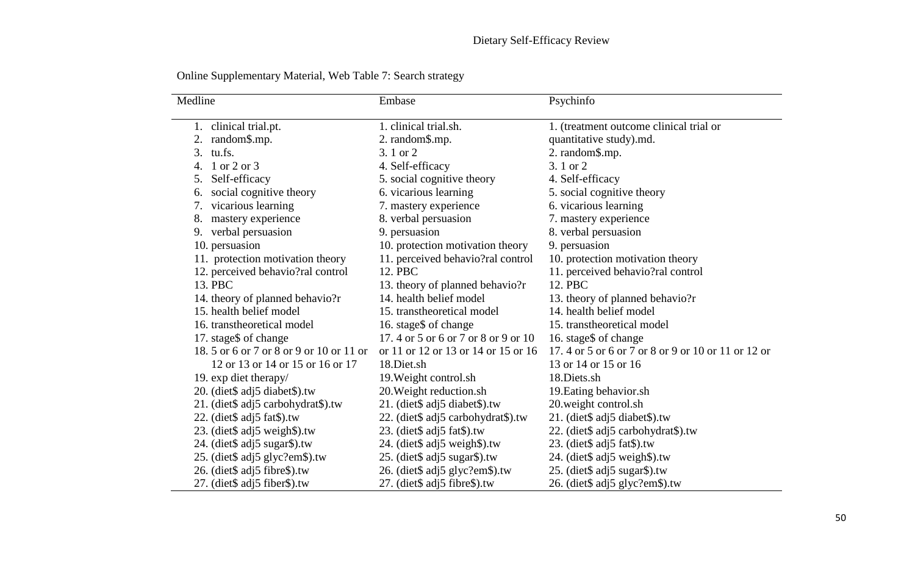Online Supplementary Material, Web Table 7: Search strategy

| Medline | Embase | Psychinfo |
|---|---|---|
| 1. clinical trial.pt. | 1. clinical trial.sh. | 1. (treatment outcome clinical trial or quantitative study).md. |
| 2. random$.mp. | 2. random$.mp. | 2. random$.mp. |
| 3. tu.fs. | 3. 1 or 2 | 3. 1 or 2 |
| 4. 1 or 2 or 3 | 4. Self-efficacy | 4. Self-efficacy |
| 5. Self-efficacy | 5. social cognitive theory | 5. social cognitive theory |
| 6. social cognitive theory | 6. vicarious learning | 6. vicarious learning |
| 7. vicarious learning | 7. mastery experience | 7. mastery experience |
| 8. mastery experience | 8. verbal persuasion | 8. verbal persuasion |
| 9. verbal persuasion | 9. persuasion | 9. persuasion |
| 10. persuasion | 10. protection motivation theory | 10. protection motivation theory |
| 11. protection motivation theory | 11. perceived behavio?ral control | 11. perceived behavio?ral control |
| 12. perceived behavio?ral control | 12. PBC | 12. PBC |
| 13. PBC | 13. theory of planned behavio?r | 13. theory of planned behavio?r |
| 14. theory of planned behavio?r | 14. health belief model | 14. health belief model |
| 15. health belief model | 15. transtheoretical model | 15. transtheoretical model |
| 16. transtheoretical model | 16. stage$ of change | 16. stage$ of change |
| 17. stage$ of change | 17. 4 or 5 or 6 or 7 or 8 or 9 or 10 or 11 or 12 or 13 or 14 or 15 or 16 | 17. 4 or 5 or 6 or 7 or 8 or 9 or 10 or 11 or 12 or 13 or 14 or 15 or 16 |
| 18. 5 or 6 or 7 or 8 or 9 or 10 or 11 or 12 or 13 or 14 or 15 or 16 or 17 | 18.Diet.sh | 18.Diets.sh |
| 19. exp diet therapy/ | 19.Weight control.sh | 19.Eating behavior.sh |
| 20. (diet$ adj5 diabet$).tw | 20.Weight reduction.sh | 20.weight control.sh |
| 21. (diet$ adj5 carbohydrat$).tw | 21. (diet$ adj5 diabet$).tw | 21. (diet$ adj5 diabet$).tw |
| 22. (diet$ adj5 fat$).tw | 22. (diet$ adj5 carbohydrat$).tw | 22. (diet$ adj5 carbohydrat$).tw |
| 23. (diet$ adj5 weigh$).tw | 23. (diet$ adj5 fat$).tw | 23. (diet$ adj5 fat$).tw |
| 24. (diet$ adj5 sugar$).tw | 24. (diet$ adj5 weigh$).tw | 24. (diet$ adj5 weigh$).tw |
| 25. (diet$ adj5 glyc?em$).tw | 25. (diet$ adj5 sugar$).tw | 25. (diet$ adj5 sugar$).tw |
| 26. (diet$ adj5 fibre$).tw | 26. (diet$ adj5 glyc?em$).tw | 26. (diet$ adj5 glyc?em$).tw |
| 27. (diet$ adj5 fiber$).tw | 27. (diet$ adj5 fibre$).tw | |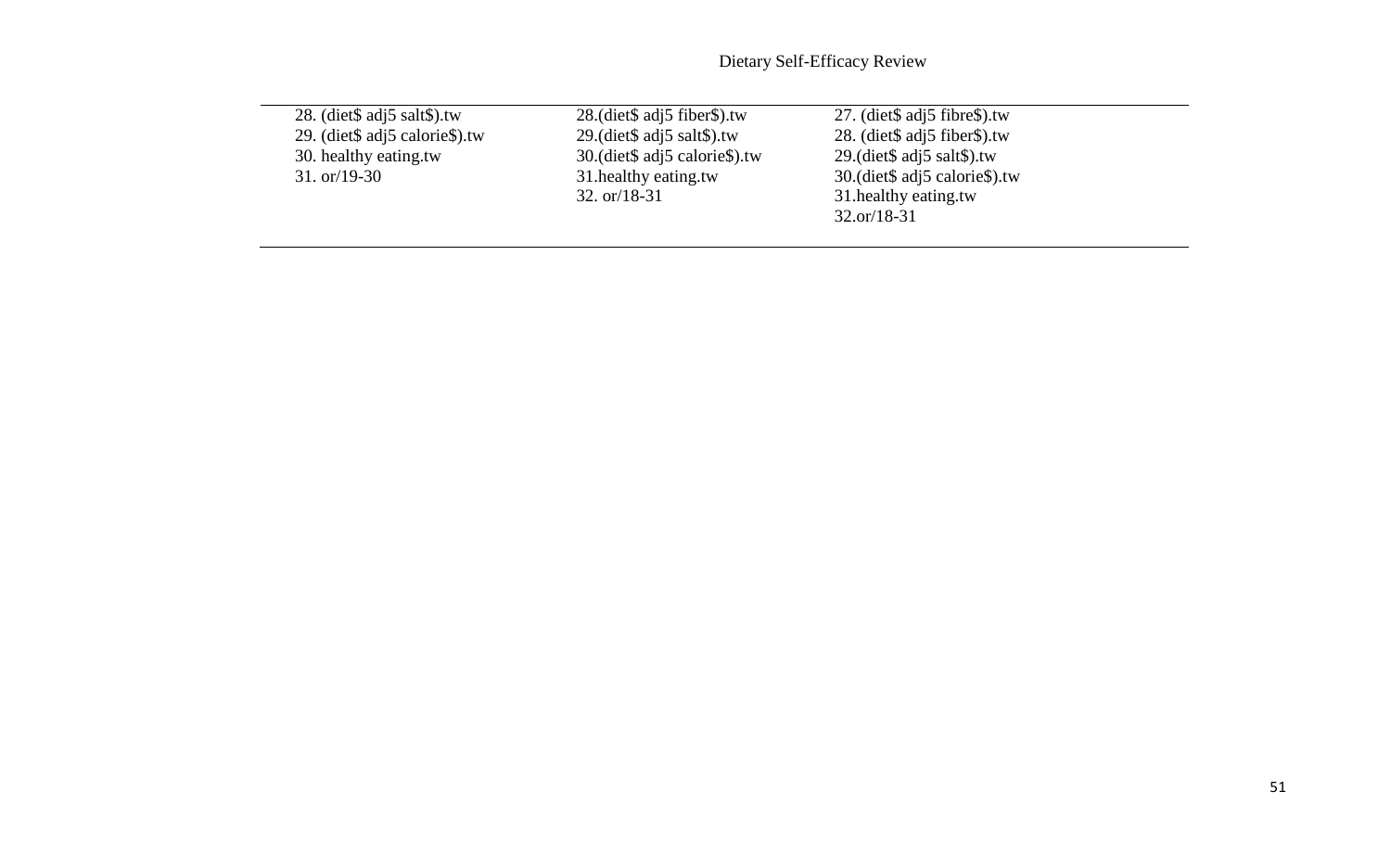| | | |
|---|---|---|
| 28. (diet$ adj5 salt$).tw<br>29. (diet$ adj5 calorie$).tw<br>30. healthy eating.tw<br>31. or/19-30 | 28.(diet$ adj5 fiber$).tw<br>29.(diet$ adj5 salt$).tw<br>30.(diet$ adj5 calorie$).tw<br>31.healthy eating.tw<br>32. or/18-31 | 27. (diet$ adj5 fibre$).tw<br>28. (diet$ adj5 fiber$).tw<br>29.(diet$ adj5 salt$).tw<br>30.(diet$ adj5 calorie$).tw<br>31.healthy eating.tw<br>32.or/18-31 |